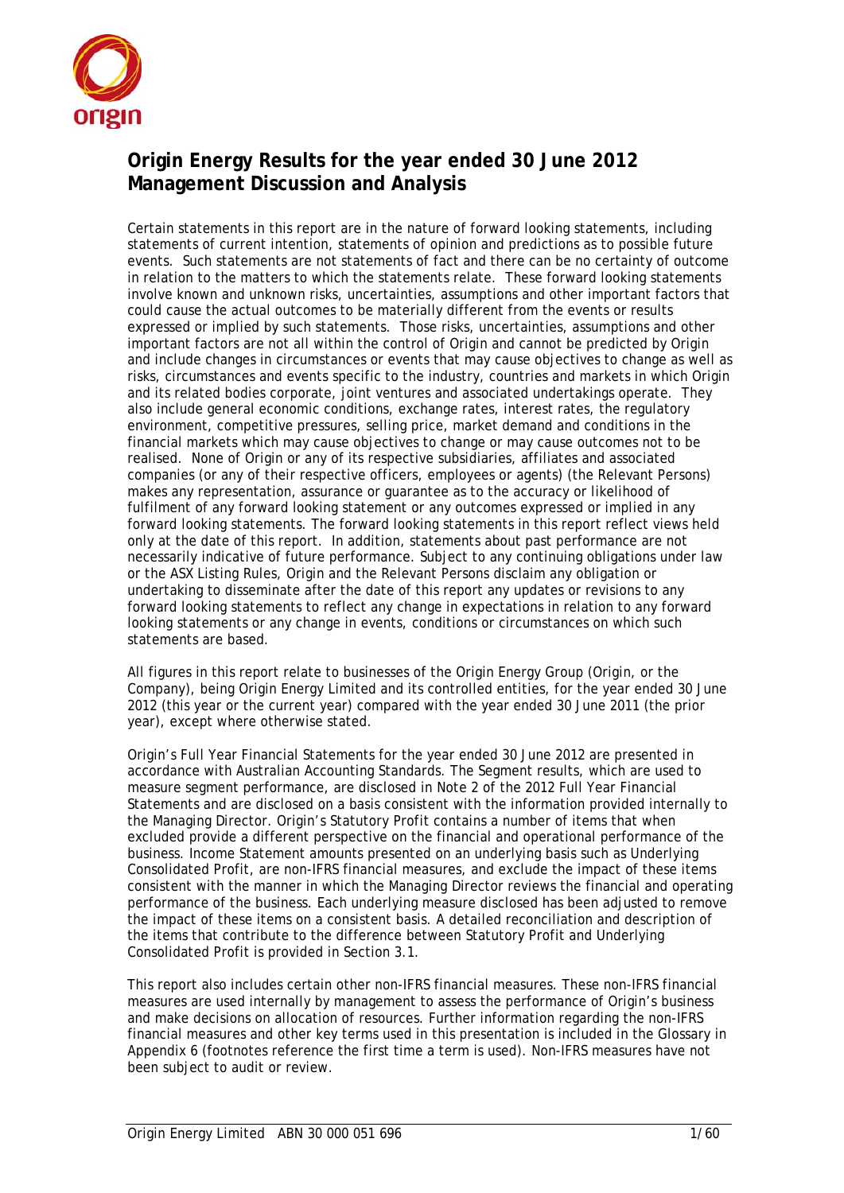# Origin Energy Results for the year ended 30 June 2012 Management Discussion and Analysis

*Certain statements in this report are in the nature of forward looking statements, including statements of current intention, statements of opinion and predictions as to possible future events. Such statements are not statements of fact and there can be no certainty of outcome in relation to the matters to which the statements relate. These forward looking statements involve known and unknown risks, uncertainties, assumptions and other important factors that could cause the actual outcomes to be materially different from the events or results expressed or implied by such statements. Those risks, uncertainties, assumptions and other important factors are not all within the control of Origin and cannot be predicted by Origin and include changes in circumstances or events that may cause objectives to change as well as risks, circumstances and events specific to the industry, countries and markets in which Origin and its related bodies corporate, joint ventures and associated undertakings operate. They also include general economic conditions, exchange rates, interest rates, the regulatory environment, competitive pressures, selling price, market demand and conditions in the financial markets which may cause objectives to change or may cause outcomes not to be realised. None of Origin or any of its respective subsidiaries, affiliates and associated companies (or any of their respective officers, employees or agents) (the Relevant Persons) makes any representation, assurance or guarantee as to the accuracy or likelihood of fulfilment of any forward looking statement or any outcomes expressed or implied in any forward looking statements. The forward looking statements in this report reflect views held only at the date of this report. In addition, statements about past performance are not necessarily indicative of future performance. Subject to any continuing obligations under law or the ASX Listing Rules, Origin and the Relevant Persons disclaim any obligation or undertaking to disseminate after the date of this report any updates or revisions to any forward looking statements to reflect any change in expectations in relation to any forward looking statements or any change in events, conditions or circumstances on which such statements are based.*

All figures in this report relate to businesses of the Origin Energy Group (Origin, or the Company), being Origin Energy Limited and its controlled entities, for the year ended 30 June 2012 (this year or the current year) compared with the year ended 30 June 2011 (the prior year), except where otherwise stated.

Origin's Full Year Financial Statements for the year ended 30 June 2012 are presented in accordance with Australian Accounting Standards. The Segment results, which are used to measure segment performance, are disclosed in Note 2 of the 2012 Full Year Financial Statements and are disclosed on a basis consistent with the information provided internally to the Managing Director. Origin's Statutory Profit contains a number of items that when excluded provide a different perspective on the financial and operational performance of the business. Income Statement amounts presented on an underlying basis such as Underlying Consolidated Profit, are non-IFRS financial measures, and exclude the impact of these items consistent with the manner in which the Managing Director reviews the financial and operating performance of the business. Each underlying measure disclosed has been adjusted to remove the impact of these items on a consistent basis. A detailed reconciliation and description of the items that contribute to the difference between Statutory Profit and Underlying Consolidated Profit is provided in Section 3.1.

This report also includes certain other non-IFRS financial measures. These non-IFRS financial measures are used internally by management to assess the performance of Origin's business and make decisions on allocation of resources. Further information regarding the non-IFRS financial measures and other key terms used in this presentation is included in the Glossary in Appendix 6 (footnotes reference the first time a term is used). Non-IFRS measures have not been subject to audit or review.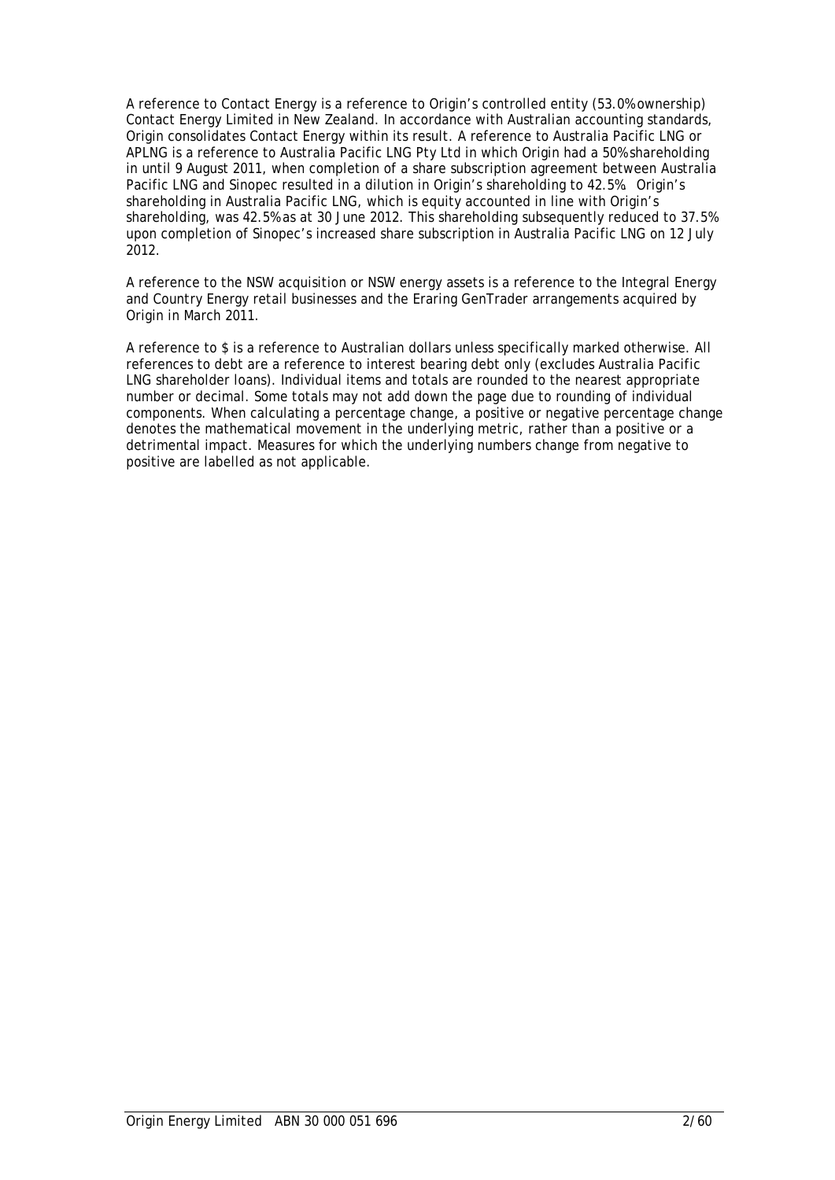A reference to Contact Energy is a reference to Origin's controlled entity (53.0% ownership) Contact Energy Limited in New Zealand. In accordance with Australian accounting standards, Origin consolidates Contact Energy within its result. A reference to Australia Pacific LNG or APLNG is a reference to Australia Pacific LNG Pty Ltd in which Origin had a 50% shareholding in until 9 August 2011, when completion of a share subscription agreement between Australia Pacific LNG and Sinopec resulted in a dilution in Origin's shareholding to 42.5%. Origin's shareholding in Australia Pacific LNG, which is equity accounted in line with Origin's shareholding, was 42.5% as at 30 June 2012. This shareholding subsequently reduced to 37.5% upon completion of Sinopec's increased share subscription in Australia Pacific LNG on 12 July 2012.

A reference to the NSW acquisition or NSW energy assets is a reference to the Integral Energy and Country Energy retail businesses and the Eraring GenTrader arrangements acquired by Origin in March 2011.

A reference to $ is a reference to Australian dollars unless specifically marked otherwise. All references to debt are a reference to interest bearing debt only (excludes Australia Pacific LNG shareholder loans). Individual items and totals are rounded to the nearest appropriate number or decimal. Some totals may not add down the page due to rounding of individual components. When calculating a percentage change, a positive or negative percentage change denotes the mathematical movement in the underlying metric, rather than a positive or a detrimental impact. Measures for which the underlying numbers change from negative to positive are labelled as not applicable.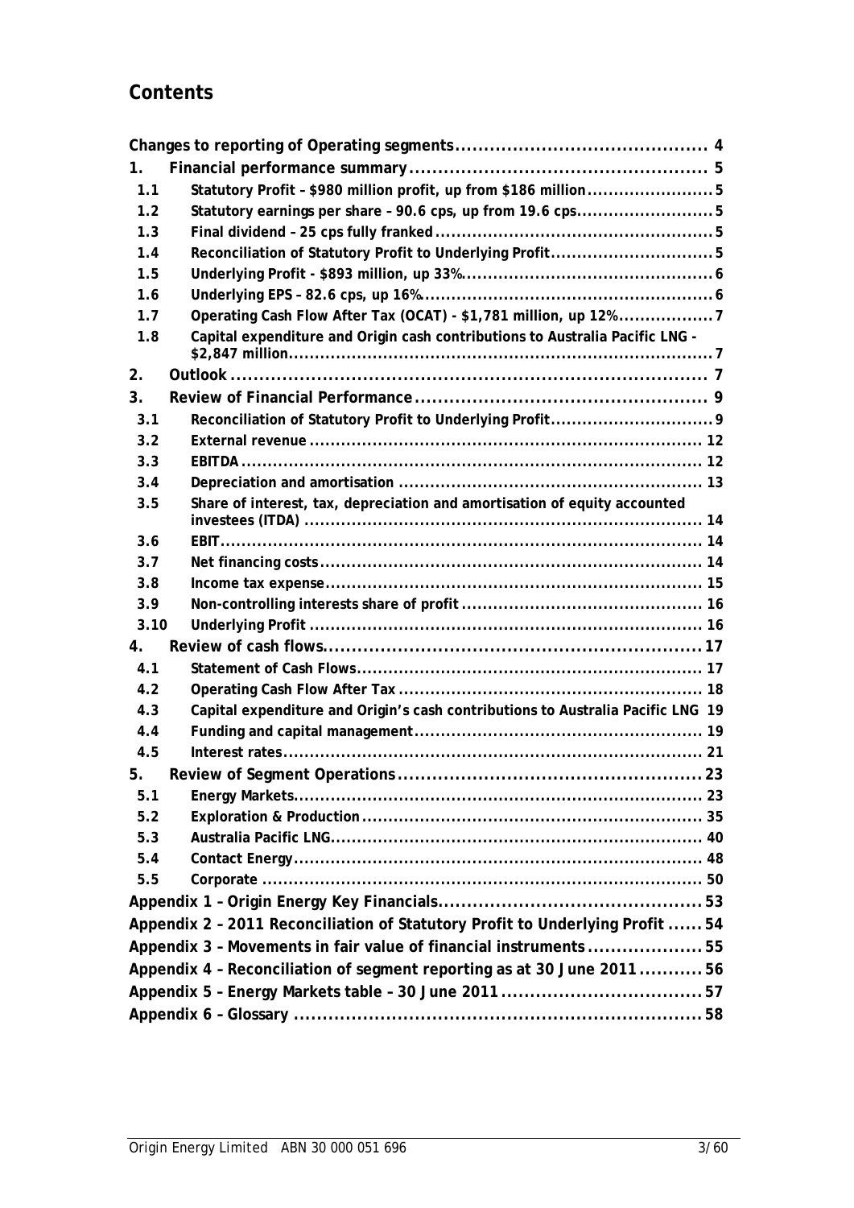## Contents

| | | |
|---|---|---|
| **Changes to reporting of Operating segments** | | **4** |
| **1.** | **Financial performance summary** | **5** |
| 1.1 | Statutory Profit – $980 million profit, up from $186 million | 5 |
| 1.2 | Statutory earnings per share – 90.6 cps, up from 19.6 cps | 5 |
| 1.3 | Final dividend – 25 cps fully franked | 5 |
| 1.4 | Reconciliation of Statutory Profit to Underlying Profit | 5 |
| 1.5 | Underlying Profit - $893 million, up 33% | 6 |
| 1.6 | Underlying EPS – 82.6 cps, up 16% | 6 |
| 1.7 | Operating Cash Flow After Tax (OCAT) - $1,781 million, up 12% | 7 |
| 1.8 | Capital expenditure and Origin cash contributions to Australia Pacific LNG - $2,847 million | 7 |
| **2.** | **Outlook** | **7** |
| **3.** | **Review of Financial Performance** | **9** |
| 3.1 | Reconciliation of Statutory Profit to Underlying Profit | 9 |
| 3.2 | External revenue | 12 |
| 3.3 | EBITDA | 12 |
| 3.4 | Depreciation and amortisation | 13 |
| 3.5 | Share of interest, tax, depreciation and amortisation of equity accounted investees (ITDA) | 14 |
| 3.6 | EBIT | 14 |
| 3.7 | Net financing costs | 14 |
| 3.8 | Income tax expense | 15 |
| 3.9 | Non-controlling interests share of profit | 16 |
| 3.10 | Underlying Profit | 16 |
| **4.** | **Review of cash flows** | **17** |
| 4.1 | Statement of Cash Flows | 17 |
| 4.2 | Operating Cash Flow After Tax | 18 |
| 4.3 | Capital expenditure and Origin's cash contributions to Australia Pacific LNG | 19 |
| 4.4 | Funding and capital management | 19 |
| 4.5 | Interest rates | 21 |
| **5.** | **Review of Segment Operations** | **23** |
| 5.1 | Energy Markets | 23 |
| 5.2 | Exploration & Production | 35 |
| 5.3 | Australia Pacific LNG | 40 |
| 5.4 | Contact Energy | 48 |
| 5.5 | Corporate | 50 |
| **Appendix 1 – Origin Energy Key Financials** | | **53** |
| **Appendix 2 – 2011 Reconciliation of Statutory Profit to Underlying Profit** | | **54** |
| **Appendix 3 – Movements in fair value of financial instruments** | | **55** |
| **Appendix 4 – Reconciliation of segment reporting as at 30 June 2011** | | **56** |
| **Appendix 5 – Energy Markets table – 30 June 2011** | | **57** |
| **Appendix 6 – Glossary** | | **58** |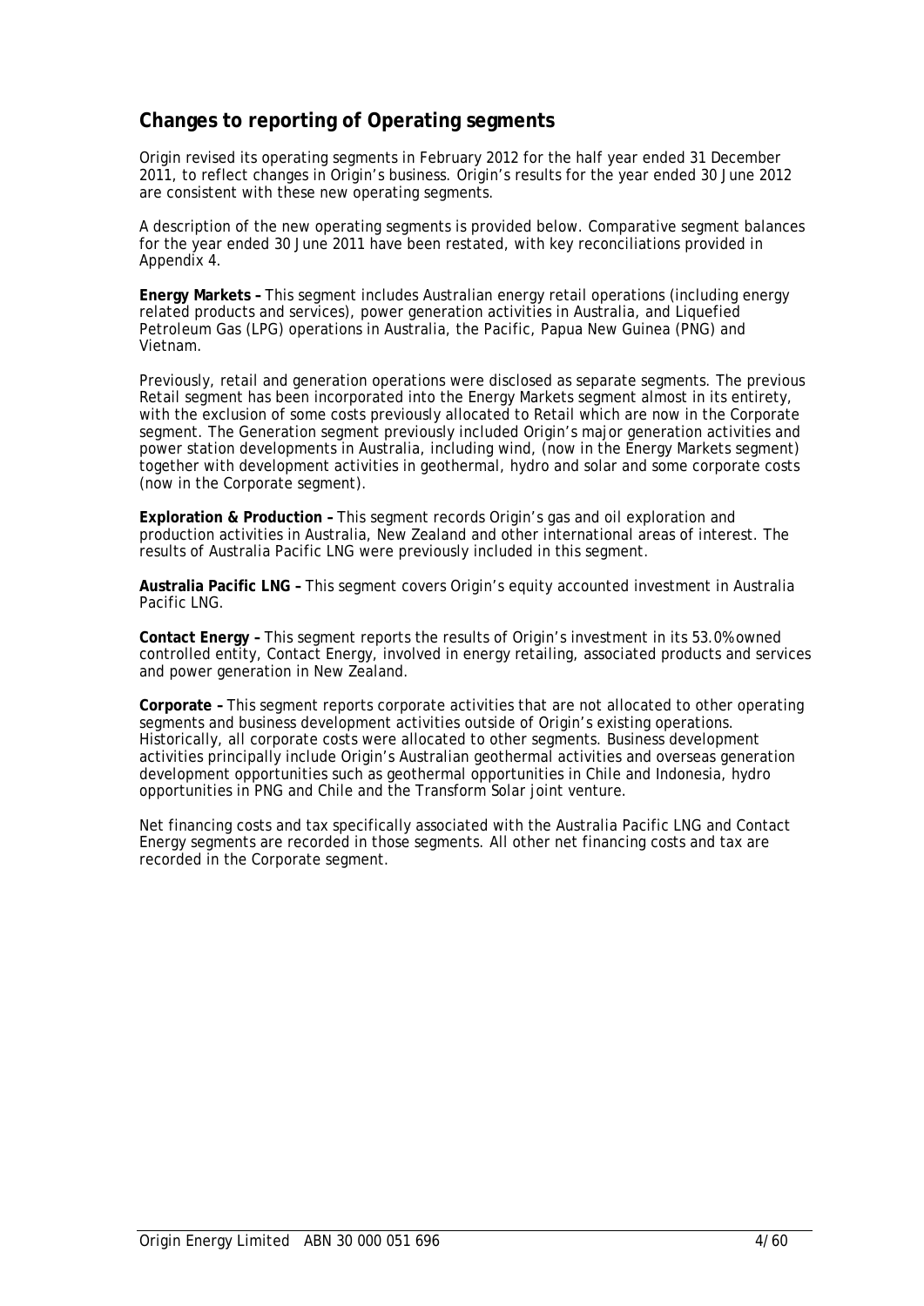## Changes to reporting of Operating segments

Origin revised its operating segments in February 2012 for the half year ended 31 December 2011, to reflect changes in Origin's business. Origin's results for the year ended 30 June 2012 are consistent with these new operating segments.

A description of the new operating segments is provided below. Comparative segment balances for the year ended 30 June 2011 have been restated, with key reconciliations provided in Appendix 4.

**Energy Markets –** This segment includes Australian energy retail operations (including energy related products and services), power generation activities in Australia, and Liquefied Petroleum Gas (LPG) operations in Australia, the Pacific, Papua New Guinea (PNG) and Vietnam.

Previously, retail and generation operations were disclosed as separate segments. The previous Retail segment has been incorporated into the Energy Markets segment almost in its entirety, with the exclusion of some costs previously allocated to Retail which are now in the Corporate segment. The Generation segment previously included Origin's major generation activities and power station developments in Australia, including wind, (now in the Energy Markets segment) together with development activities in geothermal, hydro and solar and some corporate costs (now in the Corporate segment).

**Exploration & Production –** This segment records Origin's gas and oil exploration and production activities in Australia, New Zealand and other international areas of interest. The results of Australia Pacific LNG were previously included in this segment.

**Australia Pacific LNG –** This segment covers Origin's equity accounted investment in Australia Pacific LNG.

**Contact Energy –** This segment reports the results of Origin's investment in its 53.0% owned controlled entity, Contact Energy, involved in energy retailing, associated products and services and power generation in New Zealand.

**Corporate –** This segment reports corporate activities that are not allocated to other operating segments and business development activities outside of Origin's existing operations. Historically, all corporate costs were allocated to other segments. Business development activities principally include Origin's Australian geothermal activities and overseas generation development opportunities such as geothermal opportunities in Chile and Indonesia, hydro opportunities in PNG and Chile and the Transform Solar joint venture.

Net financing costs and tax specifically associated with the Australia Pacific LNG and Contact Energy segments are recorded in those segments. All other net financing costs and tax are recorded in the Corporate segment.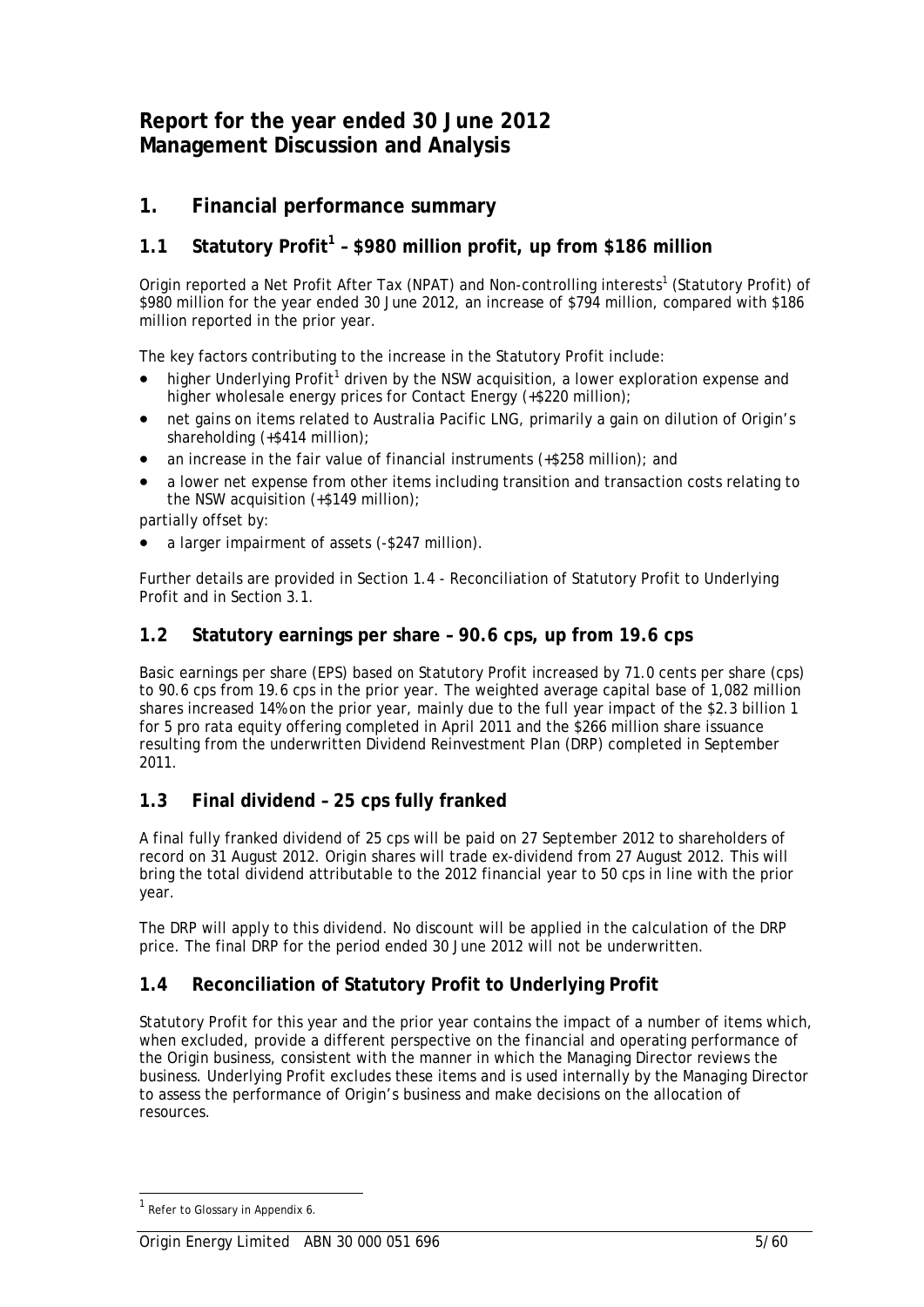# Report for the year ended 30 June 2012
# Management Discussion and Analysis

## 1. Financial performance summary

### 1.1 Statutory Profit[1] – $980 million profit, up from $186 million

Origin reported a Net Profit After Tax (NPAT) and Non-controlling interests[1] (Statutory Profit) of $980 million for the year ended 30 June 2012, an increase of $794 million, compared with $186 million reported in the prior year.

The key factors contributing to the increase in the Statutory Profit include:

- higher Underlying Profit[1] driven by the NSW acquisition, a lower exploration expense and higher wholesale energy prices for Contact Energy (+$220 million);
- net gains on items related to Australia Pacific LNG, primarily a gain on dilution of Origin's shareholding (+$414 million);
- an increase in the fair value of financial instruments (+$258 million); and
- a lower net expense from other items including transition and transaction costs relating to the NSW acquisition (+$149 million);

partially offset by:

- a larger impairment of assets (-$247 million).

Further details are provided in Section 1.4 - Reconciliation of Statutory Profit to Underlying Profit and in Section 3.1.

### 1.2 Statutory earnings per share – 90.6 cps, up from 19.6 cps

Basic earnings per share (EPS) based on Statutory Profit increased by 71.0 cents per share (cps) to 90.6 cps from 19.6 cps in the prior year. The weighted average capital base of 1,082 million shares increased 14% on the prior year, mainly due to the full year impact of the $2.3 billion 1 for 5 pro rata equity offering completed in April 2011 and the $266 million share issuance resulting from the underwritten Dividend Reinvestment Plan (DRP) completed in September 2011.

### 1.3 Final dividend – 25 cps fully franked

A final fully franked dividend of 25 cps will be paid on 27 September 2012 to shareholders of record on 31 August 2012. Origin shares will trade ex-dividend from 27 August 2012. This will bring the total dividend attributable to the 2012 financial year to 50 cps in line with the prior year.

The DRP will apply to this dividend. No discount will be applied in the calculation of the DRP price. The final DRP for the period ended 30 June 2012 will not be underwritten.

### 1.4 Reconciliation of Statutory Profit to Underlying Profit

Statutory Profit for this year and the prior year contains the impact of a number of items which, when excluded, provide a different perspective on the financial and operating performance of the Origin business, consistent with the manner in which the Managing Director reviews the business. Underlying Profit excludes these items and is used internally by the Managing Director to assess the performance of Origin's business and make decisions on the allocation of resources.

[1] Refer to Glossary in Appendix 6.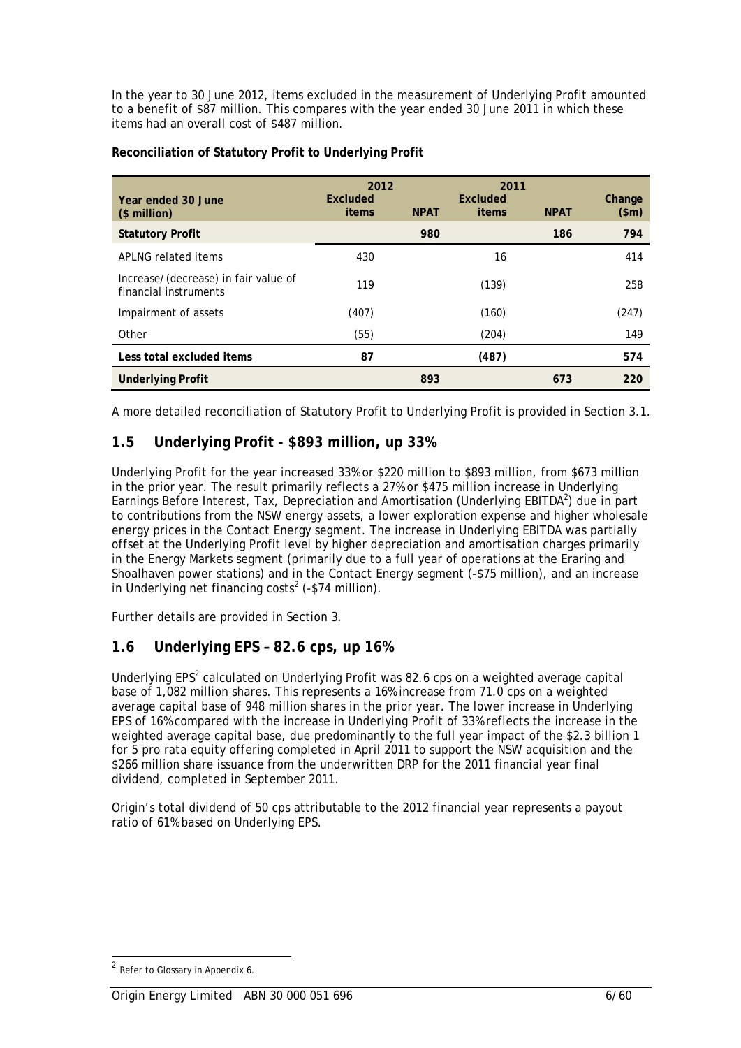In the year to 30 June 2012, items excluded in the measurement of Underlying Profit amounted to a benefit of $87 million. This compares with the year ended 30 June 2011 in which these items had an overall cost of $487 million.

**Reconciliation of Statutory Profit to Underlying Profit**

| Year ended 30 June ($ million) | 2012 Excluded items | 2012 NPAT | 2011 Excluded items | 2011 NPAT | Change ($m) |
|---|---|---|---|---|---|
| **Statutory Profit** | | **980** | | **186** | **794** |
| APLNG related items | 430 | | 16 | | 414 |
| Increase/(decrease) in fair value of financial instruments | 119 | | (139) | | 258 |
| Impairment of assets | (407) | | (160) | | (247) |
| Other | (55) | | (204) | | 149 |
| **Less total excluded items** | **87** | | **(487)** | | **574** |
| **Underlying Profit** | | **893** | | **673** | **220** |

A more detailed reconciliation of Statutory Profit to Underlying Profit is provided in Section 3.1.

## 1.5 Underlying Profit - $893 million, up 33%

Underlying Profit for the year increased 33% or $220 million to $893 million, from $673 million in the prior year. The result primarily reflects a 27% or $475 million increase in Underlying Earnings Before Interest, Tax, Depreciation and Amortisation (Underlying EBITDA[2]) due in part to contributions from the NSW energy assets, a lower exploration expense and higher wholesale energy prices in the Contact Energy segment. The increase in Underlying EBITDA was partially offset at the Underlying Profit level by higher depreciation and amortisation charges primarily in the Energy Markets segment (primarily due to a full year of operations at the Eraring and Shoalhaven power stations) and in the Contact Energy segment (-$75 million), and an increase in Underlying net financing costs[2] (-$74 million).

Further details are provided in Section 3.

## 1.6 Underlying EPS – 82.6 cps, up 16%

Underlying EPS[2] calculated on Underlying Profit was 82.6 cps on a weighted average capital base of 1,082 million shares. This represents a 16% increase from 71.0 cps on a weighted average capital base of 948 million shares in the prior year. The lower increase in Underlying EPS of 16% compared with the increase in Underlying Profit of 33% reflects the increase in the weighted average capital base, due predominantly to the full year impact of the $2.3 billion 1 for 5 pro rata equity offering completed in April 2011 to support the NSW acquisition and the $266 million share issuance from the underwritten DRP for the 2011 financial year final dividend, completed in September 2011.

Origin's total dividend of 50 cps attributable to the 2012 financial year represents a payout ratio of 61% based on Underlying EPS.

[2] Refer to Glossary in Appendix 6.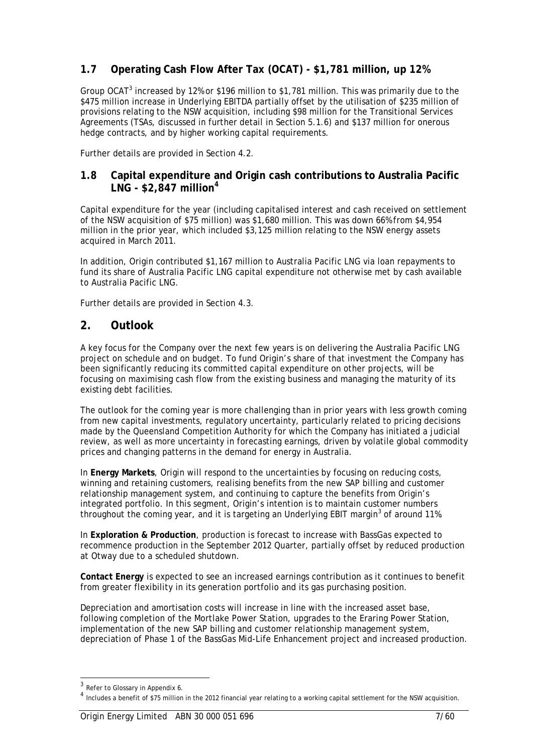## 1.7 Operating Cash Flow After Tax (OCAT) - $1,781 million, up 12%

Group OCAT[3] increased by 12% or $196 million to $1,781 million. This was primarily due to the $475 million increase in Underlying EBITDA partially offset by the utilisation of $235 million of provisions relating to the NSW acquisition, including $98 million for the Transitional Services Agreements (TSAs, discussed in further detail in Section 5.1.6) and $137 million for onerous hedge contracts, and by higher working capital requirements.

Further details are provided in Section 4.2.

## 1.8 Capital expenditure and Origin cash contributions to Australia Pacific LNG - $2,847 million[4]

Capital expenditure for the year (including capitalised interest and cash received on settlement of the NSW acquisition of $75 million) was $1,680 million. This was down 66% from $4,954 million in the prior year, which included $3,125 million relating to the NSW energy assets acquired in March 2011.

In addition, Origin contributed $1,167 million to Australia Pacific LNG via loan repayments to fund its share of Australia Pacific LNG capital expenditure not otherwise met by cash available to Australia Pacific LNG.

Further details are provided in Section 4.3.

# 2. Outlook

A key focus for the Company over the next few years is on delivering the Australia Pacific LNG project on schedule and on budget. To fund Origin's share of that investment the Company has been significantly reducing its committed capital expenditure on other projects, will be focusing on maximising cash flow from the existing business and managing the maturity of its existing debt facilities.

The outlook for the coming year is more challenging than in prior years with less growth coming from new capital investments, regulatory uncertainty, particularly related to pricing decisions made by the Queensland Competition Authority for which the Company has initiated a judicial review, as well as more uncertainty in forecasting earnings, driven by volatile global commodity prices and changing patterns in the demand for energy in Australia.

In **Energy Markets**, Origin will respond to the uncertainties by focusing on reducing costs, winning and retaining customers, realising benefits from the new SAP billing and customer relationship management system, and continuing to capture the benefits from Origin's integrated portfolio. In this segment, Origin's intention is to maintain customer numbers throughout the coming year, and it is targeting an Underlying EBIT margin[3] of around 11%.

In **Exploration & Production**, production is forecast to increase with BassGas expected to recommence production in the September 2012 Quarter, partially offset by reduced production at Otway due to a scheduled shutdown.

**Contact Energy** is expected to see an increased earnings contribution as it continues to benefit from greater flexibility in its generation portfolio and its gas purchasing position.

Depreciation and amortisation costs will increase in line with the increased asset base, following completion of the Mortlake Power Station, upgrades to the Eraring Power Station, implementation of the new SAP billing and customer relationship management system, depreciation of Phase 1 of the BassGas Mid-Life Enhancement project and increased production.

---

[3] Refer to Glossary in Appendix 6.

[4] Includes a benefit of $75 million in the 2012 financial year relating to a working capital settlement for the NSW acquisition.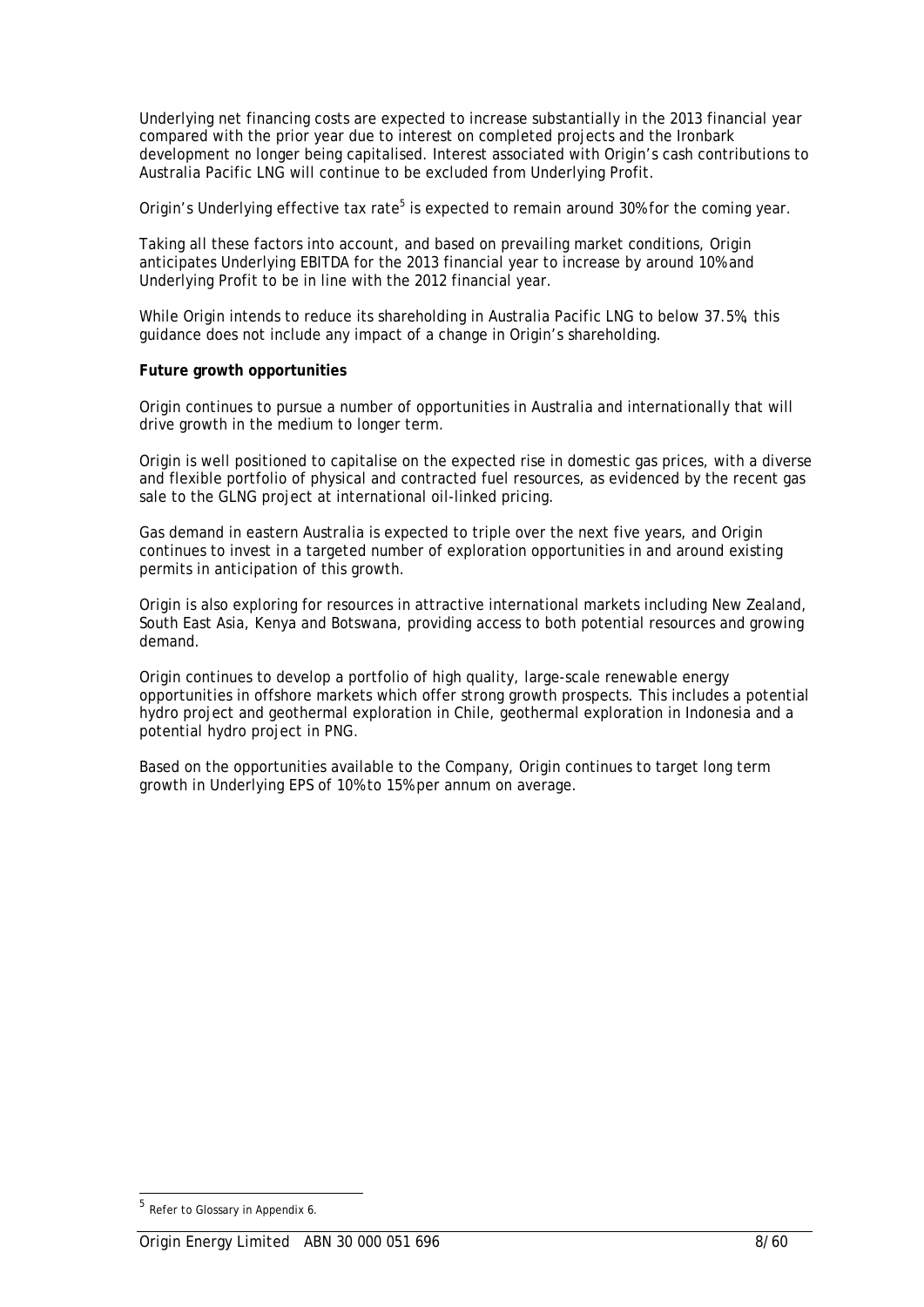Underlying net financing costs are expected to increase substantially in the 2013 financial year compared with the prior year due to interest on completed projects and the Ironbark development no longer being capitalised. Interest associated with Origin's cash contributions to Australia Pacific LNG will continue to be excluded from Underlying Profit.

Origin's Underlying effective tax rate[5] is expected to remain around 30% for the coming year.

Taking all these factors into account, and based on prevailing market conditions, Origin anticipates Underlying EBITDA for the 2013 financial year to increase by around 10% and Underlying Profit to be in line with the 2012 financial year.

While Origin intends to reduce its shareholding in Australia Pacific LNG to below 37.5%, this guidance does not include any impact of a change in Origin's shareholding.

**Future growth opportunities**

Origin continues to pursue a number of opportunities in Australia and internationally that will drive growth in the medium to longer term.

Origin is well positioned to capitalise on the expected rise in domestic gas prices, with a diverse and flexible portfolio of physical and contracted fuel resources, as evidenced by the recent gas sale to the GLNG project at international oil-linked pricing.

Gas demand in eastern Australia is expected to triple over the next five years, and Origin continues to invest in a targeted number of exploration opportunities in and around existing permits in anticipation of this growth.

Origin is also exploring for resources in attractive international markets including New Zealand, South East Asia, Kenya and Botswana, providing access to both potential resources and growing demand.

Origin continues to develop a portfolio of high quality, large-scale renewable energy opportunities in offshore markets which offer strong growth prospects. This includes a potential hydro project and geothermal exploration in Chile, geothermal exploration in Indonesia and a potential hydro project in PNG.

Based on the opportunities available to the Company, Origin continues to target long term growth in Underlying EPS of 10% to 15% per annum on average.

[5] Refer to Glossary in Appendix 6.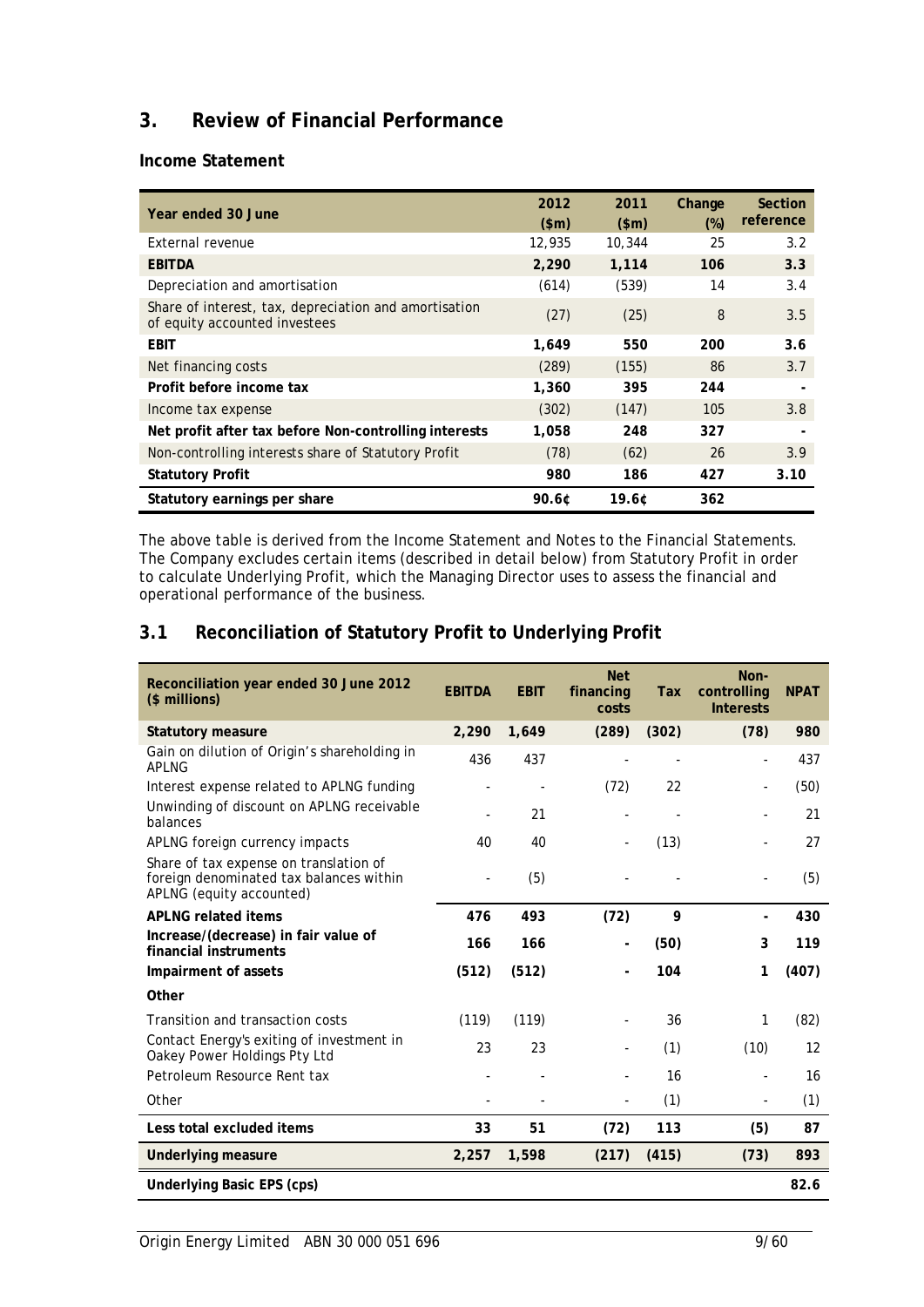## 3. Review of Financial Performance

### Income Statement

| Year ended 30 June | 2012 ($m) | 2011 ($m) | Change (%) | Section reference |
|---|---|---|---|---|
| External revenue | 12,935 | 10,344 | 25 | 3.2 |
| **EBITDA** | **2,290** | **1,114** | **106** | **3.3** |
| Depreciation and amortisation | (614) | (539) | 14 | 3.4 |
| Share of interest, tax, depreciation and amortisation of equity accounted investees | (27) | (25) | 8 | 3.5 |
| **EBIT** | **1,649** | **550** | **200** | **3.6** |
| Net financing costs | (289) | (155) | 86 | 3.7 |
| **Profit before income tax** | **1,360** | **395** | **244** | **-** |
| Income tax expense | (302) | (147) | 105 | 3.8 |
| **Net profit after tax before Non-controlling interests** | **1,058** | **248** | **327** | **-** |
| Non-controlling interests share of Statutory Profit | (78) | (62) | 26 | 3.9 |
| **Statutory Profit** | **980** | **186** | **427** | **3.10** |
| **Statutory earnings per share** | **90.6¢** | **19.6¢** | **362** | |

The above table is derived from the Income Statement and Notes to the Financial Statements. The Company excludes certain items (described in detail below) from Statutory Profit in order to calculate Underlying Profit, which the Managing Director uses to assess the financial and operational performance of the business.

### 3.1 Reconciliation of Statutory Profit to Underlying Profit

| Reconciliation year ended 30 June 2012 ($ millions) | EBITDA | EBIT | Net financing costs | Tax | Non-controlling Interests | NPAT |
|---|---|---|---|---|---|---|
| **Statutory measure** | **2,290** | **1,649** | **(289)** | **(302)** | **(78)** | **980** |
| Gain on dilution of Origin's shareholding in APLNG | 436 | 437 | - | - | - | 437 |
| Interest expense related to APLNG funding | - | - | (72) | 22 | - | (50) |
| Unwinding of discount on APLNG receivable balances | - | 21 | - | - | - | 21 |
| APLNG foreign currency impacts | 40 | 40 | - | (13) | - | 27 |
| Share of tax expense on translation of foreign denominated tax balances within APLNG (equity accounted) | - | (5) | - | - | - | (5) |
| **APLNG related items** | **476** | **493** | **(72)** | **9** | **-** | **430** |
| **Increase/(decrease) in fair value of financial instruments** | **166** | **166** | **-** | **(50)** | **3** | **119** |
| **Impairment of assets** | **(512)** | **(512)** | **-** | **104** | **1** | **(407)** |
| **Other** | | | | | | |
| Transition and transaction costs | (119) | (119) | - | 36 | 1 | (82) |
| Contact Energy's exiting of investment in Oakey Power Holdings Pty Ltd | 23 | 23 | - | (1) | (10) | 12 |
| Petroleum Resource Rent tax | - | - | - | 16 | - | 16 |
| Other | - | - | - | (1) | - | (1) |
| **Less total excluded items** | **33** | **51** | **(72)** | **113** | **(5)** | **87** |
| **Underlying measure** | **2,257** | **1,598** | **(217)** | **(415)** | **(73)** | **893** |
| **Underlying Basic EPS (cps)** | | | | | | **82.6** |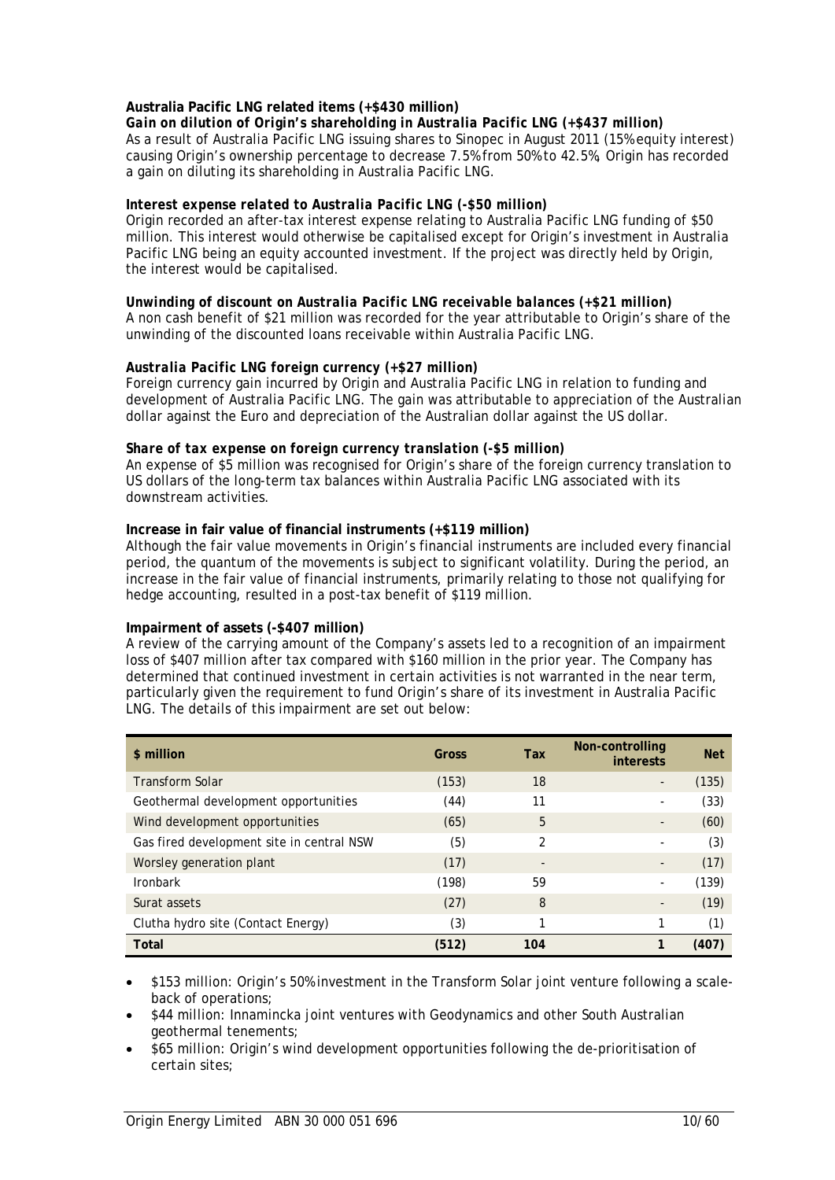**Australia Pacific LNG related items (+$430 million)**

***Gain on dilution of Origin's shareholding in Australia Pacific LNG (+$437 million)***

As a result of Australia Pacific LNG issuing shares to Sinopec in August 2011 (15% equity interest) causing Origin's ownership percentage to decrease 7.5% from 50% to 42.5%, Origin has recorded a gain on diluting its shareholding in Australia Pacific LNG.

***Interest expense related to Australia Pacific LNG (-$50 million)***

Origin recorded an after-tax interest expense relating to Australia Pacific LNG funding of $50 million. This interest would otherwise be capitalised except for Origin's investment in Australia Pacific LNG being an equity accounted investment. If the project was directly held by Origin, the interest would be capitalised.

***Unwinding of discount on Australia Pacific LNG receivable balances (+$21 million)***

A non cash benefit of $21 million was recorded for the year attributable to Origin's share of the unwinding of the discounted loans receivable within Australia Pacific LNG.

***Australia Pacific LNG foreign currency (+$27 million)***

Foreign currency gain incurred by Origin and Australia Pacific LNG in relation to funding and development of Australia Pacific LNG. The gain was attributable to appreciation of the Australian dollar against the Euro and depreciation of the Australian dollar against the US dollar.

***Share of tax expense on foreign currency translation (-$5 million)***

An expense of $5 million was recognised for Origin's share of the foreign currency translation to US dollars of the long-term tax balances within Australia Pacific LNG associated with its downstream activities.

**Increase in fair value of financial instruments (+$119 million)**

Although the fair value movements in Origin's financial instruments are included every financial period, the quantum of the movements is subject to significant volatility. During the period, an increase in the fair value of financial instruments, primarily relating to those not qualifying for hedge accounting, resulted in a post-tax benefit of $119 million.

**Impairment of assets (-$407 million)**

A review of the carrying amount of the Company's assets led to a recognition of an impairment loss of $407 million after tax compared with $160 million in the prior year. The Company has determined that continued investment in certain activities is not warranted in the near term, particularly given the requirement to fund Origin's share of its investment in Australia Pacific LNG. The details of this impairment are set out below:

| $ million | Gross | Tax | Non-controlling interests | Net |
|---|---|---|---|---|
| Transform Solar | (153) | 18 | - | (135) |
| Geothermal development opportunities | (44) | 11 | - | (33) |
| Wind development opportunities | (65) | 5 | - | (60) |
| Gas fired development site in central NSW | (5) | 2 | - | (3) |
| Worsley generation plant | (17) | - | - | (17) |
| Ironbark | (198) | 59 | - | (139) |
| Surat assets | (27) | 8 | - | (19) |
| Clutha hydro site (Contact Energy) | (3) | 1 | 1 | (1) |
| **Total** | **(512)** | **104** | **1** | **(407)** |

- $153 million: Origin's 50% investment in the Transform Solar joint venture following a scale-back of operations;
- $44 million: Innamincka joint ventures with Geodynamics and other South Australian geothermal tenements;
- $65 million: Origin's wind development opportunities following the de-prioritisation of certain sites;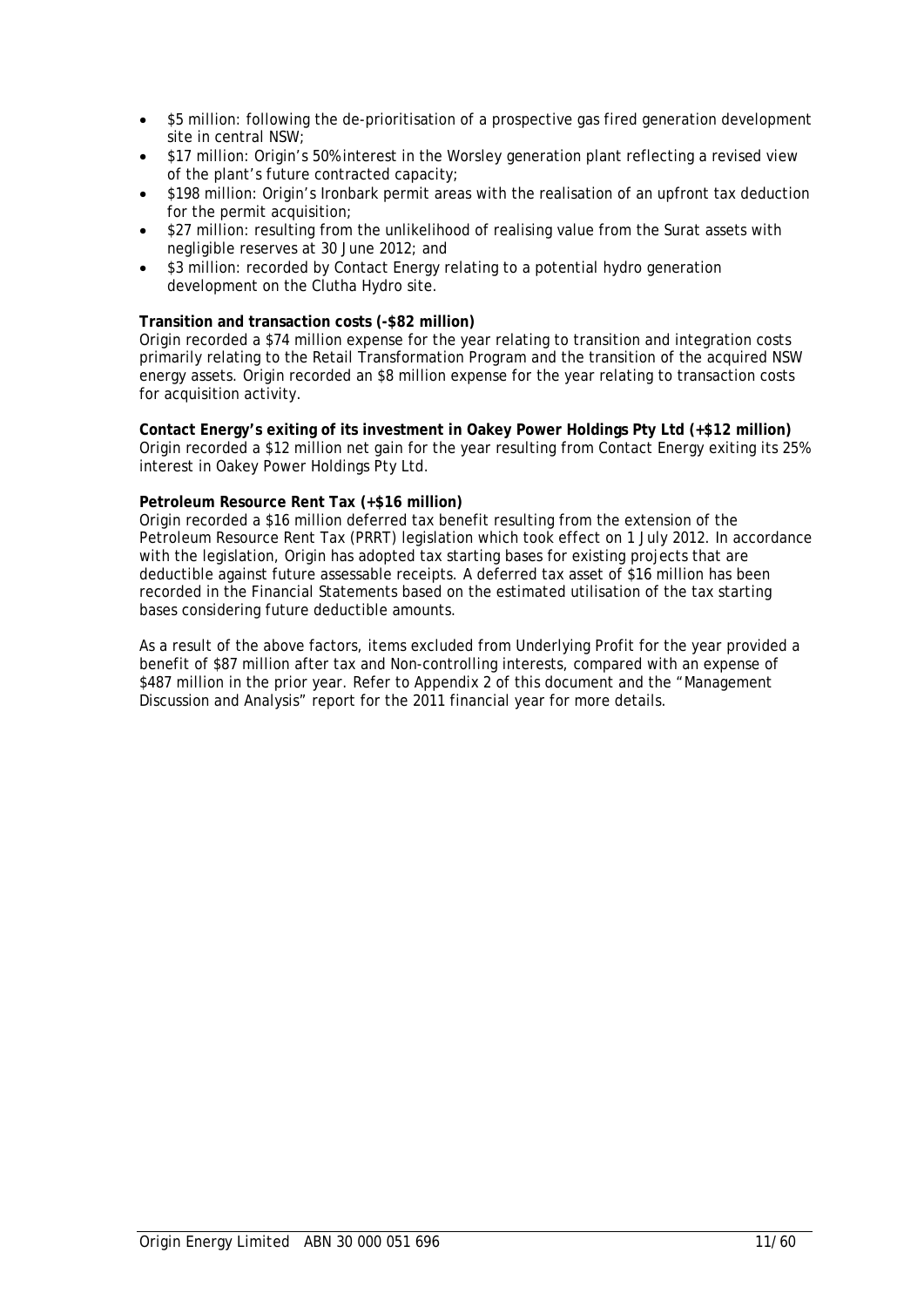- $5 million: following the de-prioritisation of a prospective gas fired generation development site in central NSW;
- $17 million: Origin's 50% interest in the Worsley generation plant reflecting a revised view of the plant's future contracted capacity;
- $198 million: Origin's Ironbark permit areas with the realisation of an upfront tax deduction for the permit acquisition;
- $27 million: resulting from the unlikelihood of realising value from the Surat assets with negligible reserves at 30 June 2012; and
- $3 million: recorded by Contact Energy relating to a potential hydro generation development on the Clutha Hydro site.

**Transition and transaction costs (-$82 million)**
Origin recorded a $74 million expense for the year relating to transition and integration costs primarily relating to the Retail Transformation Program and the transition of the acquired NSW energy assets. Origin recorded an $8 million expense for the year relating to transaction costs for acquisition activity.

**Contact Energy's exiting of its investment in Oakey Power Holdings Pty Ltd (+$12 million)**
Origin recorded a $12 million net gain for the year resulting from Contact Energy exiting its 25% interest in Oakey Power Holdings Pty Ltd.

**Petroleum Resource Rent Tax (+$16 million)**
Origin recorded a $16 million deferred tax benefit resulting from the extension of the Petroleum Resource Rent Tax (PRRT) legislation which took effect on 1 July 2012. In accordance with the legislation, Origin has adopted tax starting bases for existing projects that are deductible against future assessable receipts. A deferred tax asset of $16 million has been recorded in the Financial Statements based on the estimated utilisation of the tax starting bases considering future deductible amounts.

As a result of the above factors, items excluded from Underlying Profit for the year provided a benefit of $87 million after tax and Non-controlling interests, compared with an expense of $487 million in the prior year. Refer to Appendix 2 of this document and the "Management Discussion and Analysis" report for the 2011 financial year for more details.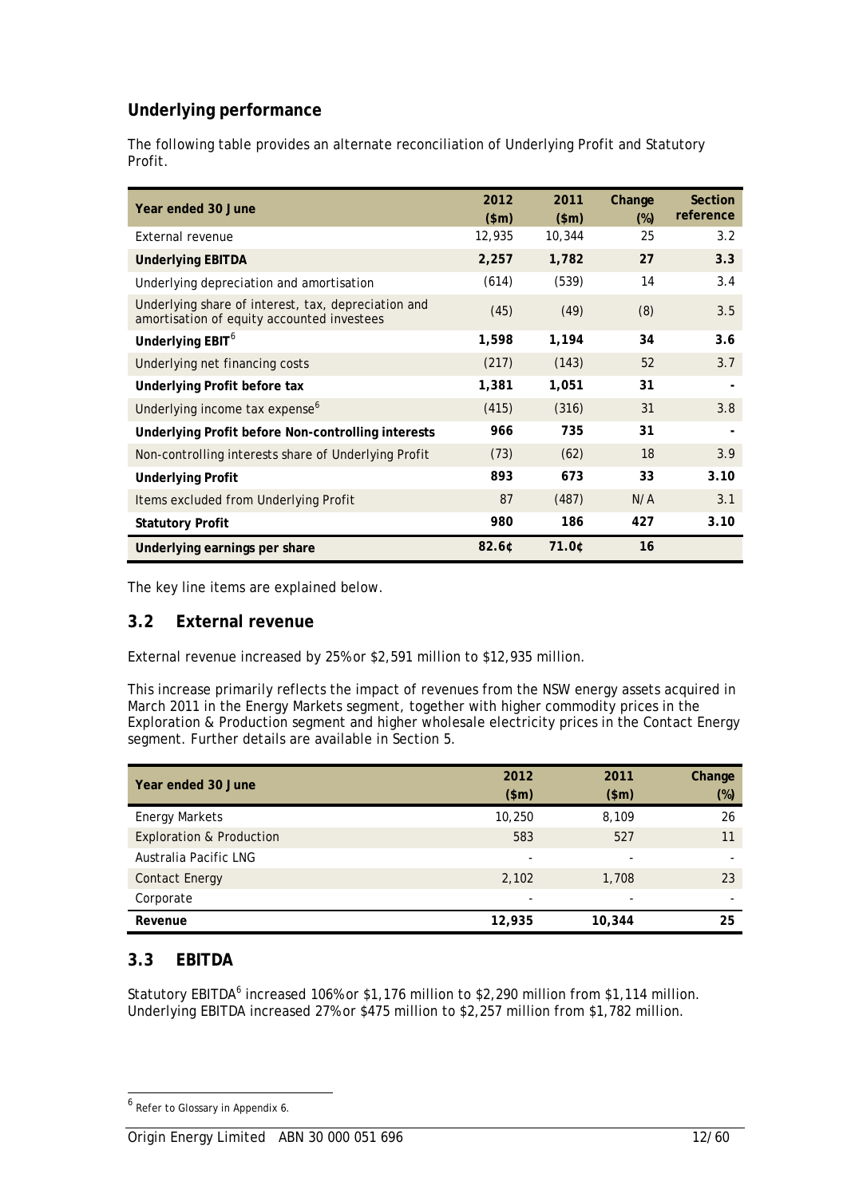## Underlying performance

The following table provides an alternate reconciliation of Underlying Profit and Statutory Profit.

| Year ended 30 June | 2012 ($m) | 2011 ($m) | Change (%) | Section reference |
|---|---|---|---|---|
| External revenue | 12,935 | 10,344 | 25 | 3.2 |
| **Underlying EBITDA** | **2,257** | **1,782** | **27** | **3.3** |
| Underlying depreciation and amortisation | (614) | (539) | 14 | 3.4 |
| Underlying share of interest, tax, depreciation and amortisation of equity accounted investees | (45) | (49) | (8) | 3.5 |
| **Underlying EBIT**[6] | **1,598** | **1,194** | **34** | **3.6** |
| Underlying net financing costs | (217) | (143) | 52 | 3.7 |
| **Underlying Profit before tax** | **1,381** | **1,051** | **31** | **-** |
| Underlying income tax expense[6] | (415) | (316) | 31 | 3.8 |
| **Underlying Profit before Non-controlling interests** | **966** | **735** | **31** | **-** |
| Non-controlling interests share of Underlying Profit | (73) | (62) | 18 | 3.9 |
| **Underlying Profit** | **893** | **673** | **33** | **3.10** |
| Items excluded from Underlying Profit | 87 | (487) | N/A | 3.1 |
| **Statutory Profit** | **980** | **186** | **427** | **3.10** |
| **Underlying earnings per share** | **82.6¢** | **71.0¢** | **16** | |

The key line items are explained below.

## 3.2 External revenue

External revenue increased by 25% or $2,591 million to $12,935 million.

This increase primarily reflects the impact of revenues from the NSW energy assets acquired in March 2011 in the Energy Markets segment, together with higher commodity prices in the Exploration & Production segment and higher wholesale electricity prices in the Contact Energy segment. Further details are available in Section 5.

| Year ended 30 June | 2012 ($m) | 2011 ($m) | Change (%) |
|---|---|---|---|
| Energy Markets | 10,250 | 8,109 | 26 |
| Exploration & Production | 583 | 527 | 11 |
| Australia Pacific LNG | - | - | - |
| Contact Energy | 2,102 | 1,708 | 23 |
| Corporate | - | - | - |
| **Revenue** | **12,935** | **10,344** | **25** |

## 3.3 EBITDA

Statutory EBITDA[6] increased 106% or $1,176 million to $2,290 million from $1,114 million. Underlying EBITDA increased 27% or $475 million to $2,257 million from $1,782 million.

[6] Refer to Glossary in Appendix 6.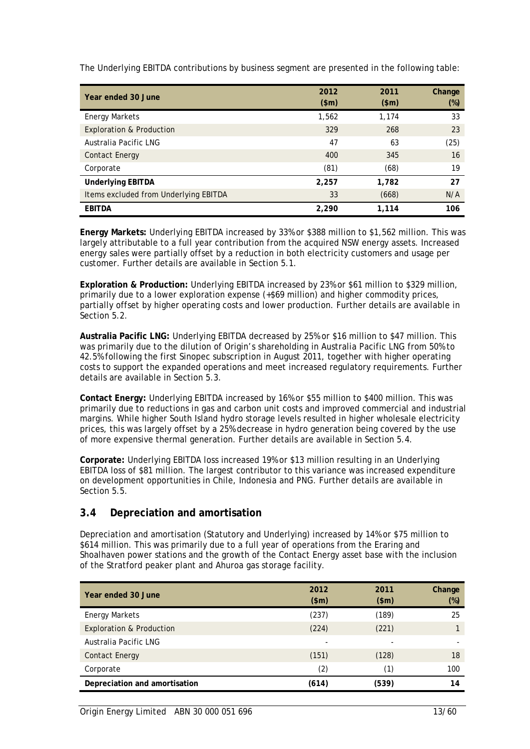The Underlying EBITDA contributions by business segment are presented in the following table:

| Year ended 30 June | 2012 ($m) | 2011 ($m) | Change (%) |
|---|---|---|---|
| Energy Markets | 1,562 | 1,174 | 33 |
| Exploration & Production | 329 | 268 | 23 |
| Australia Pacific LNG | 47 | 63 | (25) |
| Contact Energy | 400 | 345 | 16 |
| Corporate | (81) | (68) | 19 |
| **Underlying EBITDA** | **2,257** | **1,782** | **27** |
| Items excluded from Underlying EBITDA | 33 | (668) | N/A |
| **EBITDA** | **2,290** | **1,114** | **106** |

**Energy Markets:** Underlying EBITDA increased by 33% or $388 million to $1,562 million. This was largely attributable to a full year contribution from the acquired NSW energy assets. Increased energy sales were partially offset by a reduction in both electricity customers and usage per customer. Further details are available in Section 5.1.

**Exploration & Production:** Underlying EBITDA increased by 23% or $61 million to $329 million, primarily due to a lower exploration expense (+$69 million) and higher commodity prices, partially offset by higher operating costs and lower production. Further details are available in Section 5.2.

**Australia Pacific LNG:** Underlying EBITDA decreased by 25% or $16 million to $47 million. This was primarily due to the dilution of Origin's shareholding in Australia Pacific LNG from 50% to 42.5% following the first Sinopec subscription in August 2011, together with higher operating costs to support the expanded operations and meet increased regulatory requirements. Further details are available in Section 5.3.

**Contact Energy:** Underlying EBITDA increased by 16% or $55 million to $400 million. This was primarily due to reductions in gas and carbon unit costs and improved commercial and industrial margins. While higher South Island hydro storage levels resulted in higher wholesale electricity prices, this was largely offset by a 25% decrease in hydro generation being covered by the use of more expensive thermal generation. Further details are available in Section 5.4.

**Corporate:** Underlying EBITDA loss increased 19% or $13 million resulting in an Underlying EBITDA loss of $81 million. The largest contributor to this variance was increased expenditure on development opportunities in Chile, Indonesia and PNG. Further details are available in Section 5.5.

## 3.4 Depreciation and amortisation

Depreciation and amortisation (Statutory and Underlying) increased by 14% or $75 million to $614 million. This was primarily due to a full year of operations from the Eraring and Shoalhaven power stations and the growth of the Contact Energy asset base with the inclusion of the Stratford peaker plant and Ahuroa gas storage facility.

| Year ended 30 June | 2012 ($m) | 2011 ($m) | Change (%) |
|---|---|---|---|
| Energy Markets | (237) | (189) | 25 |
| Exploration & Production | (224) | (221) | 1 |
| Australia Pacific LNG | - | - | - |
| Contact Energy | (151) | (128) | 18 |
| Corporate | (2) | (1) | 100 |
| **Depreciation and amortisation** | **(614)** | **(539)** | **14** |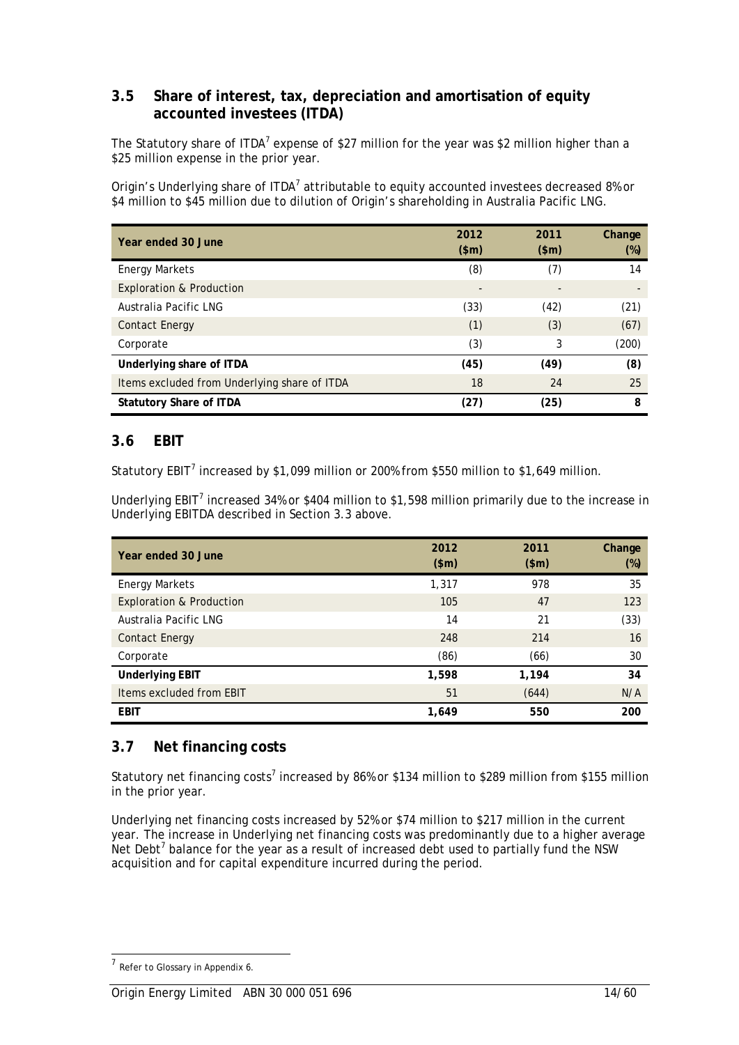## 3.5 Share of interest, tax, depreciation and amortisation of equity accounted investees (ITDA)

The Statutory share of ITDA[7] expense of $27 million for the year was $2 million higher than a $25 million expense in the prior year.

Origin's Underlying share of ITDA[7] attributable to equity accounted investees decreased 8% or $4 million to $45 million due to dilution of Origin's shareholding in Australia Pacific LNG.

| Year ended 30 June | 2012 ($m) | 2011 ($m) | Change (%) |
|---|---|---|---|
| Energy Markets | (8) | (7) | 14 |
| Exploration & Production | - | - | - |
| Australia Pacific LNG | (33) | (42) | (21) |
| Contact Energy | (1) | (3) | (67) |
| Corporate | (3) | 3 | (200) |
| **Underlying share of ITDA** | **(45)** | **(49)** | **(8)** |
| Items excluded from Underlying share of ITDA | 18 | 24 | 25 |
| **Statutory Share of ITDA** | **(27)** | **(25)** | **8** |

## 3.6 EBIT

Statutory EBIT[7] increased by $1,099 million or 200% from $550 million to $1,649 million.

Underlying EBIT[7] increased 34% or $404 million to $1,598 million primarily due to the increase in Underlying EBITDA described in Section 3.3 above.

| Year ended 30 June | 2012 ($m) | 2011 ($m) | Change (%) |
|---|---|---|---|
| Energy Markets | 1,317 | 978 | 35 |
| Exploration & Production | 105 | 47 | 123 |
| Australia Pacific LNG | 14 | 21 | (33) |
| Contact Energy | 248 | 214 | 16 |
| Corporate | (86) | (66) | 30 |
| **Underlying EBIT** | **1,598** | **1,194** | **34** |
| Items excluded from EBIT | 51 | (644) | N/A |
| **EBIT** | **1,649** | **550** | **200** |

## 3.7 Net financing costs

Statutory net financing costs[7] increased by 86% or $134 million to $289 million from $155 million in the prior year.

Underlying net financing costs increased by 52% or $74 million to $217 million in the current year. The increase in Underlying net financing costs was predominantly due to a higher average Net Debt[7] balance for the year as a result of increased debt used to partially fund the NSW acquisition and for capital expenditure incurred during the period.

[7] Refer to Glossary in Appendix 6.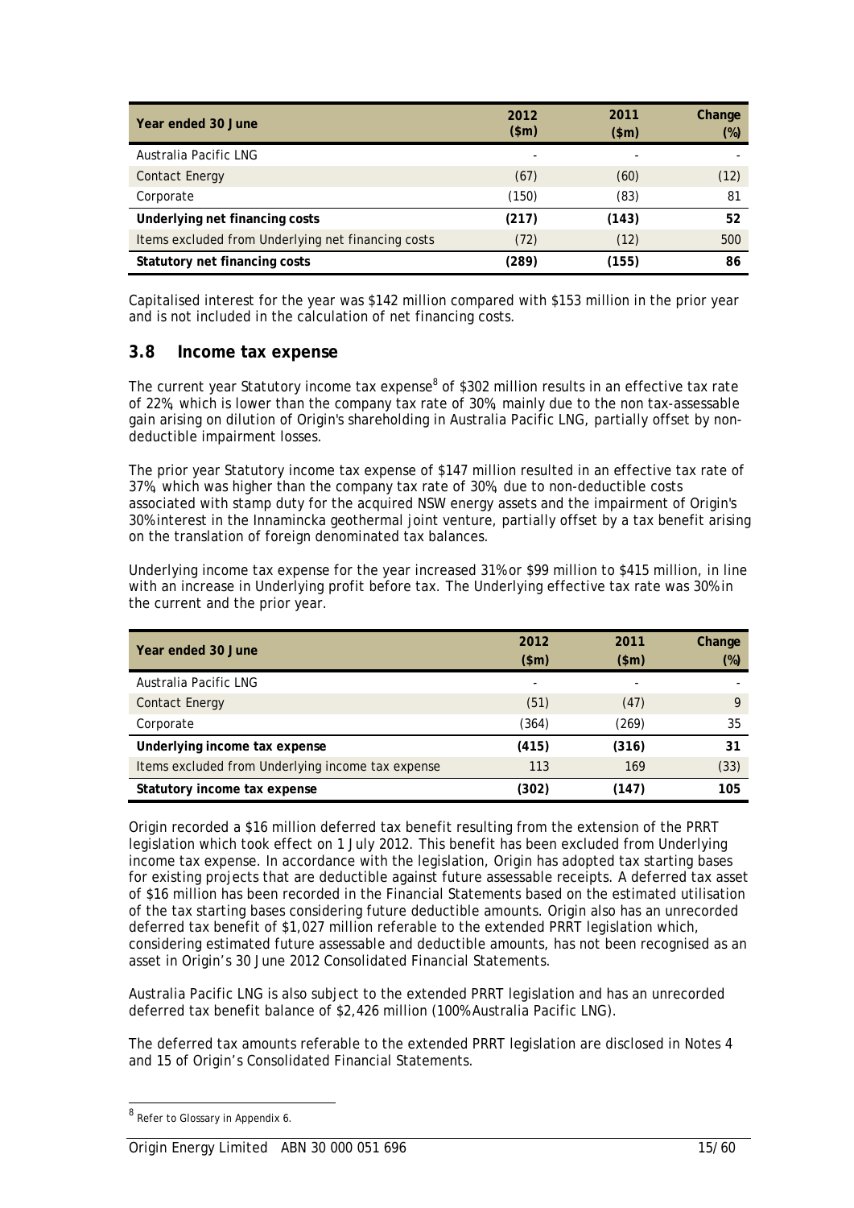| Year ended 30 June | 2012 ($m) | 2011 ($m) | Change (%) |
|---|---|---|---|
| Australia Pacific LNG | - | - | - |
| Contact Energy | (67) | (60) | (12) |
| Corporate | (150) | (83) | 81 |
| **Underlying net financing costs** | **(217)** | **(143)** | **52** |
| Items excluded from Underlying net financing costs | (72) | (12) | 500 |
| **Statutory net financing costs** | **(289)** | **(155)** | **86** |

Capitalised interest for the year was $142 million compared with $153 million in the prior year and is not included in the calculation of net financing costs.

## 3.8 Income tax expense

The current year Statutory income tax expense[8] of $302 million results in an effective tax rate of 22%, which is lower than the company tax rate of 30%, mainly due to the non tax-assessable gain arising on dilution of Origin's shareholding in Australia Pacific LNG, partially offset by non-deductible impairment losses.

The prior year Statutory income tax expense of $147 million resulted in an effective tax rate of 37%, which was higher than the company tax rate of 30%, due to non-deductible costs associated with stamp duty for the acquired NSW energy assets and the impairment of Origin's 30% interest in the Innamincka geothermal joint venture, partially offset by a tax benefit arising on the translation of foreign denominated tax balances.

Underlying income tax expense for the year increased 31% or $99 million to $415 million, in line with an increase in Underlying profit before tax. The Underlying effective tax rate was 30% in the current and the prior year.

| Year ended 30 June | 2012 ($m) | 2011 ($m) | Change (%) |
|---|---|---|---|
| Australia Pacific LNG | - | - | - |
| Contact Energy | (51) | (47) | 9 |
| Corporate | (364) | (269) | 35 |
| **Underlying income tax expense** | **(415)** | **(316)** | **31** |
| Items excluded from Underlying income tax expense | 113 | 169 | (33) |
| **Statutory income tax expense** | **(302)** | **(147)** | **105** |

Origin recorded a $16 million deferred tax benefit resulting from the extension of the PRRT legislation which took effect on 1 July 2012. This benefit has been excluded from Underlying income tax expense. In accordance with the legislation, Origin has adopted tax starting bases for existing projects that are deductible against future assessable receipts. A deferred tax asset of $16 million has been recorded in the Financial Statements based on the estimated utilisation of the tax starting bases considering future deductible amounts. Origin also has an unrecorded deferred tax benefit of $1,027 million referable to the extended PRRT legislation which, considering estimated future assessable and deductible amounts, has not been recognised as an asset in Origin's 30 June 2012 Consolidated Financial Statements.

Australia Pacific LNG is also subject to the extended PRRT legislation and has an unrecorded deferred tax benefit balance of $2,426 million (100% Australia Pacific LNG).

The deferred tax amounts referable to the extended PRRT legislation are disclosed in Notes 4 and 15 of Origin's Consolidated Financial Statements.

[8] Refer to Glossary in Appendix 6.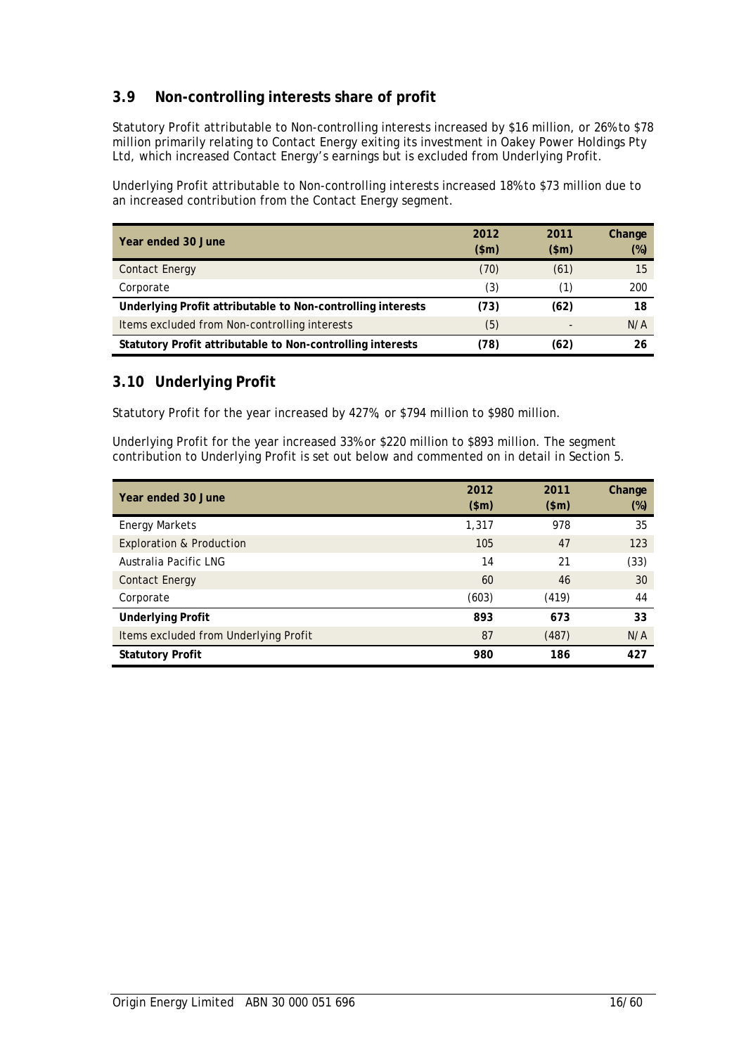## 3.9 Non-controlling interests share of profit

Statutory Profit attributable to Non-controlling interests increased by $16 million, or 26% to $78 million primarily relating to Contact Energy exiting its investment in Oakey Power Holdings Pty Ltd, which increased Contact Energy's earnings but is excluded from Underlying Profit.

Underlying Profit attributable to Non-controlling interests increased 18% to $73 million due to an increased contribution from the Contact Energy segment.

| Year ended 30 June | 2012 ($m) | 2011 ($m) | Change (%) |
|---|---|---|---|
| Contact Energy | (70) | (61) | 15 |
| Corporate | (3) | (1) | 200 |
| **Underlying Profit attributable to Non-controlling interests** | **(73)** | **(62)** | **18** |
| Items excluded from Non-controlling interests | (5) | - | N/A |
| **Statutory Profit attributable to Non-controlling interests** | **(78)** | **(62)** | **26** |

## 3.10 Underlying Profit

Statutory Profit for the year increased by 427%, or $794 million to $980 million.

Underlying Profit for the year increased 33% or $220 million to $893 million. The segment contribution to Underlying Profit is set out below and commented on in detail in Section 5.

| Year ended 30 June | 2012 ($m) | 2011 ($m) | Change (%) |
|---|---|---|---|
| Energy Markets | 1,317 | 978 | 35 |
| Exploration & Production | 105 | 47 | 123 |
| Australia Pacific LNG | 14 | 21 | (33) |
| Contact Energy | 60 | 46 | 30 |
| Corporate | (603) | (419) | 44 |
| **Underlying Profit** | **893** | **673** | **33** |
| Items excluded from Underlying Profit | 87 | (487) | N/A |
| **Statutory Profit** | **980** | **186** | **427** |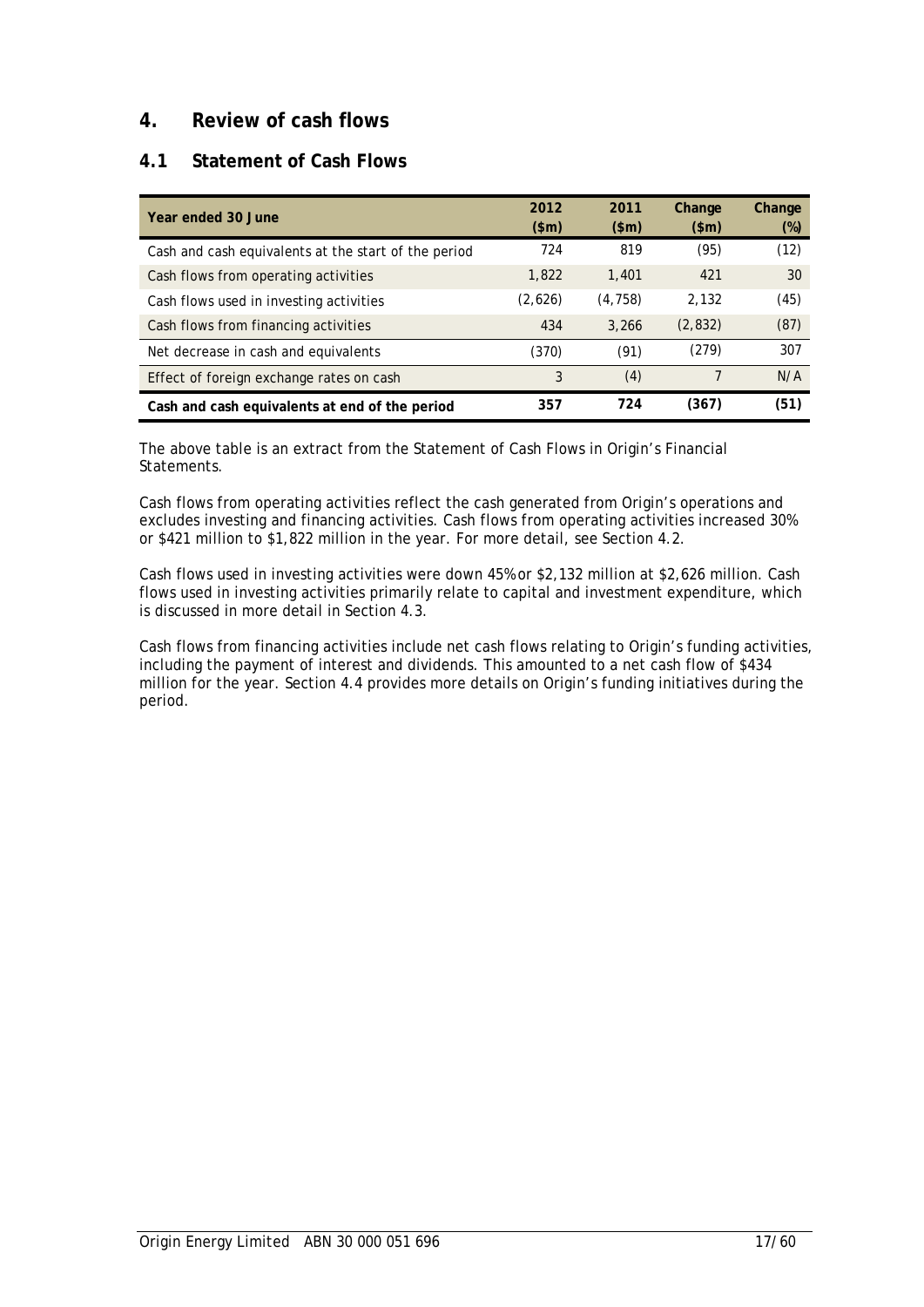## 4. Review of cash flows

### 4.1 Statement of Cash Flows

| Year ended 30 June | 2012 ($m) | 2011 ($m) | Change ($m) | Change (%) |
|---|---|---|---|---|
| Cash and cash equivalents at the start of the period | 724 | 819 | (95) | (12) |
| Cash flows from operating activities | 1,822 | 1,401 | 421 | 30 |
| Cash flows used in investing activities | (2,626) | (4,758) | 2,132 | (45) |
| Cash flows from financing activities | 434 | 3,266 | (2,832) | (87) |
| Net decrease in cash and equivalents | (370) | (91) | (279) | 307 |
| Effect of foreign exchange rates on cash | 3 | (4) | 7 | N/A |
| **Cash and cash equivalents at end of the period** | **357** | **724** | **(367)** | **(51)** |

The above table is an extract from the Statement of Cash Flows in Origin's Financial Statements.

Cash flows from operating activities reflect the cash generated from Origin's operations and excludes investing and financing activities. Cash flows from operating activities increased 30% or $421 million to $1,822 million in the year. For more detail, see Section 4.2.

Cash flows used in investing activities were down 45% or $2,132 million at $2,626 million. Cash flows used in investing activities primarily relate to capital and investment expenditure, which is discussed in more detail in Section 4.3.

Cash flows from financing activities include net cash flows relating to Origin's funding activities, including the payment of interest and dividends. This amounted to a net cash flow of $434 million for the year. Section 4.4 provides more details on Origin's funding initiatives during the period.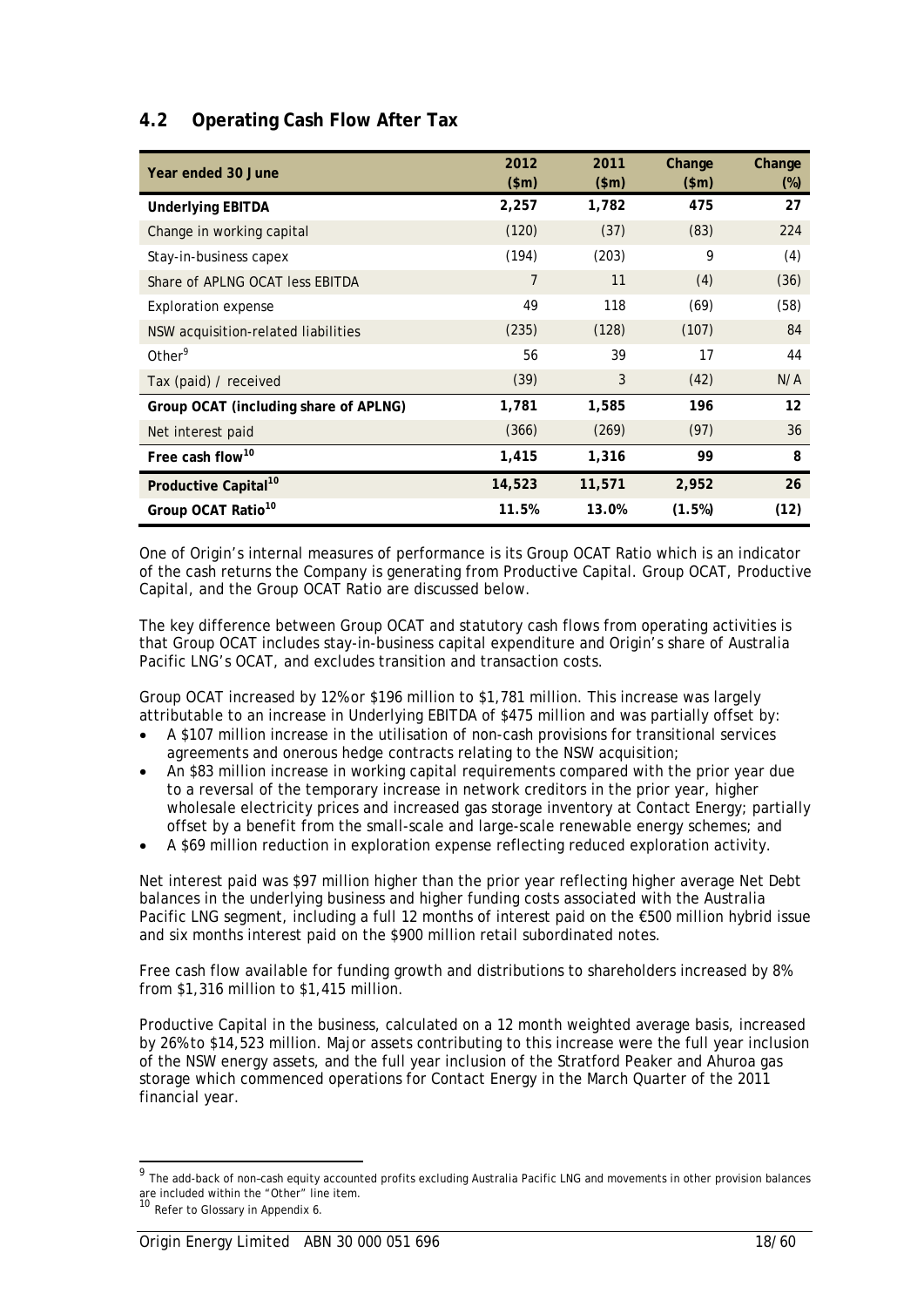## 4.2 Operating Cash Flow After Tax

| Year ended 30 June | 2012 ($m) | 2011 ($m) | Change ($m) | Change (%) |
|---|---|---|---|---|
| **Underlying EBITDA** | **2,257** | **1,782** | **475** | **27** |
| Change in working capital | (120) | (37) | (83) | 224 |
| Stay-in-business capex | (194) | (203) | 9 | (4) |
| Share of APLNG OCAT less EBITDA | 7 | 11 | (4) | (36) |
| Exploration expense | 49 | 118 | (69) | (58) |
| NSW acquisition-related liabilities | (235) | (128) | (107) | 84 |
| Other[9] | 56 | 39 | 17 | 44 |
| Tax (paid) / received | (39) | 3 | (42) | N/A |
| **Group OCAT (including share of APLNG)** | **1,781** | **1,585** | **196** | **12** |
| Net interest paid | (366) | (269) | (97) | 36 |
| **Free cash flow[10]** | **1,415** | **1,316** | **99** | **8** |
| **Productive Capital[10]** | **14,523** | **11,571** | **2,952** | **26** |
| **Group OCAT Ratio[10]** | **11.5%** | **13.0%** | **(1.5%)** | **(12)** |

One of Origin's internal measures of performance is its Group OCAT Ratio which is an indicator of the cash returns the Company is generating from Productive Capital. Group OCAT, Productive Capital, and the Group OCAT Ratio are discussed below.

The key difference between Group OCAT and statutory cash flows from operating activities is that Group OCAT includes stay-in-business capital expenditure and Origin's share of Australia Pacific LNG's OCAT, and excludes transition and transaction costs.

Group OCAT increased by 12% or $196 million to $1,781 million. This increase was largely attributable to an increase in Underlying EBITDA of $475 million and was partially offset by:

- A $107 million increase in the utilisation of non-cash provisions for transitional services agreements and onerous hedge contracts relating to the NSW acquisition;
- An $83 million increase in working capital requirements compared with the prior year due to a reversal of the temporary increase in network creditors in the prior year, higher wholesale electricity prices and increased gas storage inventory at Contact Energy; partially offset by a benefit from the small-scale and large-scale renewable energy schemes; and
- A $69 million reduction in exploration expense reflecting reduced exploration activity.

Net interest paid was $97 million higher than the prior year reflecting higher average Net Debt balances in the underlying business and higher funding costs associated with the Australia Pacific LNG segment, including a full 12 months of interest paid on the €500 million hybrid issue and six months interest paid on the $900 million retail subordinated notes.

Free cash flow available for funding growth and distributions to shareholders increased by 8% from $1,316 million to $1,415 million.

Productive Capital in the business, calculated on a 12 month weighted average basis, increased by 26% to $14,523 million. Major assets contributing to this increase were the full year inclusion of the NSW energy assets, and the full year inclusion of the Stratford Peaker and Ahuroa gas storage which commenced operations for Contact Energy in the March Quarter of the 2011 financial year.

---

[9] The add-back of non-cash equity accounted profits excluding Australia Pacific LNG and movements in other provision balances are included within the "Other" line item.

[10] Refer to Glossary in Appendix 6.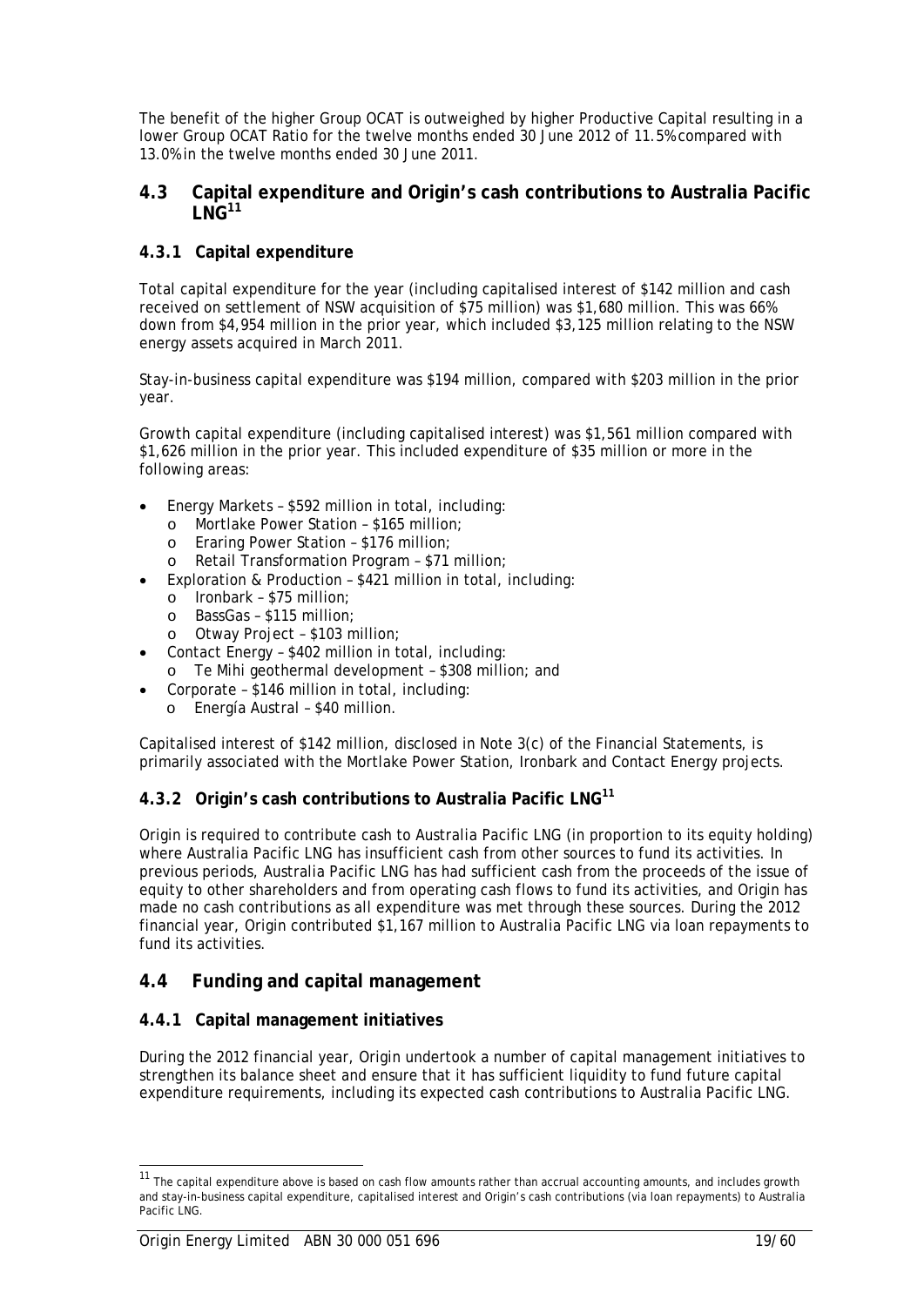The benefit of the higher Group OCAT is outweighed by higher Productive Capital resulting in a lower Group OCAT Ratio for the twelve months ended 30 June 2012 of 11.5% compared with 13.0% in the twelve months ended 30 June 2011.

## 4.3 Capital expenditure and Origin's cash contributions to Australia Pacific LNG[11]

### 4.3.1 Capital expenditure

Total capital expenditure for the year (including capitalised interest of $142 million and cash received on settlement of NSW acquisition of $75 million) was $1,680 million. This was 66% down from $4,954 million in the prior year, which included $3,125 million relating to the NSW energy assets acquired in March 2011.

Stay-in-business capital expenditure was $194 million, compared with $203 million in the prior year.

Growth capital expenditure (including capitalised interest) was $1,561 million compared with $1,626 million in the prior year. This included expenditure of $35 million or more in the following areas:

- Energy Markets – $592 million in total, including:
  - Mortlake Power Station – $165 million;
  - Eraring Power Station – $176 million;
  - Retail Transformation Program – $71 million;
- Exploration & Production – $421 million in total, including:
  - Ironbark – $75 million;
  - BassGas – $115 million;
  - Otway Project – $103 million;
- Contact Energy – $402 million in total, including:
  - Te Mihi geothermal development – $308 million; and
- Corporate – $146 million in total, including:
  - Energía Austral – $40 million.

Capitalised interest of $142 million, disclosed in Note 3(c) of the Financial Statements, is primarily associated with the Mortlake Power Station, Ironbark and Contact Energy projects.

### 4.3.2 Origin's cash contributions to Australia Pacific LNG[11]

Origin is required to contribute cash to Australia Pacific LNG (in proportion to its equity holding) where Australia Pacific LNG has insufficient cash from other sources to fund its activities. In previous periods, Australia Pacific LNG has had sufficient cash from the proceeds of the issue of equity to other shareholders and from operating cash flows to fund its activities, and Origin has made no cash contributions as all expenditure was met through these sources. During the 2012 financial year, Origin contributed $1,167 million to Australia Pacific LNG via loan repayments to fund its activities.

## 4.4 Funding and capital management

### 4.4.1 Capital management initiatives

During the 2012 financial year, Origin undertook a number of capital management initiatives to strengthen its balance sheet and ensure that it has sufficient liquidity to fund future capital expenditure requirements, including its expected cash contributions to Australia Pacific LNG.

---

[11] The capital expenditure above is based on cash flow amounts rather than accrual accounting amounts, and includes growth and stay-in-business capital expenditure, capitalised interest and Origin's cash contributions (via loan repayments) to Australia Pacific LNG.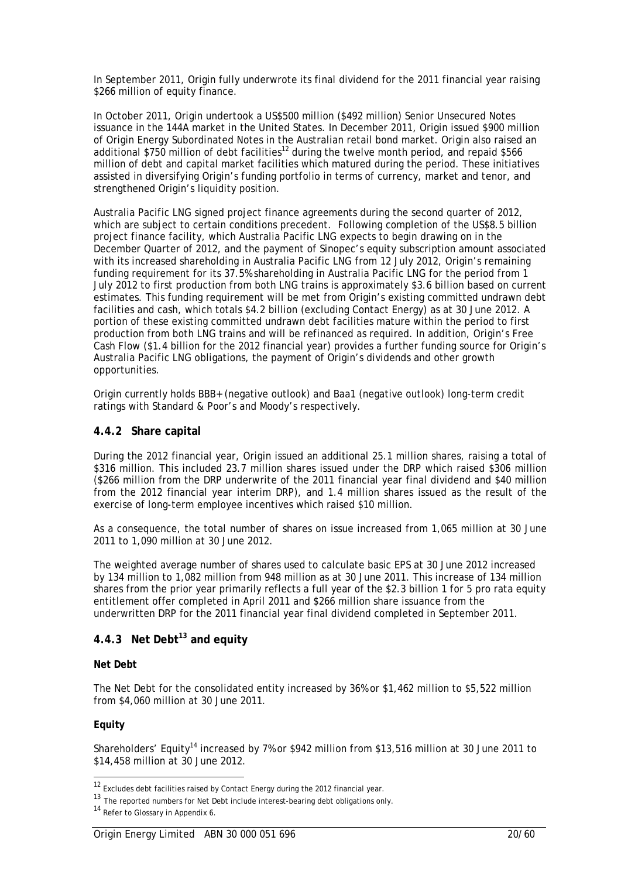In September 2011, Origin fully underwrote its final dividend for the 2011 financial year raising $266 million of equity finance.

In October 2011, Origin undertook a US$500 million ($492 million) Senior Unsecured Notes issuance in the 144A market in the United States. In December 2011, Origin issued $900 million of Origin Energy Subordinated Notes in the Australian retail bond market. Origin also raised an additional $750 million of debt facilities[12] during the twelve month period, and repaid $566 million of debt and capital market facilities which matured during the period. These initiatives assisted in diversifying Origin's funding portfolio in terms of currency, market and tenor, and strengthened Origin's liquidity position.

Australia Pacific LNG signed project finance agreements during the second quarter of 2012, which are subject to certain conditions precedent. Following completion of the US$8.5 billion project finance facility, which Australia Pacific LNG expects to begin drawing on in the December Quarter of 2012, and the payment of Sinopec's equity subscription amount associated with its increased shareholding in Australia Pacific LNG from 12 July 2012, Origin's remaining funding requirement for its 37.5% shareholding in Australia Pacific LNG for the period from 1 July 2012 to first production from both LNG trains is approximately $3.6 billion based on current estimates. This funding requirement will be met from Origin's existing committed undrawn debt facilities and cash, which totals $4.2 billion (excluding Contact Energy) as at 30 June 2012. A portion of these existing committed undrawn debt facilities mature within the period to first production from both LNG trains and will be refinanced as required. In addition, Origin's Free Cash Flow ($1.4 billion for the 2012 financial year) provides a further funding source for Origin's Australia Pacific LNG obligations, the payment of Origin's dividends and other growth opportunities.

Origin currently holds BBB+ (negative outlook) and Baa1 (negative outlook) long-term credit ratings with Standard & Poor's and Moody's respectively.

### 4.4.2 Share capital

During the 2012 financial year, Origin issued an additional 25.1 million shares, raising a total of $316 million. This included 23.7 million shares issued under the DRP which raised $306 million ($266 million from the DRP underwrite of the 2011 financial year final dividend and $40 million from the 2012 financial year interim DRP), and 1.4 million shares issued as the result of the exercise of long-term employee incentives which raised $10 million.

As a consequence, the total number of shares on issue increased from 1,065 million at 30 June 2011 to 1,090 million at 30 June 2012.

The weighted average number of shares used to calculate basic EPS at 30 June 2012 increased by 134 million to 1,082 million from 948 million as at 30 June 2011. This increase of 134 million shares from the prior year primarily reflects a full year of the $2.3 billion 1 for 5 pro rata equity entitlement offer completed in April 2011 and $266 million share issuance from the underwritten DRP for the 2011 financial year final dividend completed in September 2011.

### 4.4.3 Net Debt[13] and equity

**Net Debt**

The Net Debt for the consolidated entity increased by 36% or $1,462 million to $5,522 million from $4,060 million at 30 June 2011.

**Equity**

Shareholders' Equity[14] increased by 7% or $942 million from $13,516 million at 30 June 2011 to $14,458 million at 30 June 2012.

---

[12] Excludes debt facilities raised by Contact Energy during the 2012 financial year.

[13] The reported numbers for Net Debt include interest-bearing debt obligations only.

[14] Refer to Glossary in Appendix 6.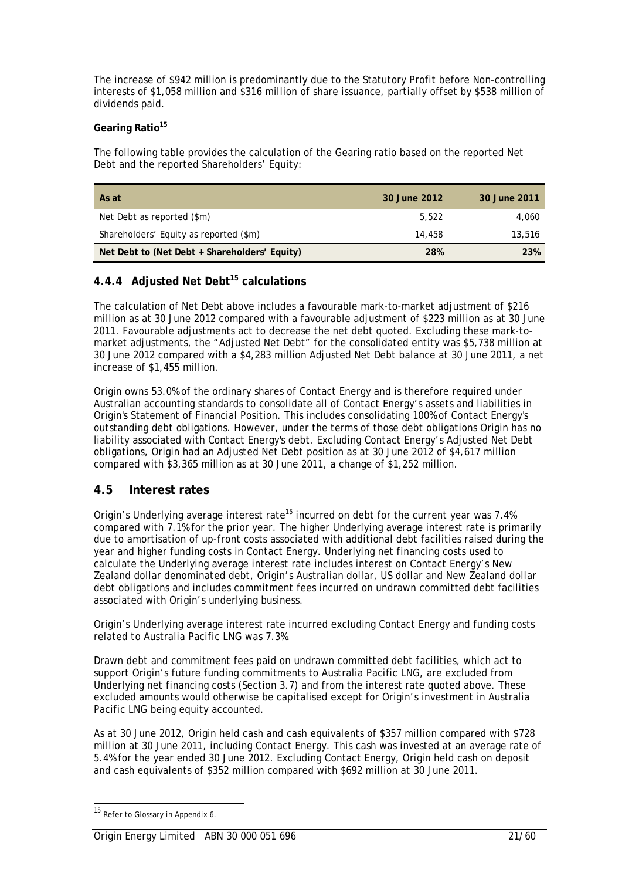The increase of $942 million is predominantly due to the Statutory Profit before Non-controlling interests of $1,058 million and $316 million of share issuance, partially offset by $538 million of dividends paid.

**Gearing Ratio[15]**

The following table provides the calculation of the Gearing ratio based on the reported Net Debt and the reported Shareholders' Equity:

| As at | 30 June 2012 | 30 June 2011 |
|---|---|---|
| Net Debt as reported ($m) | 5,522 | 4,060 |
| Shareholders' Equity as reported ($m) | 14,458 | 13,516 |
| **Net Debt to (Net Debt + Shareholders' Equity)** | **28%** | **23%** |

### 4.4.4 Adjusted Net Debt[15] calculations

The calculation of Net Debt above includes a favourable mark-to-market adjustment of $216 million as at 30 June 2012 compared with a favourable adjustment of $223 million as at 30 June 2011. Favourable adjustments act to decrease the net debt quoted. Excluding these mark-to-market adjustments, the "Adjusted Net Debt" for the consolidated entity was $5,738 million at 30 June 2012 compared with a $4,283 million Adjusted Net Debt balance at 30 June 2011, a net increase of $1,455 million.

Origin owns 53.0% of the ordinary shares of Contact Energy and is therefore required under Australian accounting standards to consolidate all of Contact Energy's assets and liabilities in Origin's Statement of Financial Position. This includes consolidating 100% of Contact Energy's outstanding debt obligations. However, under the terms of those debt obligations Origin has no liability associated with Contact Energy's debt. Excluding Contact Energy's Adjusted Net Debt obligations, Origin had an Adjusted Net Debt position as at 30 June 2012 of $4,617 million compared with $3,365 million as at 30 June 2011, a change of $1,252 million.

## 4.5 Interest rates

Origin's Underlying average interest rate[15] incurred on debt for the current year was 7.4% compared with 7.1% for the prior year. The higher Underlying average interest rate is primarily due to amortisation of up-front costs associated with additional debt facilities raised during the year and higher funding costs in Contact Energy. Underlying net financing costs used to calculate the Underlying average interest rate includes interest on Contact Energy's New Zealand dollar denominated debt, Origin's Australian dollar, US dollar and New Zealand dollar debt obligations and includes commitment fees incurred on undrawn committed debt facilities associated with Origin's underlying business.

Origin's Underlying average interest rate incurred excluding Contact Energy and funding costs related to Australia Pacific LNG was 7.3%.

Drawn debt and commitment fees paid on undrawn committed debt facilities, which act to support Origin's future funding commitments to Australia Pacific LNG, are excluded from Underlying net financing costs (Section 3.7) and from the interest rate quoted above. These excluded amounts would otherwise be capitalised except for Origin's investment in Australia Pacific LNG being equity accounted.

As at 30 June 2012, Origin held cash and cash equivalents of $357 million compared with $728 million at 30 June 2011, including Contact Energy. This cash was invested at an average rate of 5.4% for the year ended 30 June 2012. Excluding Contact Energy, Origin held cash on deposit and cash equivalents of $352 million compared with $692 million at 30 June 2011.

[15] Refer to Glossary in Appendix 6.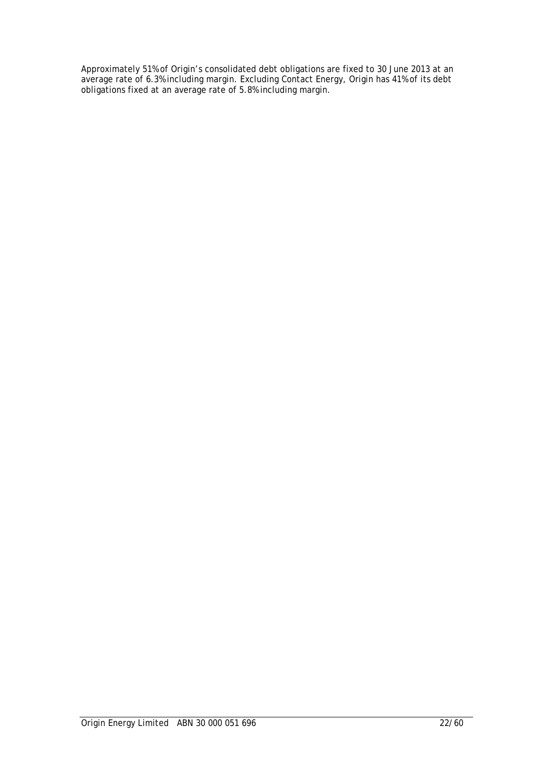Approximately 51% of Origin's consolidated debt obligations are fixed to 30 June 2013 at an average rate of 6.3% including margin. Excluding Contact Energy, Origin has 41% of its debt obligations fixed at an average rate of 5.8% including margin.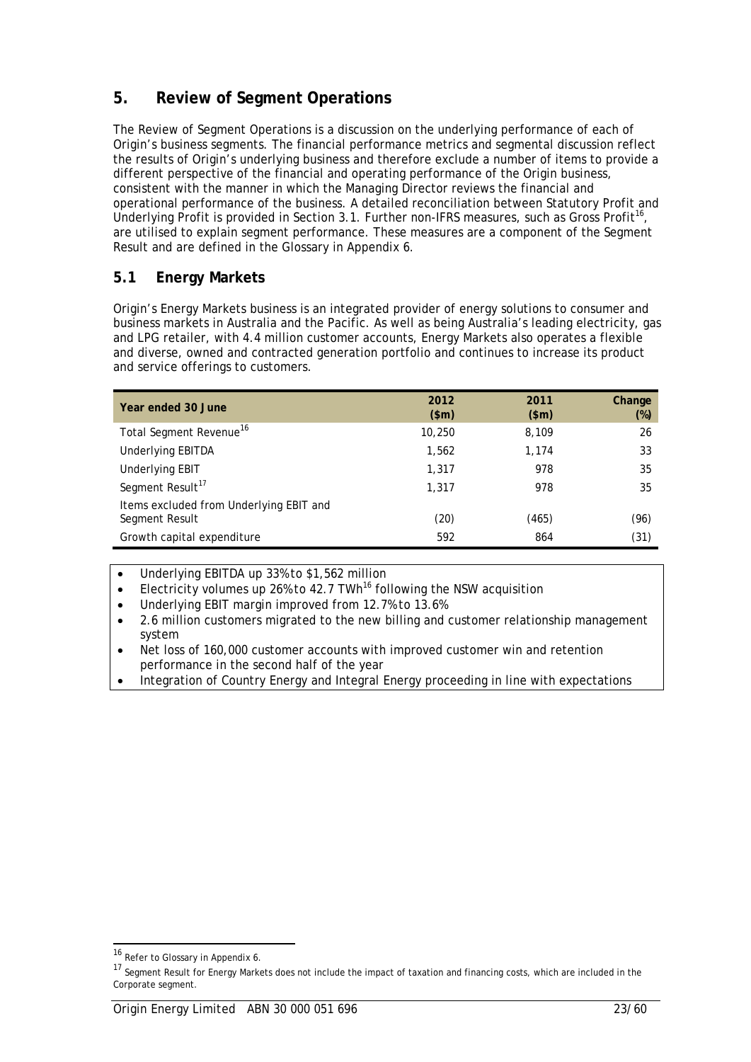## 5. Review of Segment Operations

The Review of Segment Operations is a discussion on the underlying performance of each of Origin's business segments. The financial performance metrics and segmental discussion reflect the results of Origin's underlying business and therefore exclude a number of items to provide a different perspective of the financial and operating performance of the Origin business, consistent with the manner in which the Managing Director reviews the financial and operational performance of the business. A detailed reconciliation between Statutory Profit and Underlying Profit is provided in Section 3.1. Further non-IFRS measures, such as Gross Profit[16], are utilised to explain segment performance. These measures are a component of the Segment Result and are defined in the Glossary in Appendix 6.

### 5.1 Energy Markets

Origin's Energy Markets business is an integrated provider of energy solutions to consumer and business markets in Australia and the Pacific. As well as being Australia's leading electricity, gas and LPG retailer, with 4.4 million customer accounts, Energy Markets also operates a flexible and diverse, owned and contracted generation portfolio and continues to increase its product and service offerings to customers.

| Year ended 30 June | 2012 ($m) | 2011 ($m) | Change (%) |
|---|---|---|---|
| Total Segment Revenue[16] | 10,250 | 8,109 | 26 |
| Underlying EBITDA | 1,562 | 1,174 | 33 |
| Underlying EBIT | 1,317 | 978 | 35 |
| Segment Result[17] | 1,317 | 978 | 35 |
| Items excluded from Underlying EBIT and Segment Result | (20) | (465) | (96) |
| Growth capital expenditure | 592 | 864 | (31) |

- Underlying EBITDA up 33% to $1,562 million
- Electricity volumes up 26% to 42.7 TWh[16] following the NSW acquisition
- Underlying EBIT margin improved from 12.7% to 13.6%
- 2.6 million customers migrated to the new billing and customer relationship management system
- Net loss of 160,000 customer accounts with improved customer win and retention performance in the second half of the year
- Integration of Country Energy and Integral Energy proceeding in line with expectations

---

[16] Refer to Glossary in Appendix 6.

[17] Segment Result for Energy Markets does not include the impact of taxation and financing costs, which are included in the Corporate segment.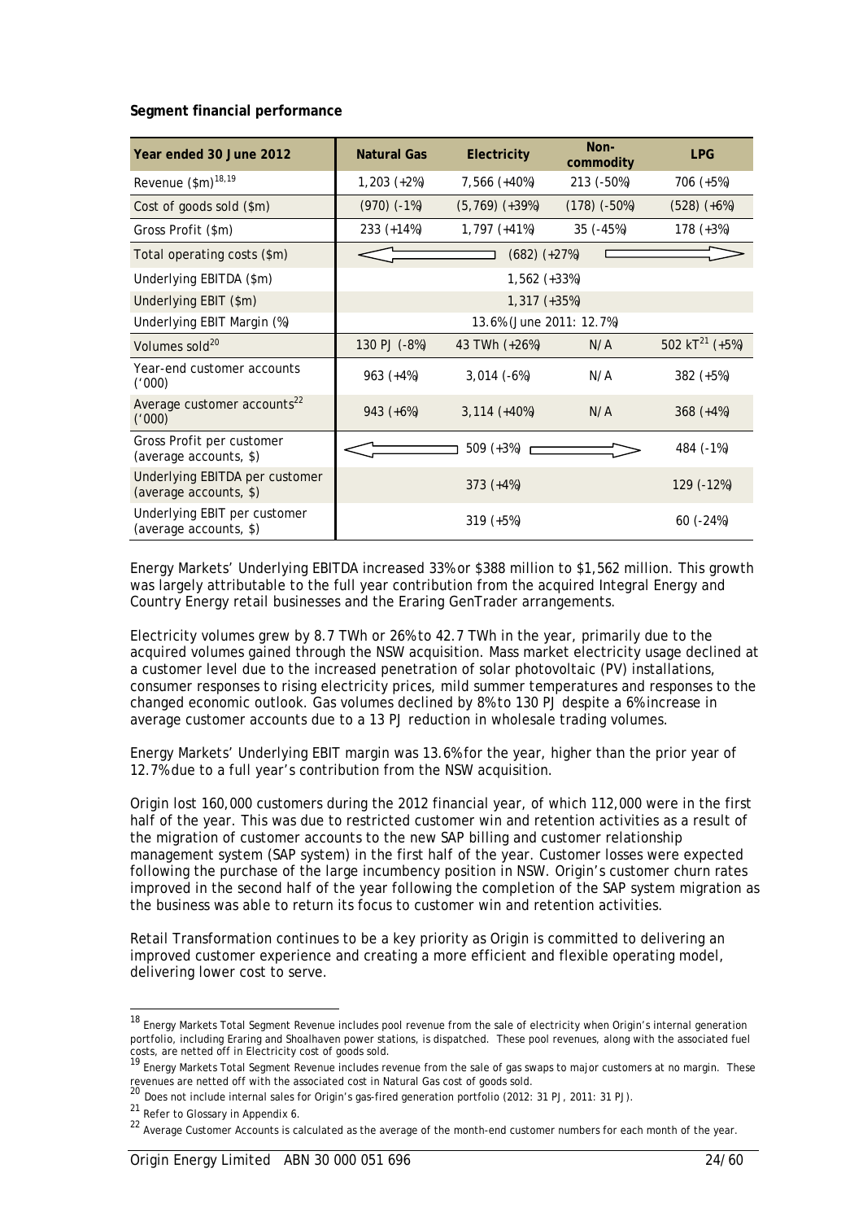**Segment financial performance**

| Year ended 30 June 2012 | Natural Gas | Electricity | Non-commodity | LPG |
|---|---|---|---|---|
| Revenue ($m)[18,19] | 1,203 (+2%) | 7,566 (+40%) | 213 (-50%) | 706 (+5%) |
| Cost of goods sold ($m) | (970) (-1%) | (5,769) (+39%) | (178) (-50%) | (528) (+6%) |
| Gross Profit ($m) | 233 (+14%) | 1,797 (+41%) | 35 (-45%) | 178 (+3%) |
| Total operating costs ($m) | (682) (+27%) | | | |
| Underlying EBITDA ($m) | 1,562 (+33%) | | | |
| Underlying EBIT ($m) | 1,317 (+35%) | | | |
| Underlying EBIT Margin (%) | 13.6% (June 2011: 12.7%) | | | |
| Volumes sold[20] | 130 PJ (-8%) | 43 TWh (+26%) | N/A | 502 kT[21] (+5%) |
| Year-end customer accounts ('000) | 963 (+4%) | 3,014 (-6%) | N/A | 382 (+5%) |
| Average customer accounts[22] ('000) | 943 (+6%) | 3,114 (+40%) | N/A | 368 (+4%) |
| Gross Profit per customer (average accounts, $) | 509 (+3%) | | | 484 (-1%) |
| Underlying EBITDA per customer (average accounts, $) | 373 (+4%) | | | 129 (-12%) |
| Underlying EBIT per customer (average accounts, $) | 319 (+5%) | | | 60 (-24%) |

Energy Markets' Underlying EBITDA increased 33% or $388 million to $1,562 million. This growth was largely attributable to the full year contribution from the acquired Integral Energy and Country Energy retail businesses and the Eraring GenTrader arrangements.

Electricity volumes grew by 8.7 TWh or 26% to 42.7 TWh in the year, primarily due to the acquired volumes gained through the NSW acquisition. Mass market electricity usage declined at a customer level due to the increased penetration of solar photovoltaic (PV) installations, consumer responses to rising electricity prices, mild summer temperatures and responses to the changed economic outlook. Gas volumes declined by 8% to 130 PJ despite a 6% increase in average customer accounts due to a 13 PJ reduction in wholesale trading volumes.

Energy Markets' Underlying EBIT margin was 13.6% for the year, higher than the prior year of 12.7% due to a full year's contribution from the NSW acquisition.

Origin lost 160,000 customers during the 2012 financial year, of which 112,000 were in the first half of the year. This was due to restricted customer win and retention activities as a result of the migration of customer accounts to the new SAP billing and customer relationship management system (SAP system) in the first half of the year. Customer losses were expected following the purchase of the large incumbency position in NSW. Origin's customer churn rates improved in the second half of the year following the completion of the SAP system migration as the business was able to return its focus to customer win and retention activities.

Retail Transformation continues to be a key priority as Origin is committed to delivering an improved customer experience and creating a more efficient and flexible operating model, delivering lower cost to serve.

---

[18] Energy Markets Total Segment Revenue includes pool revenue from the sale of electricity when Origin's internal generation portfolio, including Eraring and Shoalhaven power stations, is dispatched. These pool revenues, along with the associated fuel costs, are netted off in Electricity cost of goods sold.

[19] Energy Markets Total Segment Revenue includes revenue from the sale of gas swaps to major customers at no margin. These revenues are netted off with the associated cost in Natural Gas cost of goods sold.

[20] Does not include internal sales for Origin's gas-fired generation portfolio (2012: 31 PJ, 2011: 31 PJ).

[21] Refer to Glossary in Appendix 6.

[22] Average Customer Accounts is calculated as the average of the month-end customer numbers for each month of the year.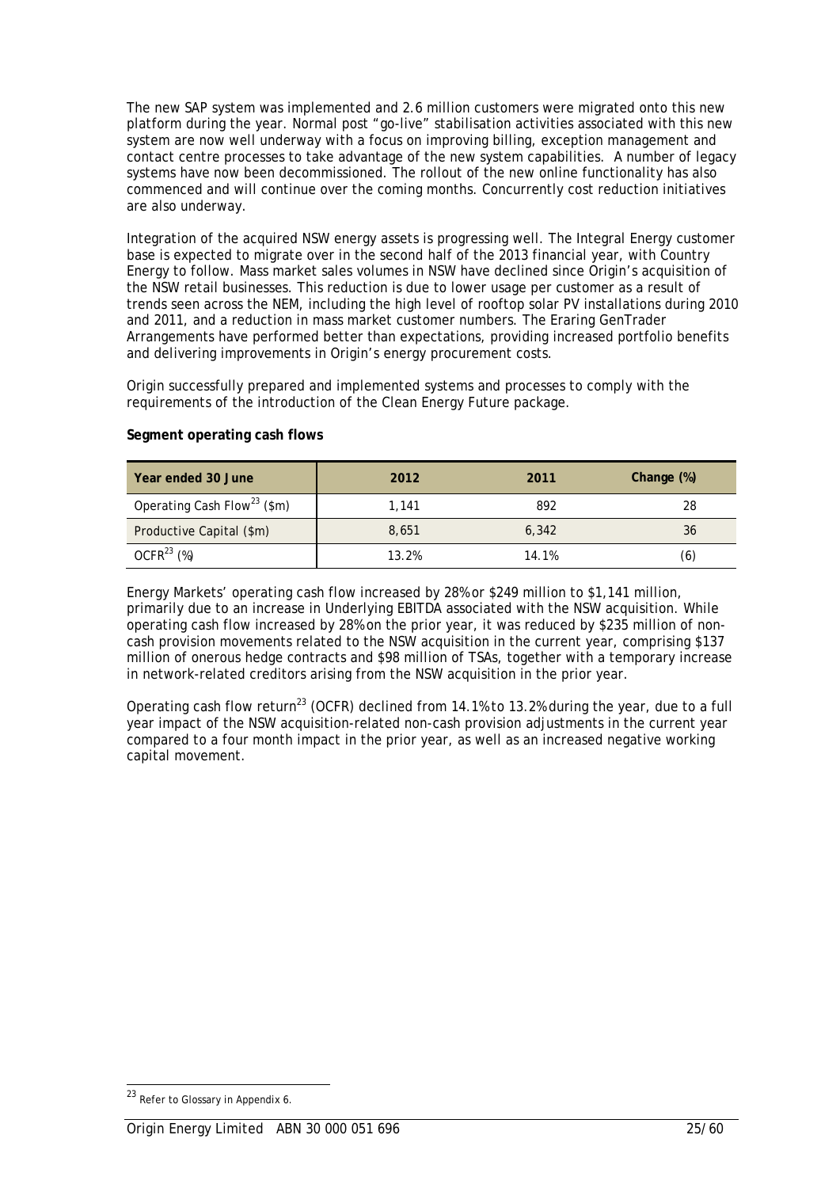The new SAP system was implemented and 2.6 million customers were migrated onto this new platform during the year. Normal post "go-live" stabilisation activities associated with this new system are now well underway with a focus on improving billing, exception management and contact centre processes to take advantage of the new system capabilities. A number of legacy systems have now been decommissioned. The rollout of the new online functionality has also commenced and will continue over the coming months. Concurrently cost reduction initiatives are also underway.

Integration of the acquired NSW energy assets is progressing well. The Integral Energy customer base is expected to migrate over in the second half of the 2013 financial year, with Country Energy to follow. Mass market sales volumes in NSW have declined since Origin's acquisition of the NSW retail businesses. This reduction is due to lower usage per customer as a result of trends seen across the NEM, including the high level of rooftop solar PV installations during 2010 and 2011, and a reduction in mass market customer numbers. The Eraring GenTrader Arrangements have performed better than expectations, providing increased portfolio benefits and delivering improvements in Origin's energy procurement costs.

Origin successfully prepared and implemented systems and processes to comply with the requirements of the introduction of the Clean Energy Future package.

**Segment operating cash flows**

| Year ended 30 June | 2012 | 2011 | Change (%) |
|---|---|---|---|
| Operating Cash Flow[23] ($m) | 1,141 | 892 | 28 |
| Productive Capital ($m) | 8,651 | 6,342 | 36 |
| OCFR[23] (%) | 13.2% | 14.1% | (6) |

Energy Markets' operating cash flow increased by 28% or $249 million to $1,141 million, primarily due to an increase in Underlying EBITDA associated with the NSW acquisition. While operating cash flow increased by 28% on the prior year, it was reduced by $235 million of non-cash provision movements related to the NSW acquisition in the current year, comprising $137 million of onerous hedge contracts and $98 million of TSAs, together with a temporary increase in network-related creditors arising from the NSW acquisition in the prior year.

Operating cash flow return[23] (OCFR) declined from 14.1% to 13.2% during the year, due to a full year impact of the NSW acquisition-related non-cash provision adjustments in the current year compared to a four month impact in the prior year, as well as an increased negative working capital movement.

[23] Refer to Glossary in Appendix 6.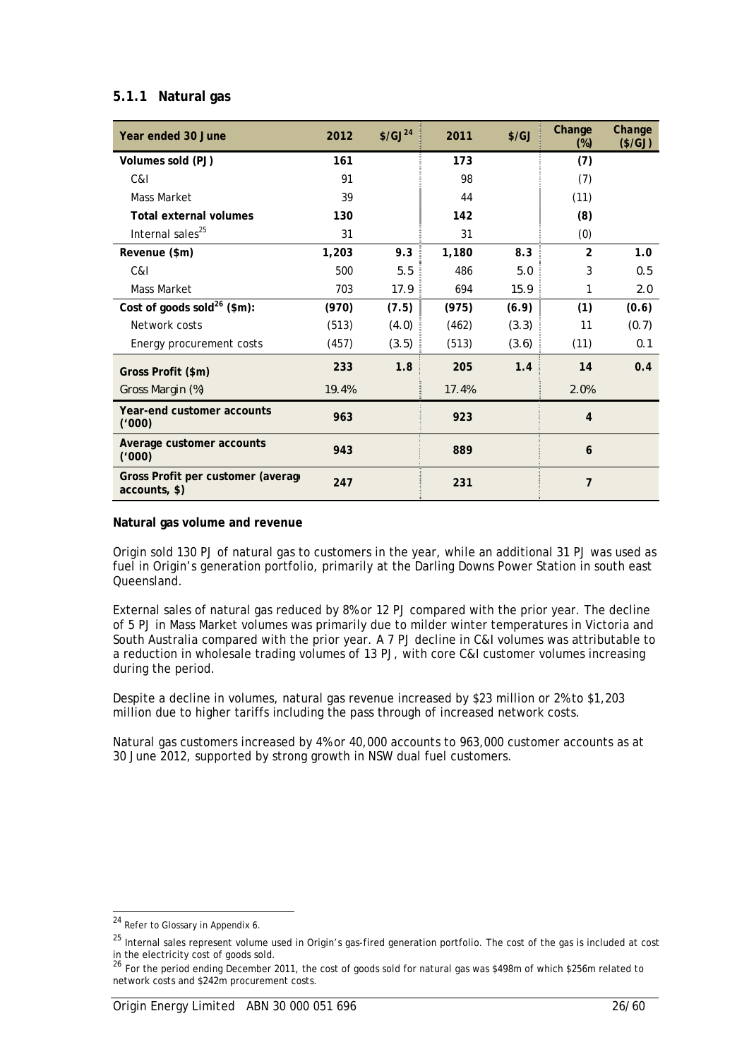### 5.1.1 Natural gas

| Year ended 30 June | 2012 | \$/GJ[24] | 2011 | \$/GJ | Change (%) | Change (\$/GJ) |
|---|---|---|---|---|---|---|
| **Volumes sold (PJ)** | **161** | | **173** | | **(7)** | |
| C&I | 91 | | 98 | | (7) | |
| Mass Market | 39 | | 44 | | (11) | |
| **Total external volumes** | **130** | | **142** | | **(8)** | |
| Internal sales[25] | 31 | | 31 | | (0) | |
| **Revenue (\$m)** | **1,203** | **9.3** | **1,180** | **8.3** | **2** | **1.0** |
| C&I | 500 | 5.5 | 486 | 5.0 | 3 | 0.5 |
| Mass Market | 703 | 17.9 | 694 | 15.9 | 1 | 2.0 |
| **Cost of goods sold[26] (\$m):** | **(970)** | **(7.5)** | **(975)** | **(6.9)** | **(1)** | **(0.6)** |
| Network costs | (513) | (4.0) | (462) | (3.3) | 11 | (0.7) |
| Energy procurement costs | (457) | (3.5) | (513) | (3.6) | (11) | 0.1 |
| **Gross Profit (\$m)** | **233** | **1.8** | **205** | **1.4** | **14** | **0.4** |
| *Gross Margin (%)* | *19.4%* | | *17.4%* | | *2.0%* | |
| **Year-end customer accounts ('000)** | **963** | | **923** | | **4** | |
| **Average customer accounts ('000)** | **943** | | **889** | | **6** | |
| **Gross Profit per customer (average accounts, \$)** | **247** | | **231** | | **7** | |

**Natural gas volume and revenue**

Origin sold 130 PJ of natural gas to customers in the year, while an additional 31 PJ was used as fuel in Origin's generation portfolio, primarily at the Darling Downs Power Station in south east Queensland.

External sales of natural gas reduced by 8% or 12 PJ compared with the prior year. The decline of 5 PJ in Mass Market volumes was primarily due to milder winter temperatures in Victoria and South Australia compared with the prior year. A 7 PJ decline in C&I volumes was attributable to a reduction in wholesale trading volumes of 13 PJ, with core C&I customer volumes increasing during the period.

Despite a decline in volumes, natural gas revenue increased by \$23 million or 2% to \$1,203 million due to higher tariffs including the pass through of increased network costs.

Natural gas customers increased by 4% or 40,000 accounts to 963,000 customer accounts as at 30 June 2012, supported by strong growth in NSW dual fuel customers.

---

[24] Refer to Glossary in Appendix 6.

[25] Internal sales represent volume used in Origin's gas-fired generation portfolio. The cost of the gas is included at cost in the electricity cost of goods sold.

[26] For the period ending December 2011, the cost of goods sold for natural gas was \$498m of which \$256m related to network costs and \$242m procurement costs.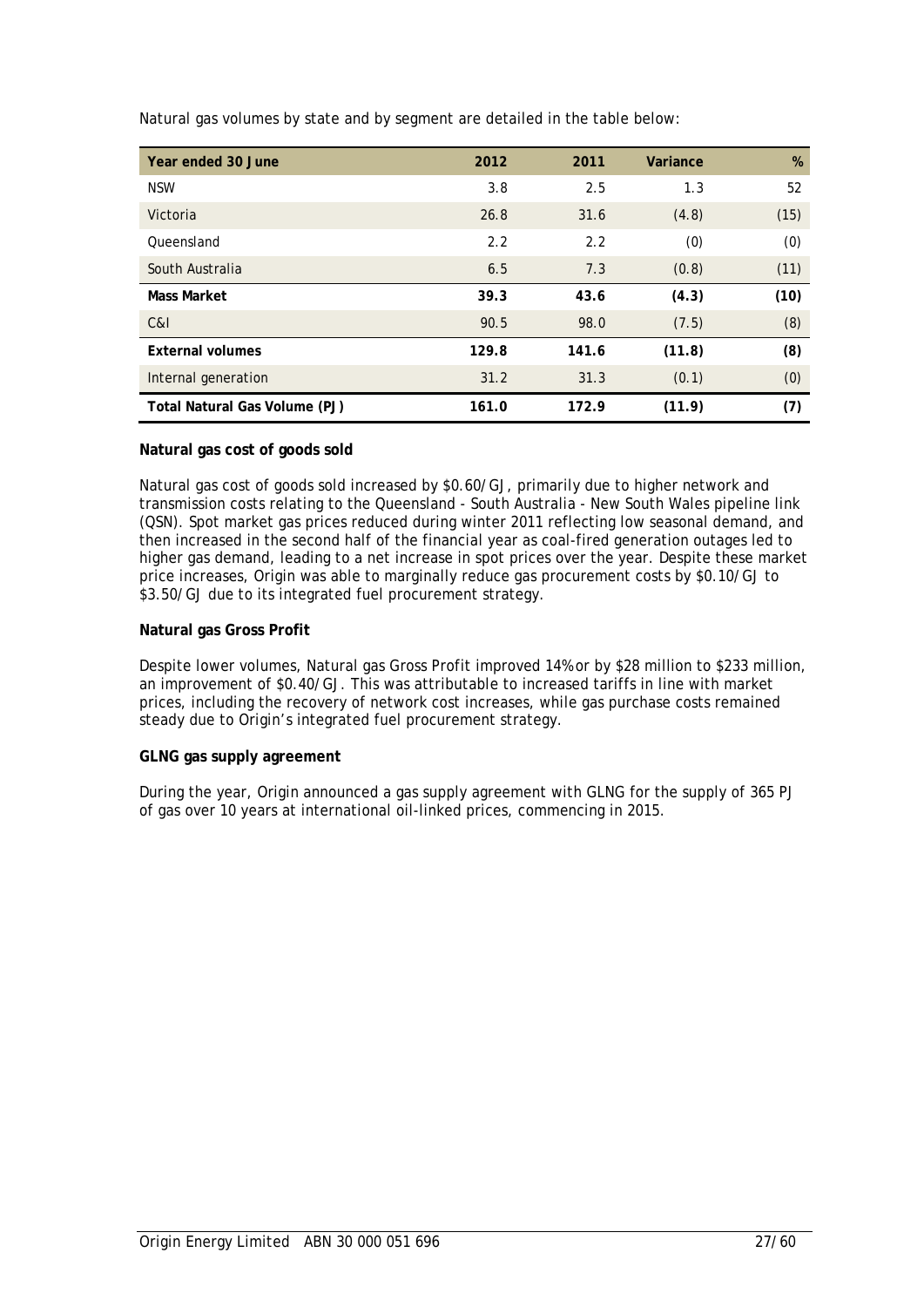Natural gas volumes by state and by segment are detailed in the table below:

| Year ended 30 June | 2012 | 2011 | Variance | % |
|---|---|---|---|---|
| NSW | 3.8 | 2.5 | 1.3 | 52 |
| Victoria | 26.8 | 31.6 | (4.8) | (15) |
| Queensland | 2.2 | 2.2 | (0) | (0) |
| South Australia | 6.5 | 7.3 | (0.8) | (11) |
| **Mass Market** | **39.3** | **43.6** | **(4.3)** | **(10)** |
| C&I | 90.5 | 98.0 | (7.5) | (8) |
| **External volumes** | **129.8** | **141.6** | **(11.8)** | **(8)** |
| Internal generation | 31.2 | 31.3 | (0.1) | (0) |
| **Total Natural Gas Volume (PJ)** | **161.0** | **172.9** | **(11.9)** | **(7)** |

**Natural gas cost of goods sold**

Natural gas cost of goods sold increased by $0.60/GJ, primarily due to higher network and transmission costs relating to the Queensland - South Australia - New South Wales pipeline link (QSN). Spot market gas prices reduced during winter 2011 reflecting low seasonal demand, and then increased in the second half of the financial year as coal-fired generation outages led to higher gas demand, leading to a net increase in spot prices over the year. Despite these market price increases, Origin was able to marginally reduce gas procurement costs by $0.10/GJ to $3.50/GJ due to its integrated fuel procurement strategy.

**Natural gas Gross Profit**

Despite lower volumes, Natural gas Gross Profit improved 14% or by $28 million to $233 million, an improvement of $0.40/GJ. This was attributable to increased tariffs in line with market prices, including the recovery of network cost increases, while gas purchase costs remained steady due to Origin's integrated fuel procurement strategy.

**GLNG gas supply agreement**

During the year, Origin announced a gas supply agreement with GLNG for the supply of 365 PJ of gas over 10 years at international oil-linked prices, commencing in 2015.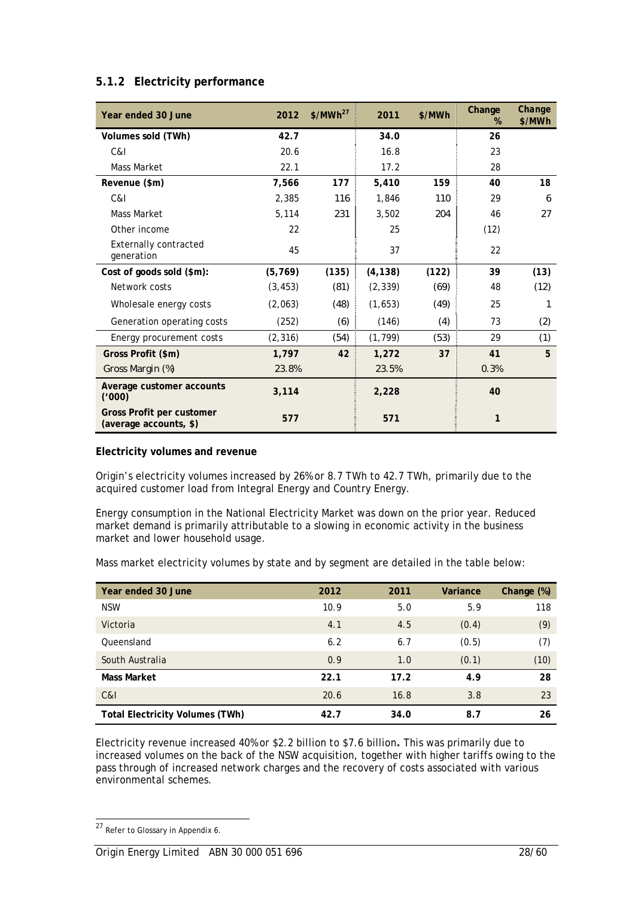### 5.1.2 Electricity performance

| Year ended 30 June | 2012 | $/MWh[27] | 2011 | $/MWh | Change % | Change $/MWh |
|---|---|---|---|---|---|---|
| **Volumes sold (TWh)** | **42.7** | | **34.0** | | **26** | |
| C&I | 20.6 | | 16.8 | | 23 | |
| Mass Market | 22.1 | | 17.2 | | 28 | |
| **Revenue ($m)** | **7,566** | **177** | **5,410** | **159** | **40** | **18** |
| C&I | 2,385 | 116 | 1,846 | 110 | 29 | 6 |
| Mass Market | 5,114 | 231 | 3,502 | 204 | 46 | 27 |
| Other income | 22 | | 25 | | (12) | |
| Externally contracted generation | 45 | | 37 | | 22 | |
| **Cost of goods sold ($m):** | **(5,769)** | **(135)** | **(4,138)** | **(122)** | **39** | **(13)** |
| Network costs | (3,453) | (81) | (2,339) | (69) | 48 | (12) |
| Wholesale energy costs | (2,063) | (48) | (1,653) | (49) | 25 | 1 |
| Generation operating costs | (252) | (6) | (146) | (4) | 73 | (2) |
| Energy procurement costs | (2,316) | (54) | (1,799) | (53) | 29 | (1) |
| **Gross Profit ($m)** | **1,797** | **42** | **1,272** | **37** | **41** | **5** |
| Gross Margin (%) | 23.8% | | 23.5% | | 0.3% | |
| **Average customer accounts ('000)** | **3,114** | | **2,228** | | **40** | |
| **Gross Profit per customer (average accounts, $)** | **577** | | **571** | | **1** | |

**Electricity volumes and revenue**

Origin's electricity volumes increased by 26% or 8.7 TWh to 42.7 TWh, primarily due to the acquired customer load from Integral Energy and Country Energy.

Energy consumption in the National Electricity Market was down on the prior year. Reduced market demand is primarily attributable to a slowing in economic activity in the business market and lower household usage.

Mass market electricity volumes by state and by segment are detailed in the table below:

| Year ended 30 June | 2012 | 2011 | Variance | Change (%) |
|---|---|---|---|---|
| NSW | 10.9 | 5.0 | 5.9 | 118 |
| Victoria | 4.1 | 4.5 | (0.4) | (9) |
| Queensland | 6.2 | 6.7 | (0.5) | (7) |
| South Australia | 0.9 | 1.0 | (0.1) | (10) |
| **Mass Market** | **22.1** | **17.2** | **4.9** | **28** |
| C&I | 20.6 | 16.8 | 3.8 | 23 |
| **Total Electricity Volumes (TWh)** | **42.7** | **34.0** | **8.7** | **26** |

Electricity revenue increased 40% or $2.2 billion to $7.6 billion**.** This was primarily due to increased volumes on the back of the NSW acquisition, together with higher tariffs owing to the pass through of increased network charges and the recovery of costs associated with various environmental schemes.

[27] Refer to Glossary in Appendix 6.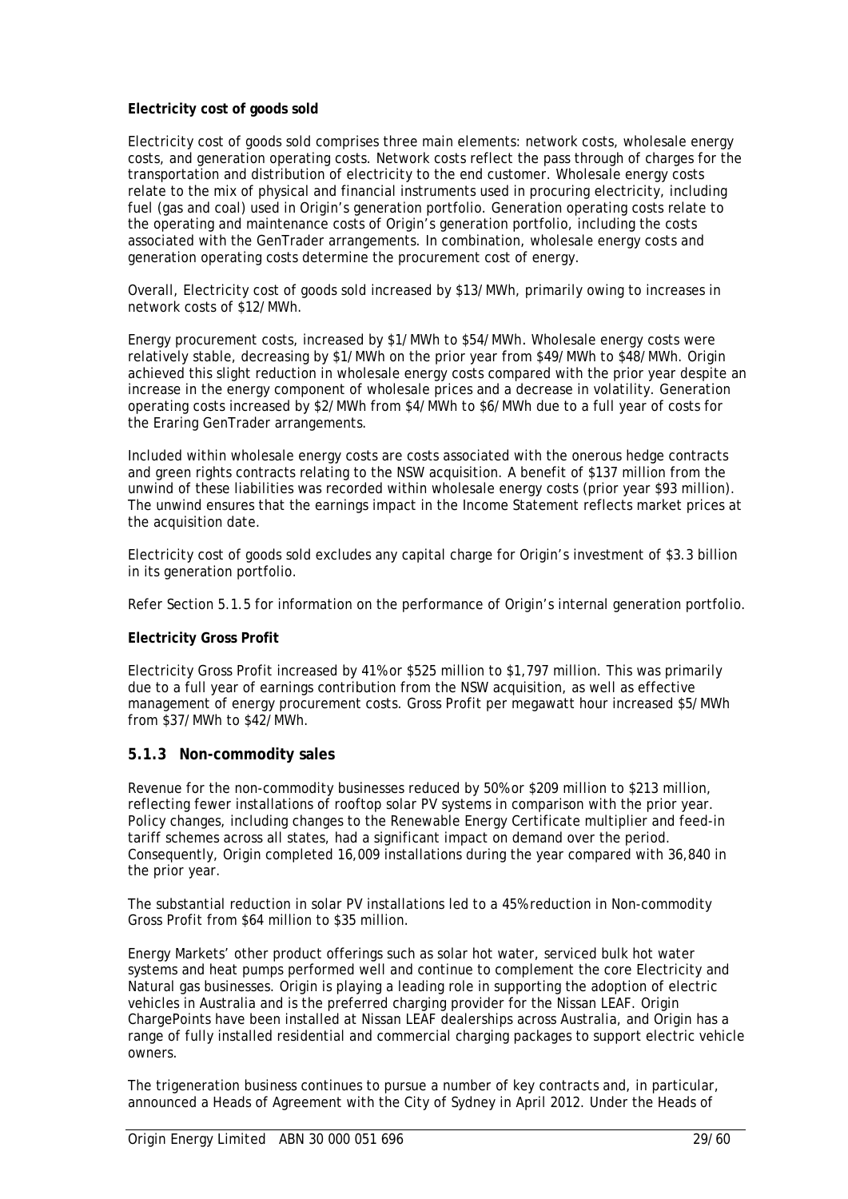**Electricity cost of goods sold**

Electricity cost of goods sold comprises three main elements: network costs, wholesale energy costs, and generation operating costs. Network costs reflect the pass through of charges for the transportation and distribution of electricity to the end customer. Wholesale energy costs relate to the mix of physical and financial instruments used in procuring electricity, including fuel (gas and coal) used in Origin's generation portfolio. Generation operating costs relate to the operating and maintenance costs of Origin's generation portfolio, including the costs associated with the GenTrader arrangements. In combination, wholesale energy costs and generation operating costs determine the procurement cost of energy.

Overall, Electricity cost of goods sold increased by $13/MWh, primarily owing to increases in network costs of $12/MWh.

Energy procurement costs, increased by $1/MWh to $54/MWh. Wholesale energy costs were relatively stable, decreasing by $1/MWh on the prior year from $49/MWh to $48/MWh. Origin achieved this slight reduction in wholesale energy costs compared with the prior year despite an increase in the energy component of wholesale prices and a decrease in volatility. Generation operating costs increased by $2/MWh from $4/MWh to $6/MWh due to a full year of costs for the Eraring GenTrader arrangements.

Included within wholesale energy costs are costs associated with the onerous hedge contracts and green rights contracts relating to the NSW acquisition. A benefit of $137 million from the unwind of these liabilities was recorded within wholesale energy costs (prior year $93 million). The unwind ensures that the earnings impact in the Income Statement reflects market prices at the acquisition date.

Electricity cost of goods sold excludes any capital charge for Origin's investment of $3.3 billion in its generation portfolio.

Refer Section 5.1.5 for information on the performance of Origin's internal generation portfolio.

**Electricity Gross Profit**

Electricity Gross Profit increased by 41% or $525 million to $1,797 million. This was primarily due to a full year of earnings contribution from the NSW acquisition, as well as effective management of energy procurement costs. Gross Profit per megawatt hour increased $5/MWh from $37/MWh to $42/MWh.

### 5.1.3 Non-commodity sales

Revenue for the non-commodity businesses reduced by 50% or $209 million to $213 million, reflecting fewer installations of rooftop solar PV systems in comparison with the prior year. Policy changes, including changes to the Renewable Energy Certificate multiplier and feed-in tariff schemes across all states, had a significant impact on demand over the period. Consequently, Origin completed 16,009 installations during the year compared with 36,840 in the prior year.

The substantial reduction in solar PV installations led to a 45% reduction in Non-commodity Gross Profit from $64 million to $35 million.

Energy Markets' other product offerings such as solar hot water, serviced bulk hot water systems and heat pumps performed well and continue to complement the core Electricity and Natural gas businesses. Origin is playing a leading role in supporting the adoption of electric vehicles in Australia and is the preferred charging provider for the Nissan LEAF. Origin ChargePoints have been installed at Nissan LEAF dealerships across Australia, and Origin has a range of fully installed residential and commercial charging packages to support electric vehicle owners.

The trigeneration business continues to pursue a number of key contracts and, in particular, announced a Heads of Agreement with the City of Sydney in April 2012. Under the Heads of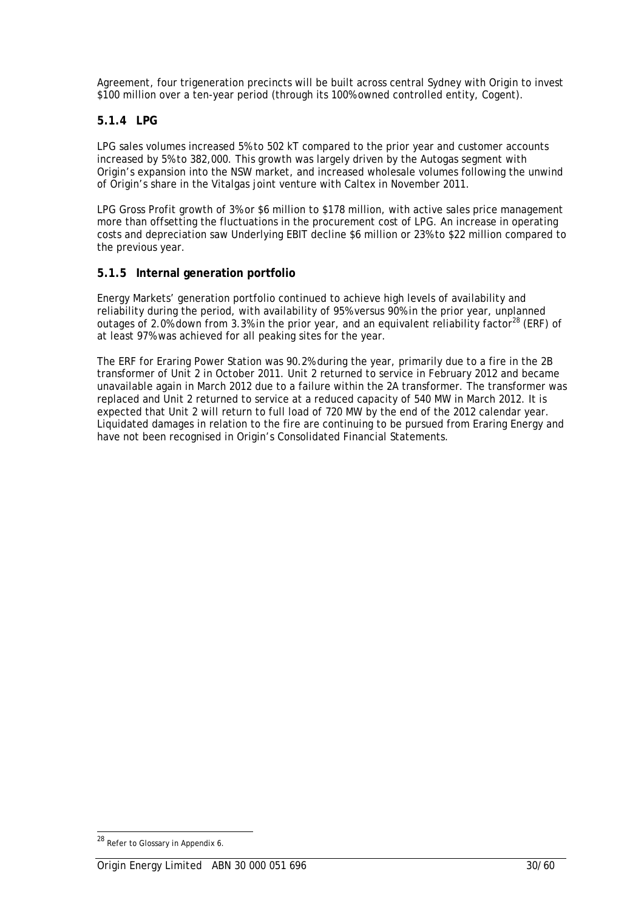Agreement, four trigeneration precincts will be built across central Sydney with Origin to invest $100 million over a ten-year period (through its 100% owned controlled entity, Cogent).

### 5.1.4 LPG

LPG sales volumes increased 5% to 502 kT compared to the prior year and customer accounts increased by 5% to 382,000. This growth was largely driven by the Autogas segment with Origin's expansion into the NSW market, and increased wholesale volumes following the unwind of Origin's share in the Vitalgas joint venture with Caltex in November 2011.

LPG Gross Profit growth of 3% or $6 million to $178 million, with active sales price management more than offsetting the fluctuations in the procurement cost of LPG. An increase in operating costs and depreciation saw Underlying EBIT decline $6 million or 23% to $22 million compared to the previous year.

### 5.1.5 Internal generation portfolio

Energy Markets' generation portfolio continued to achieve high levels of availability and reliability during the period, with availability of 95% versus 90% in the prior year, unplanned outages of 2.0% down from 3.3% in the prior year, and an equivalent reliability factor[28] (ERF) of at least 97% was achieved for all peaking sites for the year.

The ERF for Eraring Power Station was 90.2% during the year, primarily due to a fire in the 2B transformer of Unit 2 in October 2011. Unit 2 returned to service in February 2012 and became unavailable again in March 2012 due to a failure within the 2A transformer. The transformer was replaced and Unit 2 returned to service at a reduced capacity of 540 MW in March 2012. It is expected that Unit 2 will return to full load of 720 MW by the end of the 2012 calendar year. Liquidated damages in relation to the fire are continuing to be pursued from Eraring Energy and have not been recognised in Origin's Consolidated Financial Statements.

---

[28] Refer to Glossary in Appendix 6.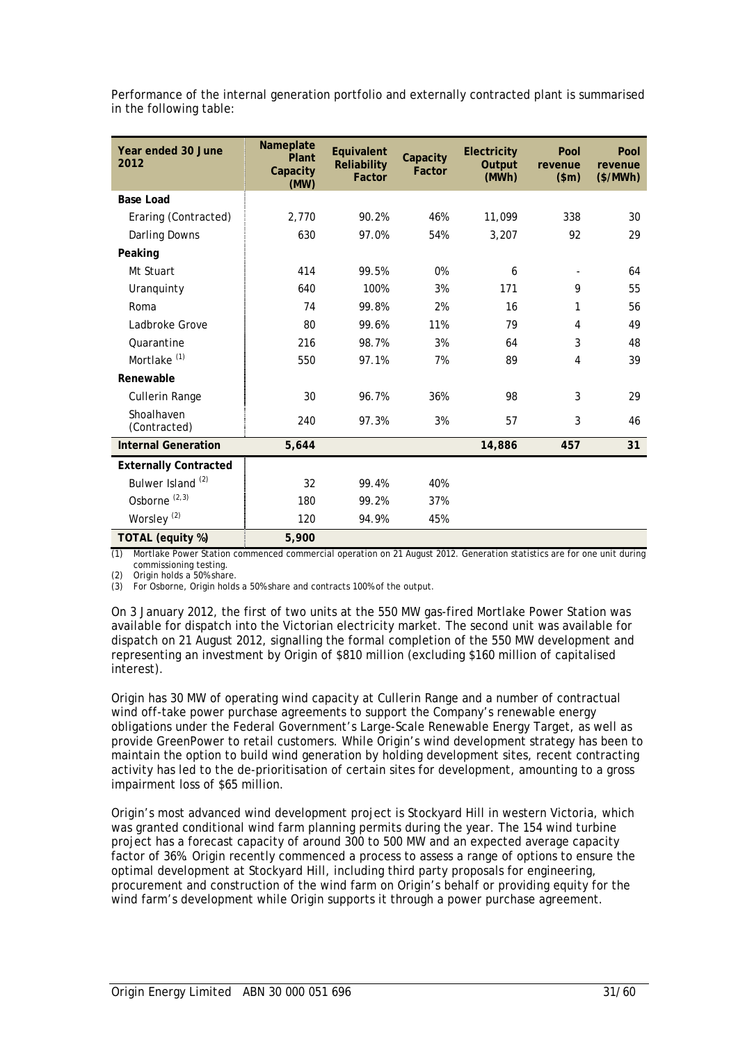Performance of the internal generation portfolio and externally contracted plant is summarised in the following table:

| Year ended 30 June 2012 | Nameplate Plant Capacity (MW) | Equivalent Reliability Factor | Capacity Factor | Electricity Output (MWh) | Pool revenue ($m) | Pool revenue ($/MWh) |
|---|---|---|---|---|---|---|
| **Base Load** | | | | | | |
| Eraring (Contracted) | 2,770 | 90.2% | 46% | 11,099 | 338 | 30 |
| Darling Downs | 630 | 97.0% | 54% | 3,207 | 92 | 29 |
| **Peaking** | | | | | | |
| Mt Stuart | 414 | 99.5% | 0% | 6 | - | 64 |
| Uranquinty | 640 | 100% | 3% | 171 | 9 | 55 |
| Roma | 74 | 99.8% | 2% | 16 | 1 | 56 |
| Ladbroke Grove | 80 | 99.6% | 11% | 79 | 4 | 49 |
| Quarantine | 216 | 98.7% | 3% | 64 | 3 | 48 |
| Mortlake [(1)] | 550 | 97.1% | 7% | 89 | 4 | 39 |
| **Renewable** | | | | | | |
| Cullerin Range | 30 | 96.7% | 36% | 98 | 3 | 29 |
| Shoalhaven (Contracted) | 240 | 97.3% | 3% | 57 | 3 | 46 |
| **Internal Generation** | **5,644** | | | **14,886** | **457** | **31** |
| **Externally Contracted** | | | | | | |
| Bulwer Island [(2)] | 32 | 99.4% | 40% | | | |
| Osborne [(2, 3)] | 180 | 99.2% | 37% | | | |
| Worsley [(2)] | 120 | 94.9% | 45% | | | |
| **TOTAL (equity %)** | **5,900** | | | | | |

(1) Mortlake Power Station commenced commercial operation on 21 August 2012. Generation statistics are for one unit during commissioning testing.
(2) Origin holds a 50% share.
(3) For Osborne, Origin holds a 50% share and contracts 100% of the output.

On 3 January 2012, the first of two units at the 550 MW gas-fired Mortlake Power Station was available for dispatch into the Victorian electricity market. The second unit was available for dispatch on 21 August 2012, signalling the formal completion of the 550 MW development and representing an investment by Origin of $810 million (excluding $160 million of capitalised interest).

Origin has 30 MW of operating wind capacity at Cullerin Range and a number of contractual wind off-take power purchase agreements to support the Company's renewable energy obligations under the Federal Government's Large-Scale Renewable Energy Target, as well as provide GreenPower to retail customers. While Origin's wind development strategy has been to maintain the option to build wind generation by holding development sites, recent contracting activity has led to the de-prioritisation of certain sites for development, amounting to a gross impairment loss of $65 million.

Origin's most advanced wind development project is Stockyard Hill in western Victoria, which was granted conditional wind farm planning permits during the year. The 154 wind turbine project has a forecast capacity of around 300 to 500 MW and an expected average capacity factor of 36%. Origin recently commenced a process to assess a range of options to ensure the optimal development at Stockyard Hill, including third party proposals for engineering, procurement and construction of the wind farm on Origin's behalf or providing equity for the wind farm's development while Origin supports it through a power purchase agreement.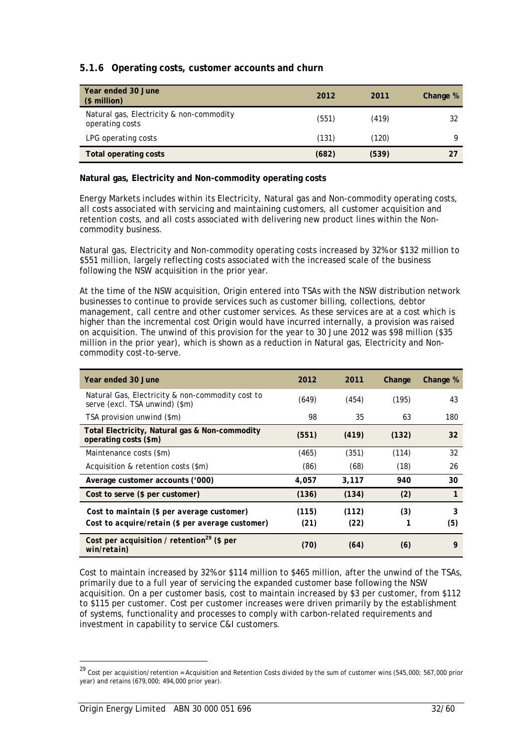### 5.1.6 Operating costs, customer accounts and churn

| Year ended 30 June ($ million) | 2012 | 2011 | Change % |
|---|---|---|---|
| Natural gas, Electricity & non-commodity operating costs | (551) | (419) | 32 |
| LPG operating costs | (131) | (120) | 9 |
| **Total operating costs** | **(682)** | **(539)** | **27** |

**Natural gas, Electricity and Non-commodity operating costs**

Energy Markets includes within its Electricity, Natural gas and Non-commodity operating costs, all costs associated with servicing and maintaining customers, all customer acquisition and retention costs, and all costs associated with delivering new product lines within the Non-commodity business.

Natural gas, Electricity and Non-commodity operating costs increased by 32% or $132 million to $551 million, largely reflecting costs associated with the increased scale of the business following the NSW acquisition in the prior year.

At the time of the NSW acquisition, Origin entered into TSAs with the NSW distribution network businesses to continue to provide services such as customer billing, collections, debtor management, call centre and other customer services. As these services are at a cost which is higher than the incremental cost Origin would have incurred internally, a provision was raised on acquisition. The unwind of this provision for the year to 30 June 2012 was $98 million ($35 million in the prior year), which is shown as a reduction in Natural gas, Electricity and Non-commodity cost-to-serve.

| Year ended 30 June | 2012 | 2011 | Change | Change % |
|---|---|---|---|---|
| Natural Gas, Electricity & non-commodity cost to serve (excl. TSA unwind) ($m) | (649) | (454) | (195) | 43 |
| TSA provision unwind ($m) | 98 | 35 | 63 | 180 |
| **Total Electricity, Natural gas & Non-commodity operating costs ($m)** | **(551)** | **(419)** | **(132)** | **32** |
| Maintenance costs ($m) | (465) | (351) | (114) | 32 |
| Acquisition & retention costs ($m) | (86) | (68) | (18) | 26 |
| **Average customer accounts ('000)** | **4,057** | **3,117** | **940** | **30** |
| **Cost to serve ($ per customer)** | **(136)** | **(134)** | **(2)** | **1** |
| **Cost to maintain ($ per average customer)** | **(115)** | **(112)** | **(3)** | **3** |
| **Cost to acquire/retain ($ per average customer)** | **(21)** | **(22)** | **1** | **(5)** |
| **Cost per acquisition / retention[29] ($ per win/retain)** | **(70)** | **(64)** | **(6)** | **9** |

Cost to maintain increased by 32% or $114 million to $465 million, after the unwind of the TSAs, primarily due to a full year of servicing the expanded customer base following the NSW acquisition. On a per customer basis, cost to maintain increased by $3 per customer, from $112 to $115 per customer. Cost per customer increases were driven primarily by the establishment of systems, functionality and processes to comply with carbon-related requirements and investment in capability to service C&I customers.

[29] Cost per acquisition/retention = Acquisition and Retention Costs divided by the sum of customer wins (545,000; 567,000 prior year) and retains (679,000; 494,000 prior year).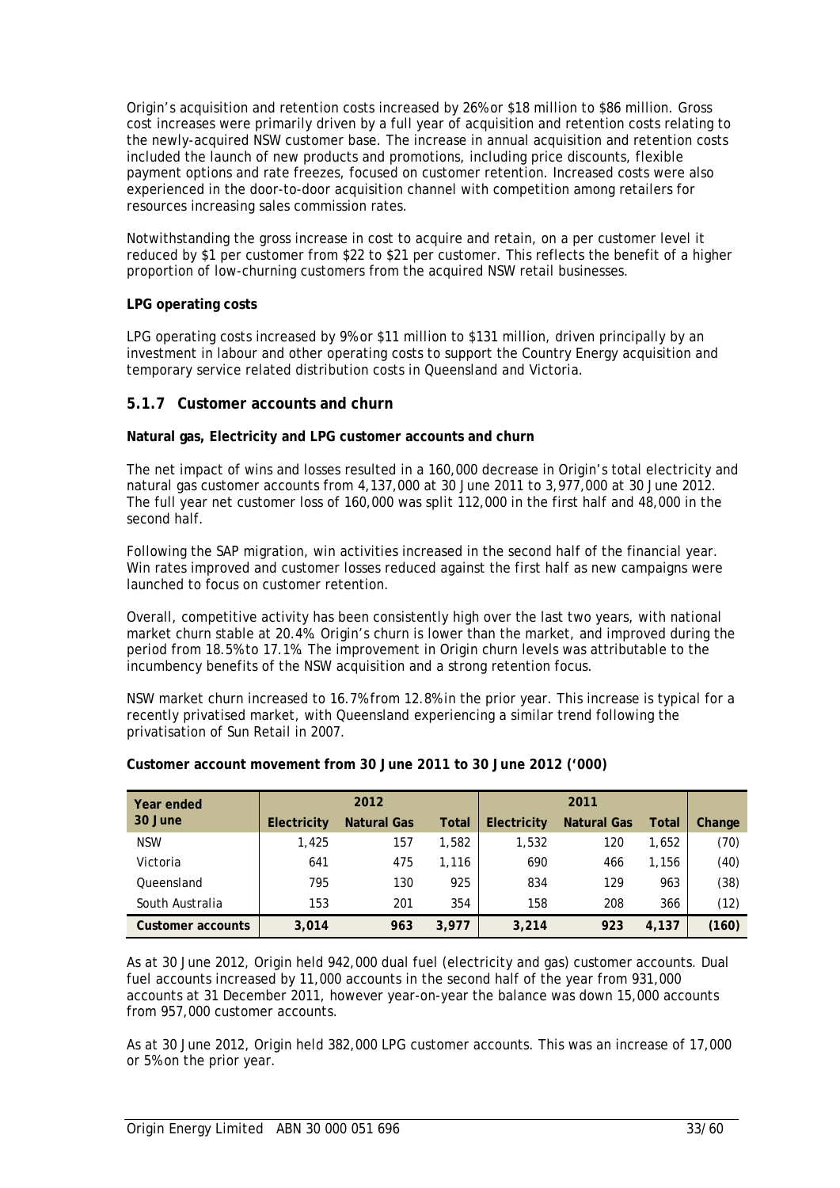Origin's acquisition and retention costs increased by 26% or $18 million to $86 million. Gross cost increases were primarily driven by a full year of acquisition and retention costs relating to the newly-acquired NSW customer base. The increase in annual acquisition and retention costs included the launch of new products and promotions, including price discounts, flexible payment options and rate freezes, focused on customer retention. Increased costs were also experienced in the door-to-door acquisition channel with competition among retailers for resources increasing sales commission rates.

Notwithstanding the gross increase in cost to acquire and retain, on a per customer level it reduced by $1 per customer from $22 to $21 per customer. This reflects the benefit of a higher proportion of low-churning customers from the acquired NSW retail businesses.

**LPG operating costs**

LPG operating costs increased by 9% or $11 million to $131 million, driven principally by an investment in labour and other operating costs to support the Country Energy acquisition and temporary service related distribution costs in Queensland and Victoria.

### 5.1.7 Customer accounts and churn

**Natural gas, Electricity and LPG customer accounts and churn**

The net impact of wins and losses resulted in a 160,000 decrease in Origin's total electricity and natural gas customer accounts from 4,137,000 at 30 June 2011 to 3,977,000 at 30 June 2012. The full year net customer loss of 160,000 was split 112,000 in the first half and 48,000 in the second half.

Following the SAP migration, win activities increased in the second half of the financial year. Win rates improved and customer losses reduced against the first half as new campaigns were launched to focus on customer retention.

Overall, competitive activity has been consistently high over the last two years, with national market churn stable at 20.4%. Origin's churn is lower than the market, and improved during the period from 18.5% to 17.1%. The improvement in Origin churn levels was attributable to the incumbency benefits of the NSW acquisition and a strong retention focus.

NSW market churn increased to 16.7% from 12.8% in the prior year. This increase is typical for a recently privatised market, with Queensland experiencing a similar trend following the privatisation of Sun Retail in 2007.

**Customer account movement from 30 June 2011 to 30 June 2012 ('000)**

| Year ended 30 June | 2012 | | | 2011 | | | |
|---|---|---|---|---|---|---|---|
| | Electricity | Natural Gas | Total | Electricity | Natural Gas | Total | Change |
| NSW | 1,425 | 157 | 1,582 | 1,532 | 120 | 1,652 | (70) |
| Victoria | 641 | 475 | 1,116 | 690 | 466 | 1,156 | (40) |
| Queensland | 795 | 130 | 925 | 834 | 129 | 963 | (38) |
| South Australia | 153 | 201 | 354 | 158 | 208 | 366 | (12) |
| **Customer accounts** | **3,014** | **963** | **3,977** | **3,214** | **923** | **4,137** | **(160)** |

As at 30 June 2012, Origin held 942,000 dual fuel (electricity and gas) customer accounts. Dual fuel accounts increased by 11,000 accounts in the second half of the year from 931,000 accounts at 31 December 2011, however year-on-year the balance was down 15,000 accounts from 957,000 customer accounts.

As at 30 June 2012, Origin held 382,000 LPG customer accounts. This was an increase of 17,000 or 5% on the prior year.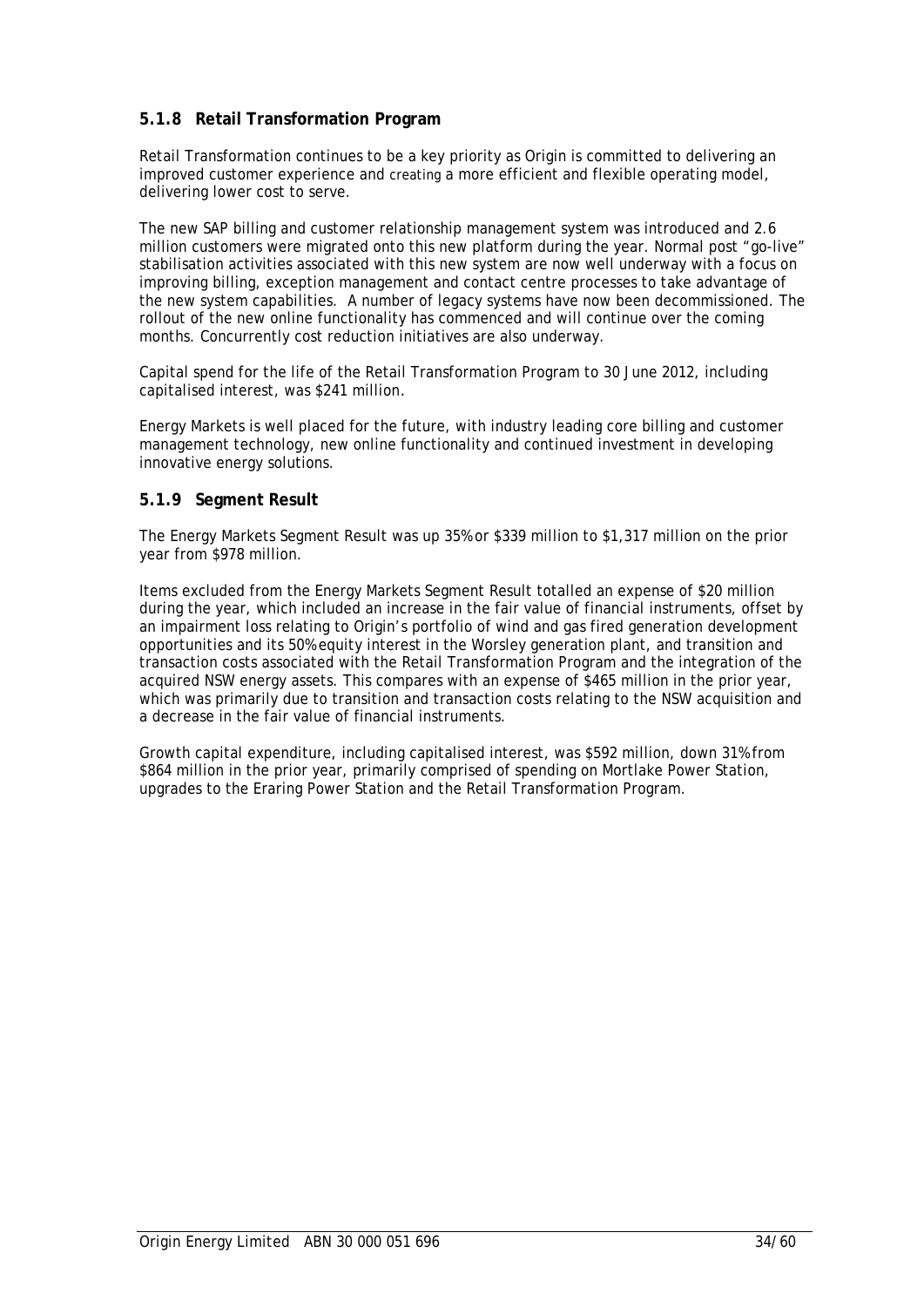### 5.1.8 Retail Transformation Program

Retail Transformation continues to be a key priority as Origin is committed to delivering an improved customer experience and creating a more efficient and flexible operating model, delivering lower cost to serve.

The new SAP billing and customer relationship management system was introduced and 2.6 million customers were migrated onto this new platform during the year. Normal post "go-live" stabilisation activities associated with this new system are now well underway with a focus on improving billing, exception management and contact centre processes to take advantage of the new system capabilities. A number of legacy systems have now been decommissioned. The rollout of the new online functionality has commenced and will continue over the coming months. Concurrently cost reduction initiatives are also underway.

Capital spend for the life of the Retail Transformation Program to 30 June 2012, including capitalised interest, was $241 million.

Energy Markets is well placed for the future, with industry leading core billing and customer management technology, new online functionality and continued investment in developing innovative energy solutions.

### 5.1.9 Segment Result

The Energy Markets Segment Result was up 35% or $339 million to $1,317 million on the prior year from $978 million.

Items excluded from the Energy Markets Segment Result totalled an expense of $20 million during the year, which included an increase in the fair value of financial instruments, offset by an impairment loss relating to Origin's portfolio of wind and gas fired generation development opportunities and its 50% equity interest in the Worsley generation plant, and transition and transaction costs associated with the Retail Transformation Program and the integration of the acquired NSW energy assets. This compares with an expense of $465 million in the prior year, which was primarily due to transition and transaction costs relating to the NSW acquisition and a decrease in the fair value of financial instruments.

Growth capital expenditure, including capitalised interest, was $592 million, down 31% from $864 million in the prior year, primarily comprised of spending on Mortlake Power Station, upgrades to the Eraring Power Station and the Retail Transformation Program.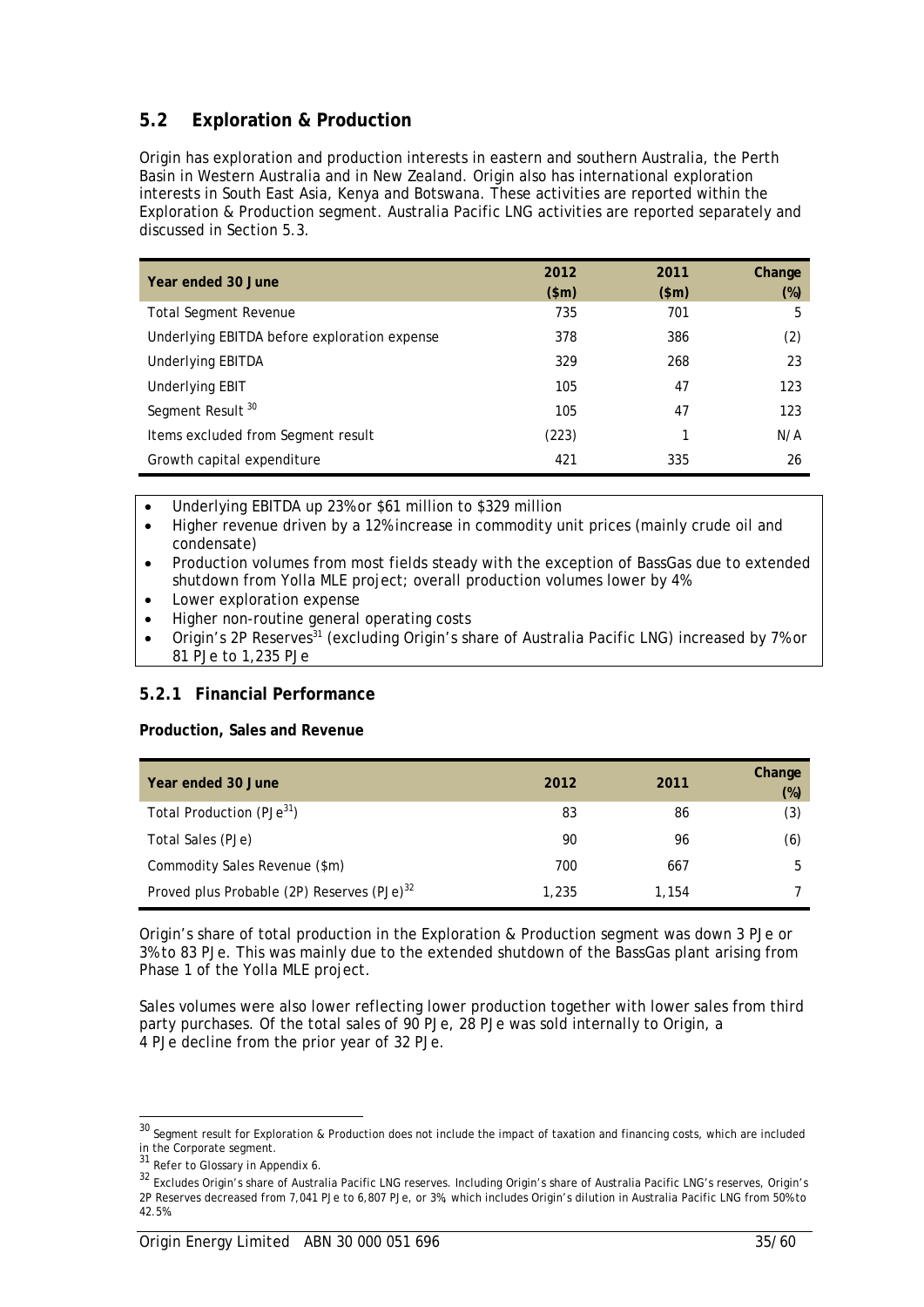## 5.2 Exploration & Production

Origin has exploration and production interests in eastern and southern Australia, the Perth Basin in Western Australia and in New Zealand. Origin also has international exploration interests in South East Asia, Kenya and Botswana. These activities are reported within the Exploration & Production segment. Australia Pacific LNG activities are reported separately and discussed in Section 5.3.

| Year ended 30 June | 2012 ($m) | 2011 ($m) | Change (%) |
|---|---|---|---|
| Total Segment Revenue | 735 | 701 | 5 |
| Underlying EBITDA before exploration expense | 378 | 386 | (2) |
| Underlying EBITDA | 329 | 268 | 23 |
| Underlying EBIT | 105 | 47 | 123 |
| Segment Result [30] | 105 | 47 | 123 |
| Items excluded from Segment result | (223) | 1 | N/A |
| Growth capital expenditure | 421 | 335 | 26 |

- Underlying EBITDA up 23% or $61 million to $329 million
- Higher revenue driven by a 12% increase in commodity unit prices (mainly crude oil and condensate)
- Production volumes from most fields steady with the exception of BassGas due to extended shutdown from Yolla MLE project; overall production volumes lower by 4%
- Lower exploration expense
- Higher non-routine general operating costs
- Origin's 2P Reserves[31] (excluding Origin's share of Australia Pacific LNG) increased by 7% or 81 PJe to 1,235 PJe

### 5.2.1 Financial Performance

**Production, Sales and Revenue**

| Year ended 30 June | 2012 | 2011 | Change (%) |
|---|---|---|---|
| Total Production (PJe[31]) | 83 | 86 | (3) |
| Total Sales (PJe) | 90 | 96 | (6) |
| Commodity Sales Revenue ($m) | 700 | 667 | 5 |
| Proved plus Probable (2P) Reserves (PJe)[32] | 1,235 | 1,154 | 7 |

Origin's share of total production in the Exploration & Production segment was down 3 PJe or 3% to 83 PJe. This was mainly due to the extended shutdown of the BassGas plant arising from Phase 1 of the Yolla MLE project.

Sales volumes were also lower reflecting lower production together with lower sales from third party purchases. Of the total sales of 90 PJe, 28 PJe was sold internally to Origin, a 4 PJe decline from the prior year of 32 PJe.

[30] Segment result for Exploration & Production does not include the impact of taxation and financing costs, which are included in the Corporate segment.

[31] Refer to Glossary in Appendix 6.

[32] Excludes Origin's share of Australia Pacific LNG reserves. Including Origin's share of Australia Pacific LNG's reserves, Origin's 2P Reserves decreased from 7,041 PJe to 6,807 PJe, or 3%, which includes Origin's dilution in Australia Pacific LNG from 50% to 42.5%.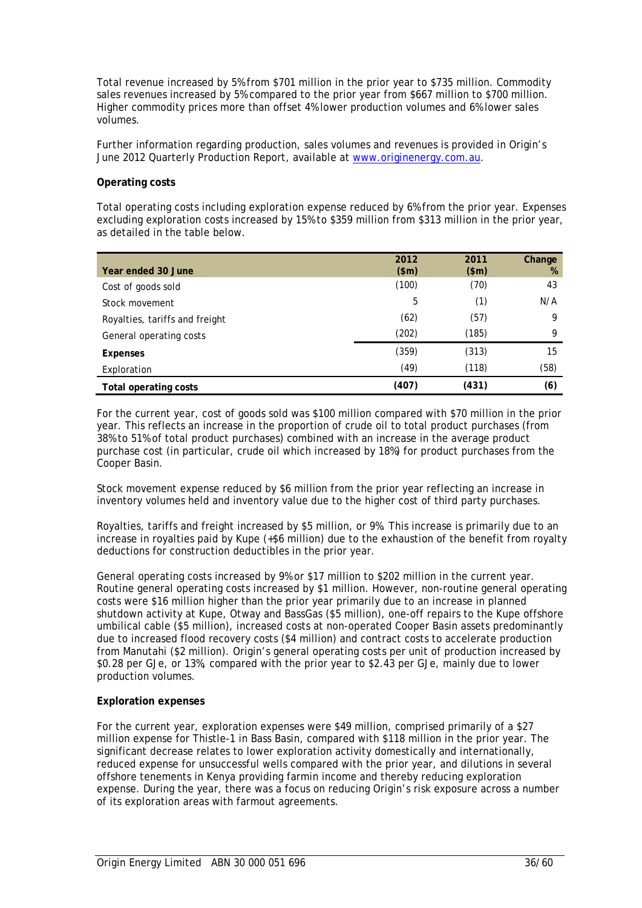Total revenue increased by 5% from $701 million in the prior year to $735 million. Commodity sales revenues increased by 5% compared to the prior year from $667 million to $700 million. Higher commodity prices more than offset 4% lower production volumes and 6% lower sales volumes.

Further information regarding production, sales volumes and revenues is provided in Origin's June 2012 Quarterly Production Report, available at www.originenergy.com.au.

**Operating costs**

Total operating costs including exploration expense reduced by 6% from the prior year. Expenses excluding exploration costs increased by 15% to $359 million from $313 million in the prior year, as detailed in the table below.

| Year ended 30 June | 2012 ($m) | 2011 ($m) | Change % |
|---|---|---|---|
| Cost of goods sold | (100) | (70) | 43 |
| Stock movement | 5 | (1) | N/A |
| Royalties, tariffs and freight | (62) | (57) | 9 |
| General operating costs | (202) | (185) | 9 |
| **Expenses** | (359) | (313) | 15 |
| Exploration | (49) | (118) | (58) |
| **Total operating costs** | **(407)** | **(431)** | **(6)** |

For the current year, cost of goods sold was $100 million compared with $70 million in the prior year. This reflects an increase in the proportion of crude oil to total product purchases (from 38% to 51% of total product purchases) combined with an increase in the average product purchase cost (in particular, crude oil which increased by 18%) for product purchases from the Cooper Basin.

Stock movement expense reduced by $6 million from the prior year reflecting an increase in inventory volumes held and inventory value due to the higher cost of third party purchases.

Royalties, tariffs and freight increased by $5 million, or 9%. This increase is primarily due to an increase in royalties paid by Kupe (+$6 million) due to the exhaustion of the benefit from royalty deductions for construction deductibles in the prior year.

General operating costs increased by 9% or $17 million to $202 million in the current year. Routine general operating costs increased by $1 million. However, non-routine general operating costs were $16 million higher than the prior year primarily due to an increase in planned shutdown activity at Kupe, Otway and BassGas ($5 million), one-off repairs to the Kupe offshore umbilical cable ($5 million), increased costs at non-operated Cooper Basin assets predominantly due to increased flood recovery costs ($4 million) and contract costs to accelerate production from Manutahi ($2 million). Origin's general operating costs per unit of production increased by $0.28 per GJe, or 13%, compared with the prior year to $2.43 per GJe, mainly due to lower production volumes.

**Exploration expenses**

For the current year, exploration expenses were $49 million, comprised primarily of a $27 million expense for Thistle-1 in Bass Basin, compared with $118 million in the prior year. The significant decrease relates to lower exploration activity domestically and internationally, reduced expense for unsuccessful wells compared with the prior year, and dilutions in several offshore tenements in Kenya providing farmin income and thereby reducing exploration expense. During the year, there was a focus on reducing Origin's risk exposure across a number of its exploration areas with farmout agreements.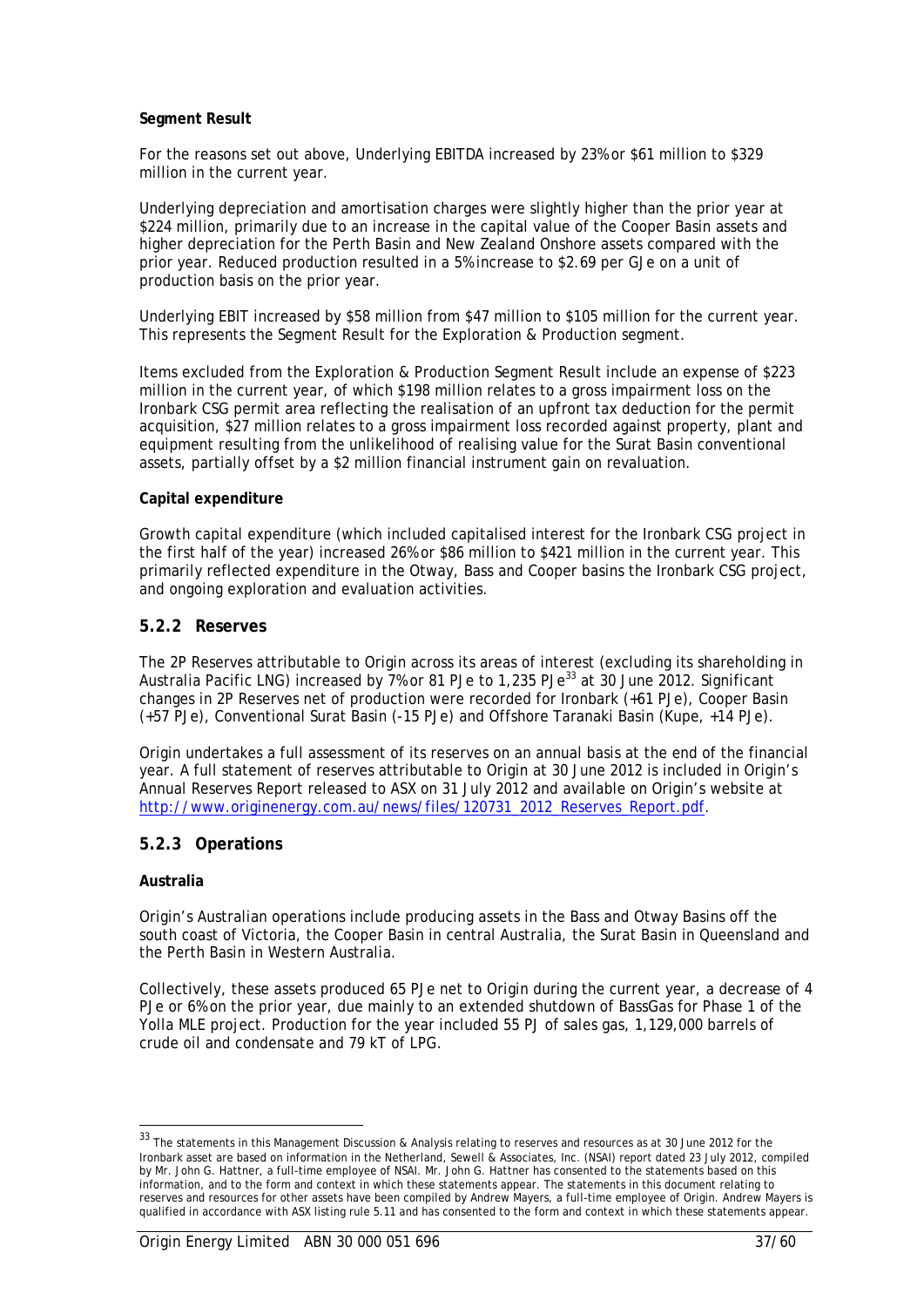**Segment Result**

For the reasons set out above, Underlying EBITDA increased by 23% or $61 million to $329 million in the current year.

Underlying depreciation and amortisation charges were slightly higher than the prior year at $224 million, primarily due to an increase in the capital value of the Cooper Basin assets and higher depreciation for the Perth Basin and New Zealand Onshore assets compared with the prior year. Reduced production resulted in a 5% increase to $2.69 per GJe on a unit of production basis on the prior year.

Underlying EBIT increased by $58 million from $47 million to $105 million for the current year. This represents the Segment Result for the Exploration & Production segment.

Items excluded from the Exploration & Production Segment Result include an expense of $223 million in the current year, of which $198 million relates to a gross impairment loss on the Ironbark CSG permit area reflecting the realisation of an upfront tax deduction for the permit acquisition, $27 million relates to a gross impairment loss recorded against property, plant and equipment resulting from the unlikelihood of realising value for the Surat Basin conventional assets, partially offset by a $2 million financial instrument gain on revaluation.

**Capital expenditure**

Growth capital expenditure (which included capitalised interest for the Ironbark CSG project in the first half of the year) increased 26% or $86 million to $421 million in the current year. This primarily reflected expenditure in the Otway, Bass and Cooper basins the Ironbark CSG project, and ongoing exploration and evaluation activities.

### 5.2.2 Reserves

The 2P Reserves attributable to Origin across its areas of interest (excluding its shareholding in Australia Pacific LNG) increased by 7% or 81 PJe to 1,235 PJe[33] at 30 June 2012. Significant changes in 2P Reserves net of production were recorded for Ironbark (+61 PJe), Cooper Basin (+57 PJe), Conventional Surat Basin (-15 PJe) and Offshore Taranaki Basin (Kupe, +14 PJe).

Origin undertakes a full assessment of its reserves on an annual basis at the end of the financial year. A full statement of reserves attributable to Origin at 30 June 2012 is included in Origin's Annual Reserves Report released to ASX on 31 July 2012 and available on Origin's website at http://www.originenergy.com.au/news/files/120731_2012_Reserves_Report.pdf.

### 5.2.3 Operations

**Australia**

Origin's Australian operations include producing assets in the Bass and Otway Basins off the south coast of Victoria, the Cooper Basin in central Australia, the Surat Basin in Queensland and the Perth Basin in Western Australia.

Collectively, these assets produced 65 PJe net to Origin during the current year, a decrease of 4 PJe or 6% on the prior year, due mainly to an extended shutdown of BassGas for Phase 1 of the Yolla MLE project. Production for the year included 55 PJ of sales gas, 1,129,000 barrels of crude oil and condensate and 79 kT of LPG.

---

[33] The statements in this Management Discussion & Analysis relating to reserves and resources as at 30 June 2012 for the Ironbark asset are based on information in the Netherland, Sewell & Associates, Inc. (NSAI) report dated 23 July 2012, compiled by Mr. John G. Hattner, a full-time employee of NSAI. Mr. John G. Hattner has consented to the statements based on this information, and to the form and context in which these statements appear. The statements in this document relating to reserves and resources for other assets have been compiled by Andrew Mayers, a full-time employee of Origin. Andrew Mayers is qualified in accordance with ASX listing rule 5.11 and has consented to the form and context in which these statements appear.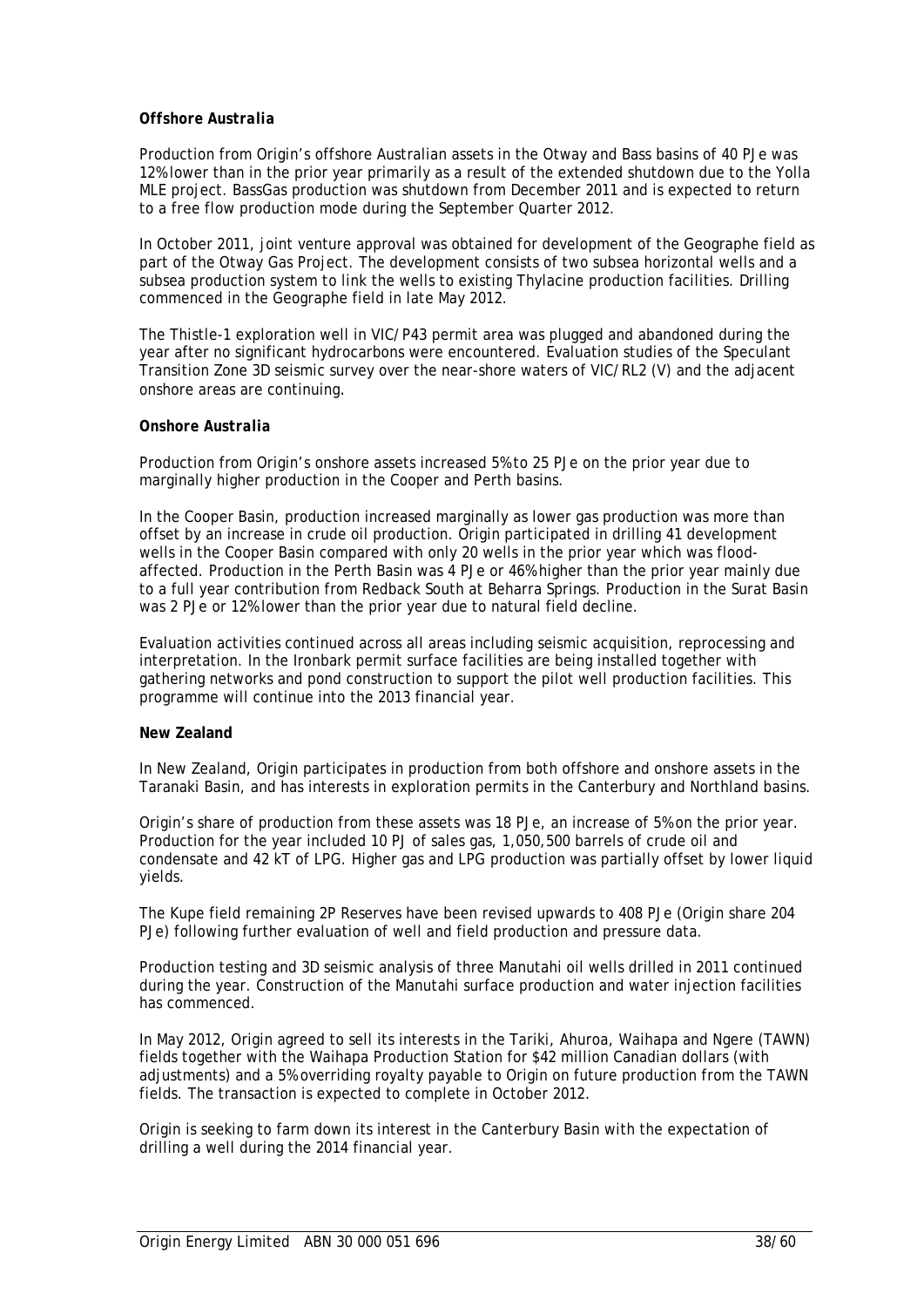***Offshore Australia***

Production from Origin's offshore Australian assets in the Otway and Bass basins of 40 PJe was 12% lower than in the prior year primarily as a result of the extended shutdown due to the Yolla MLE project. BassGas production was shutdown from December 2011 and is expected to return to a free flow production mode during the September Quarter 2012.

In October 2011, joint venture approval was obtained for development of the Geographe field as part of the Otway Gas Project. The development consists of two subsea horizontal wells and a subsea production system to link the wells to existing Thylacine production facilities. Drilling commenced in the Geographe field in late May 2012.

The Thistle-1 exploration well in VIC/P43 permit area was plugged and abandoned during the year after no significant hydrocarbons were encountered. Evaluation studies of the Speculant Transition Zone 3D seismic survey over the near-shore waters of VIC/RL2 (V) and the adjacent onshore areas are continuing.

***Onshore Australia***

Production from Origin's onshore assets increased 5% to 25 PJe on the prior year due to marginally higher production in the Cooper and Perth basins.

In the Cooper Basin, production increased marginally as lower gas production was more than offset by an increase in crude oil production. Origin participated in drilling 41 development wells in the Cooper Basin compared with only 20 wells in the prior year which was flood-affected. Production in the Perth Basin was 4 PJe or 46% higher than the prior year mainly due to a full year contribution from Redback South at Beharra Springs. Production in the Surat Basin was 2 PJe or 12% lower than the prior year due to natural field decline.

Evaluation activities continued across all areas including seismic acquisition, reprocessing and interpretation. In the Ironbark permit surface facilities are being installed together with gathering networks and pond construction to support the pilot well production facilities. This programme will continue into the 2013 financial year.

**New Zealand**

In New Zealand, Origin participates in production from both offshore and onshore assets in the Taranaki Basin, and has interests in exploration permits in the Canterbury and Northland basins.

Origin's share of production from these assets was 18 PJe, an increase of 5% on the prior year. Production for the year included 10 PJ of sales gas, 1,050,500 barrels of crude oil and condensate and 42 kT of LPG. Higher gas and LPG production was partially offset by lower liquid yields.

The Kupe field remaining 2P Reserves have been revised upwards to 408 PJe (Origin share 204 PJe) following further evaluation of well and field production and pressure data.

Production testing and 3D seismic analysis of three Manutahi oil wells drilled in 2011 continued during the year. Construction of the Manutahi surface production and water injection facilities has commenced.

In May 2012, Origin agreed to sell its interests in the Tariki, Ahuroa, Waihapa and Ngere (TAWN) fields together with the Waihapa Production Station for $42 million Canadian dollars (with adjustments) and a 5% overriding royalty payable to Origin on future production from the TAWN fields. The transaction is expected to complete in October 2012.

Origin is seeking to farm down its interest in the Canterbury Basin with the expectation of drilling a well during the 2014 financial year.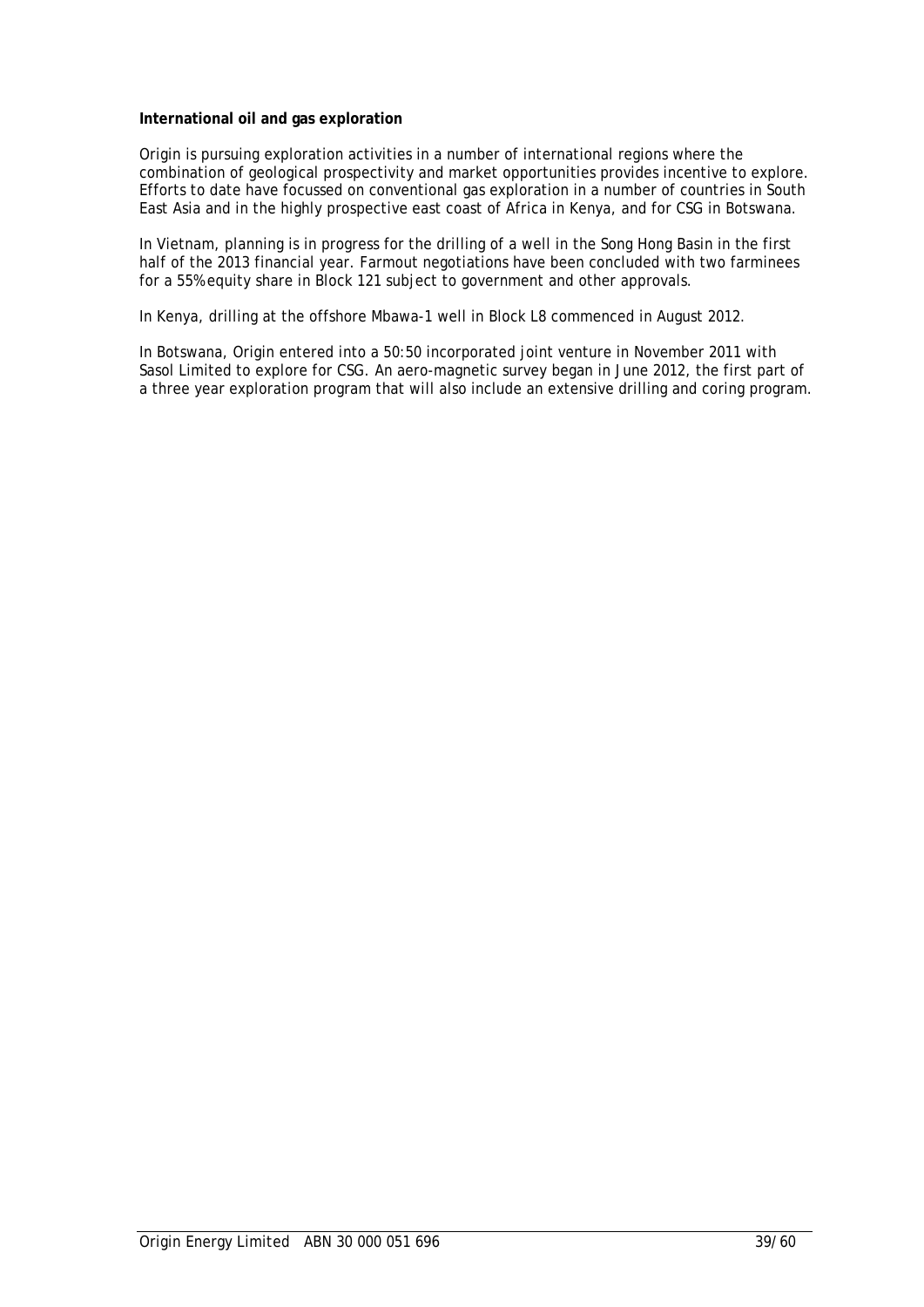**International oil and gas exploration**

Origin is pursuing exploration activities in a number of international regions where the combination of geological prospectivity and market opportunities provides incentive to explore. Efforts to date have focussed on conventional gas exploration in a number of countries in South East Asia and in the highly prospective east coast of Africa in Kenya, and for CSG in Botswana.

In Vietnam, planning is in progress for the drilling of a well in the Song Hong Basin in the first half of the 2013 financial year. Farmout negotiations have been concluded with two farminees for a 55% equity share in Block 121 subject to government and other approvals.

In Kenya, drilling at the offshore Mbawa-1 well in Block L8 commenced in August 2012.

In Botswana, Origin entered into a 50:50 incorporated joint venture in November 2011 with Sasol Limited to explore for CSG. An aero-magnetic survey began in June 2012, the first part of a three year exploration program that will also include an extensive drilling and coring program.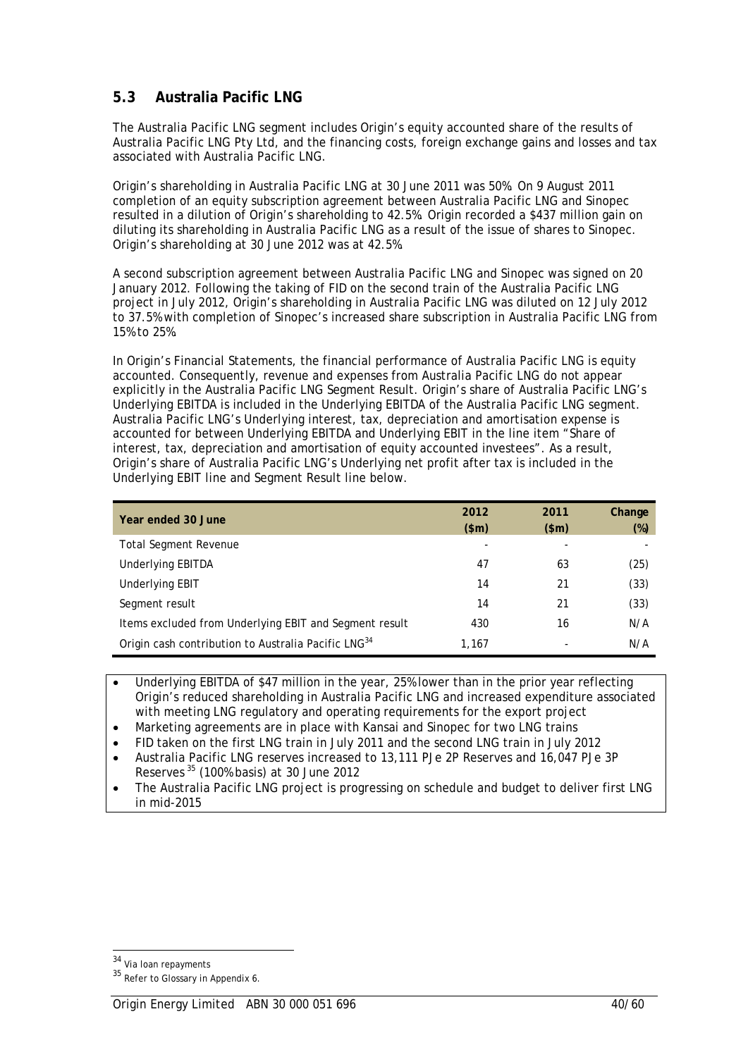## 5.3 Australia Pacific LNG

The Australia Pacific LNG segment includes Origin's equity accounted share of the results of Australia Pacific LNG Pty Ltd, and the financing costs, foreign exchange gains and losses and tax associated with Australia Pacific LNG.

Origin's shareholding in Australia Pacific LNG at 30 June 2011 was 50%. On 9 August 2011 completion of an equity subscription agreement between Australia Pacific LNG and Sinopec resulted in a dilution of Origin's shareholding to 42.5%. Origin recorded a $437 million gain on diluting its shareholding in Australia Pacific LNG as a result of the issue of shares to Sinopec. Origin's shareholding at 30 June 2012 was at 42.5%.

A second subscription agreement between Australia Pacific LNG and Sinopec was signed on 20 January 2012. Following the taking of FID on the second train of the Australia Pacific LNG project in July 2012, Origin's shareholding in Australia Pacific LNG was diluted on 12 July 2012 to 37.5% with completion of Sinopec's increased share subscription in Australia Pacific LNG from 15% to 25%.

In Origin's Financial Statements, the financial performance of Australia Pacific LNG is equity accounted. Consequently, revenue and expenses from Australia Pacific LNG do not appear explicitly in the Australia Pacific LNG Segment Result. Origin's share of Australia Pacific LNG's Underlying EBITDA is included in the Underlying EBITDA of the Australia Pacific LNG segment. Australia Pacific LNG's Underlying interest, tax, depreciation and amortisation expense is accounted for between Underlying EBITDA and Underlying EBIT in the line item "Share of interest, tax, depreciation and amortisation of equity accounted investees". As a result, Origin's share of Australia Pacific LNG's Underlying net profit after tax is included in the Underlying EBIT line and Segment Result line below.

| Year ended 30 June | 2012 ($m) | 2011 ($m) | Change (%) |
|---|---|---|---|
| Total Segment Revenue | - | - | - |
| Underlying EBITDA | 47 | 63 | (25) |
| Underlying EBIT | 14 | 21 | (33) |
| Segment result | 14 | 21 | (33) |
| Items excluded from Underlying EBIT and Segment result | 430 | 16 | N/A |
| Origin cash contribution to Australia Pacific LNG[34] | 1,167 | - | N/A |

- Underlying EBITDA of $47 million in the year, 25% lower than in the prior year reflecting Origin's reduced shareholding in Australia Pacific LNG and increased expenditure associated with meeting LNG regulatory and operating requirements for the export project
- Marketing agreements are in place with Kansai and Sinopec for two LNG trains
- FID taken on the first LNG train in July 2011 and the second LNG train in July 2012
- Australia Pacific LNG reserves increased to 13,111 PJe 2P Reserves and 16,047 PJe 3P Reserves[35] (100% basis) at 30 June 2012
- The Australia Pacific LNG project is progressing on schedule and budget to deliver first LNG in mid-2015

[34] Via loan repayments

[35] Refer to Glossary in Appendix 6.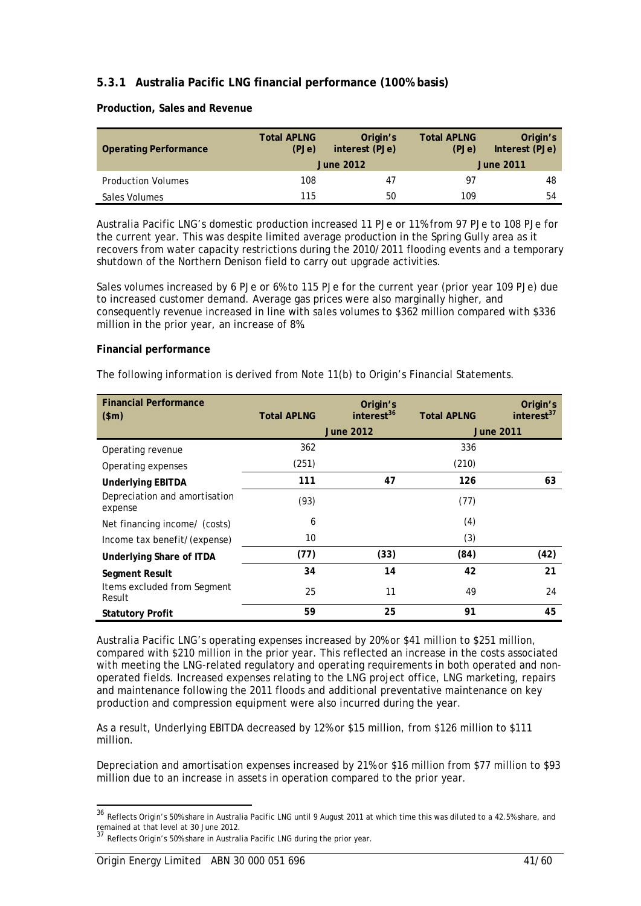### 5.3.1 Australia Pacific LNG financial performance (100% basis)

**Production, Sales and Revenue**

| Operating Performance | Total APLNG (PJe) | Origin's interest (PJe) | Total APLNG (PJe) | Origin's Interest (PJe) |
|---|---|---|---|---|
| | June 2012 | | June 2011 | |
| Production Volumes | 108 | 47 | 97 | 48 |
| Sales Volumes | 115 | 50 | 109 | 54 |

Australia Pacific LNG's domestic production increased 11 PJe or 11% from 97 PJe to 108 PJe for the current year. This was despite limited average production in the Spring Gully area as it recovers from water capacity restrictions during the 2010/2011 flooding events and a temporary shutdown of the Northern Denison field to carry out upgrade activities.

Sales volumes increased by 6 PJe or 6% to 115 PJe for the current year (prior year 109 PJe) due to increased customer demand. Average gas prices were also marginally higher, and consequently revenue increased in line with sales volumes to $362 million compared with $336 million in the prior year, an increase of 8%.

**Financial performance**

The following information is derived from Note 11(b) to Origin's Financial Statements.

| Financial Performance ($m) | Total APLNG | Origin's interest[36] | Total APLNG | Origin's interest[37] |
|---|---|---|---|---|
| | June 2012 | | June 2011 | |
| Operating revenue | 362 | | 336 | |
| Operating expenses | (251) | | (210) | |
| **Underlying EBITDA** | **111** | **47** | **126** | **63** |
| Depreciation and amortisation expense | (93) | | (77) | |
| Net financing income/ (costs) | 6 | | (4) | |
| Income tax benefit/(expense) | 10 | | (3) | |
| **Underlying Share of ITDA** | **(77)** | **(33)** | **(84)** | **(42)** |
| **Segment Result** | **34** | **14** | **42** | **21** |
| Items excluded from Segment Result | 25 | 11 | 49 | 24 |
| **Statutory Profit** | **59** | **25** | **91** | **45** |

Australia Pacific LNG's operating expenses increased by 20% or $41 million to $251 million, compared with $210 million in the prior year. This reflected an increase in the costs associated with meeting the LNG-related regulatory and operating requirements in both operated and non-operated fields. Increased expenses relating to the LNG project office, LNG marketing, repairs and maintenance following the 2011 floods and additional preventative maintenance on key production and compression equipment were also incurred during the year.

As a result, Underlying EBITDA decreased by 12% or $15 million, from $126 million to $111 million.

Depreciation and amortisation expenses increased by 21% or $16 million from $77 million to $93 million due to an increase in assets in operation compared to the prior year.

---

[36] Reflects Origin's 50% share in Australia Pacific LNG until 9 August 2011 at which time this was diluted to a 42.5% share, and remained at that level at 30 June 2012.

[37] Reflects Origin's 50% share in Australia Pacific LNG during the prior year.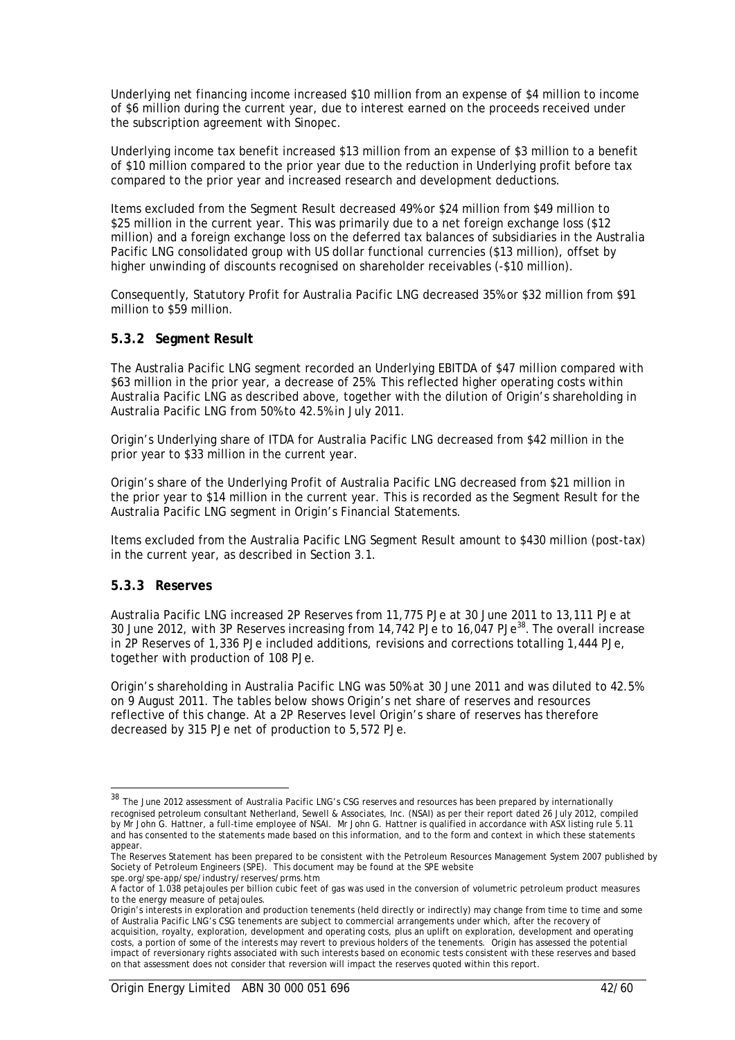Underlying net financing income increased $10 million from an expense of $4 million to income of $6 million during the current year, due to interest earned on the proceeds received under the subscription agreement with Sinopec.

Underlying income tax benefit increased $13 million from an expense of $3 million to a benefit of $10 million compared to the prior year due to the reduction in Underlying profit before tax compared to the prior year and increased research and development deductions.

Items excluded from the Segment Result decreased 49% or $24 million from $49 million to $25 million in the current year. This was primarily due to a net foreign exchange loss ($12 million) and a foreign exchange loss on the deferred tax balances of subsidiaries in the Australia Pacific LNG consolidated group with US dollar functional currencies ($13 million), offset by higher unwinding of discounts recognised on shareholder receivables (-$10 million).

Consequently, Statutory Profit for Australia Pacific LNG decreased 35% or $32 million from $91 million to $59 million.

### 5.3.2 Segment Result

The Australia Pacific LNG segment recorded an Underlying EBITDA of $47 million compared with $63 million in the prior year, a decrease of 25%. This reflected higher operating costs within Australia Pacific LNG as described above, together with the dilution of Origin's shareholding in Australia Pacific LNG from 50% to 42.5% in July 2011.

Origin's Underlying share of ITDA for Australia Pacific LNG decreased from $42 million in the prior year to $33 million in the current year.

Origin's share of the Underlying Profit of Australia Pacific LNG decreased from $21 million in the prior year to $14 million in the current year. This is recorded as the Segment Result for the Australia Pacific LNG segment in Origin's Financial Statements.

Items excluded from the Australia Pacific LNG Segment Result amount to $430 million (post-tax) in the current year, as described in Section 3.1.

### 5.3.3 Reserves

Australia Pacific LNG increased 2P Reserves from 11,775 PJe at 30 June 2011 to 13,111 PJe at 30 June 2012, with 3P Reserves increasing from 14,742 PJe to 16,047 PJe[38]. The overall increase in 2P Reserves of 1,336 PJe included additions, revisions and corrections totalling 1,444 PJe, together with production of 108 PJe.

Origin's shareholding in Australia Pacific LNG was 50% at 30 June 2011 and was diluted to 42.5% on 9 August 2011. The tables below shows Origin's net share of reserves and resources reflective of this change. At a 2P Reserves level Origin's share of reserves has therefore decreased by 315 PJe net of production to 5,572 PJe.

---

[38] The June 2012 assessment of Australia Pacific LNG's CSG reserves and resources has been prepared by internationally recognised petroleum consultant Netherland, Sewell & Associates, Inc. (NSAI) as per their report dated 26 July 2012, compiled by Mr John G. Hattner, a full-time employee of NSAI. Mr John G. Hattner is qualified in accordance with ASX listing rule 5.11 and has consented to the statements made based on this information, and to the form and context in which these statements appear.

The Reserves Statement has been prepared to be consistent with the Petroleum Resources Management System 2007 published by Society of Petroleum Engineers (SPE). This document may be found at the SPE website spe.org/spe-app/spe/industry/reserves/prms.htm

A factor of 1.038 petajoules per billion cubic feet of gas was used in the conversion of volumetric petroleum product measures to the energy measure of petajoules.

Origin's interests in exploration and production tenements (held directly or indirectly) may change from time to time and some of Australia Pacific LNG's CSG tenements are subject to commercial arrangements under which, after the recovery of acquisition, royalty, exploration, development and operating costs, plus an uplift on exploration, development and operating costs, a portion of some of the interests may revert to previous holders of the tenements. Origin has assessed the potential impact of reversionary rights associated with such interests based on economic tests consistent with these reserves and based on that assessment does not consider that reversion will impact the reserves quoted within this report.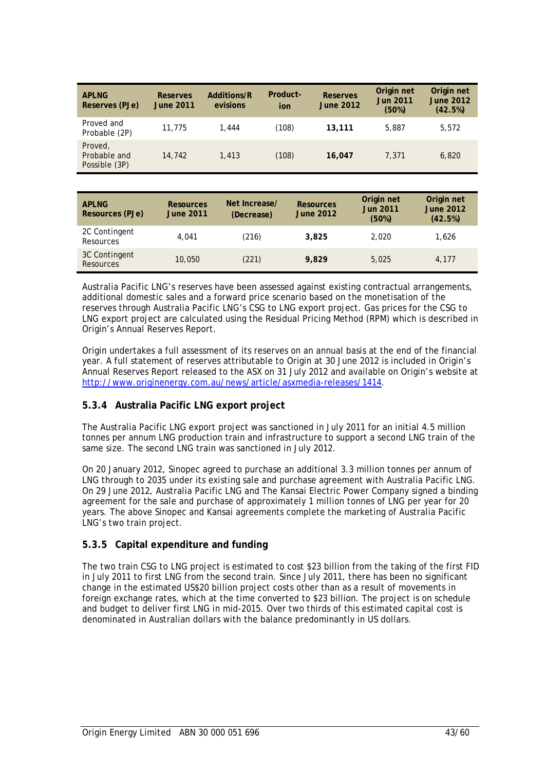| APLNG Reserves (PJe) | Reserves June 2011 | Additions/Revisions | Production | Reserves June 2012 | Origin net Jun 2011 (50%) | Origin net June 2012 (42.5%) |
|---|---|---|---|---|---|---|
| Proved and Probable (2P) | 11,775 | 1,444 | (108) | **13,111** | 5,887 | 5,572 |
| Proved, Probable and Possible (3P) | 14,742 | 1,413 | (108) | **16,047** | 7,371 | 6,820 |

| APLNG Resources (PJe) | Resources June 2011 | Net Increase/ (Decrease) | Resources June 2012 | Origin net Jun 2011 (50%) | Origin net June 2012 (42.5%) |
|---|---|---|---|---|---|
| 2C Contingent Resources | 4,041 | (216) | **3,825** | 2,020 | 1,626 |
| 3C Contingent Resources | 10,050 | (221) | **9,829** | 5,025 | 4,177 |

Australia Pacific LNG's reserves have been assessed against existing contractual arrangements, additional domestic sales and a forward price scenario based on the monetisation of the reserves through Australia Pacific LNG's CSG to LNG export project. Gas prices for the CSG to LNG export project are calculated using the Residual Pricing Method (RPM) which is described in Origin's Annual Reserves Report.

Origin undertakes a full assessment of its reserves on an annual basis at the end of the financial year. A full statement of reserves attributable to Origin at 30 June 2012 is included in Origin's Annual Reserves Report released to the ASX on 31 July 2012 and available on Origin's website at http://www.originenergy.com.au/news/article/asxmedia-releases/1414.

### 5.3.4 Australia Pacific LNG export project

The Australia Pacific LNG export project was sanctioned in July 2011 for an initial 4.5 million tonnes per annum LNG production train and infrastructure to support a second LNG train of the same size. The second LNG train was sanctioned in July 2012.

On 20 January 2012, Sinopec agreed to purchase an additional 3.3 million tonnes per annum of LNG through to 2035 under its existing sale and purchase agreement with Australia Pacific LNG. On 29 June 2012, Australia Pacific LNG and The Kansai Electric Power Company signed a binding agreement for the sale and purchase of approximately 1 million tonnes of LNG per year for 20 years. The above Sinopec and Kansai agreements complete the marketing of Australia Pacific LNG's two train project.

### 5.3.5 Capital expenditure and funding

The two train CSG to LNG project is estimated to cost $23 billion from the taking of the first FID in July 2011 to first LNG from the second train. Since July 2011, there has been no significant change in the estimated US$20 billion project costs other than as a result of movements in foreign exchange rates, which at the time converted to $23 billion. The project is on schedule and budget to deliver first LNG in mid-2015. Over two thirds of this estimated capital cost is denominated in Australian dollars with the balance predominantly in US dollars.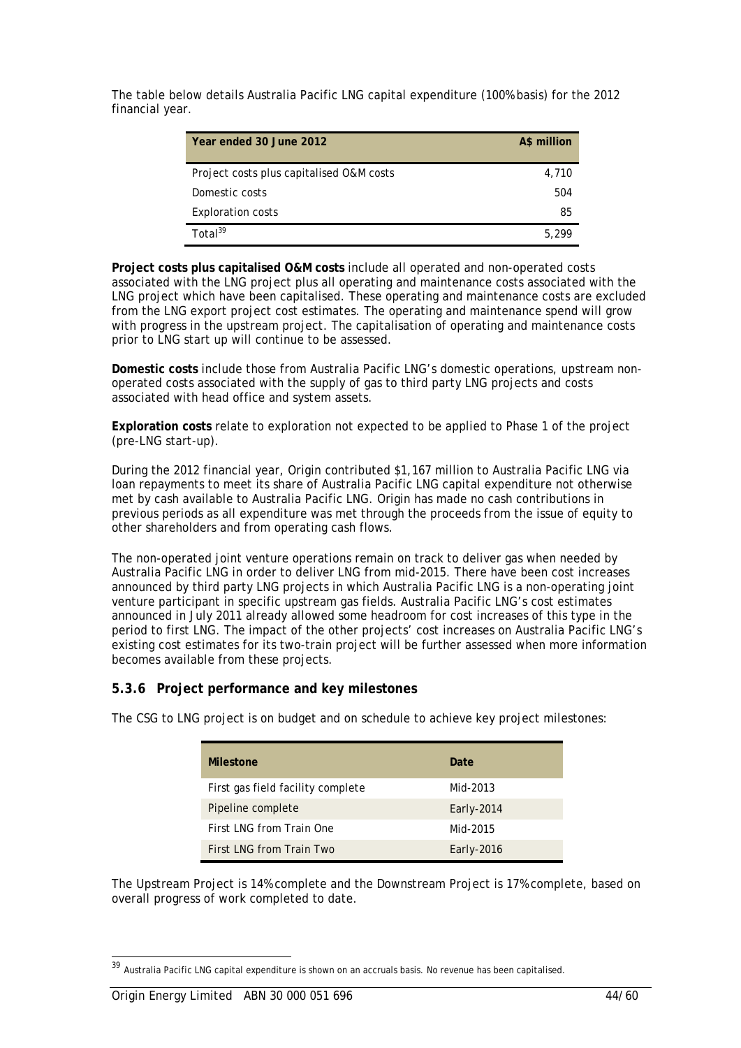The table below details Australia Pacific LNG capital expenditure (100% basis) for the 2012 financial year.

| Year ended 30 June 2012 | A$ million |
|---|---|
| Project costs plus capitalised O&M costs | 4,710 |
| Domestic costs | 504 |
| Exploration costs | 85 |
| Total[39] | 5,299 |

**Project costs plus capitalised O&M costs** include all operated and non-operated costs associated with the LNG project plus all operating and maintenance costs associated with the LNG project which have been capitalised. These operating and maintenance costs are excluded from the LNG export project cost estimates. The operating and maintenance spend will grow with progress in the upstream project. The capitalisation of operating and maintenance costs prior to LNG start up will continue to be assessed.

**Domestic costs** include those from Australia Pacific LNG's domestic operations, upstream non-operated costs associated with the supply of gas to third party LNG projects and costs associated with head office and system assets.

**Exploration costs** relate to exploration not expected to be applied to Phase 1 of the project (pre-LNG start-up).

During the 2012 financial year, Origin contributed $1,167 million to Australia Pacific LNG via loan repayments to meet its share of Australia Pacific LNG capital expenditure not otherwise met by cash available to Australia Pacific LNG. Origin has made no cash contributions in previous periods as all expenditure was met through the proceeds from the issue of equity to other shareholders and from operating cash flows.

The non-operated joint venture operations remain on track to deliver gas when needed by Australia Pacific LNG in order to deliver LNG from mid-2015. There have been cost increases announced by third party LNG projects in which Australia Pacific LNG is a non-operating joint venture participant in specific upstream gas fields. Australia Pacific LNG's cost estimates announced in July 2011 already allowed some headroom for cost increases of this type in the period to first LNG. The impact of the other projects' cost increases on Australia Pacific LNG's existing cost estimates for its two-train project will be further assessed when more information becomes available from these projects.

### 5.3.6 Project performance and key milestones

The CSG to LNG project is on budget and on schedule to achieve key project milestones:

| Milestone | Date |
|---|---|
| First gas field facility complete | Mid-2013 |
| Pipeline complete | Early-2014 |
| First LNG from Train One | Mid-2015 |
| First LNG from Train Two | Early-2016 |

The Upstream Project is 14% complete and the Downstream Project is 17% complete, based on overall progress of work completed to date.

[39] Australia Pacific LNG capital expenditure is shown on an accruals basis. No revenue has been capitalised.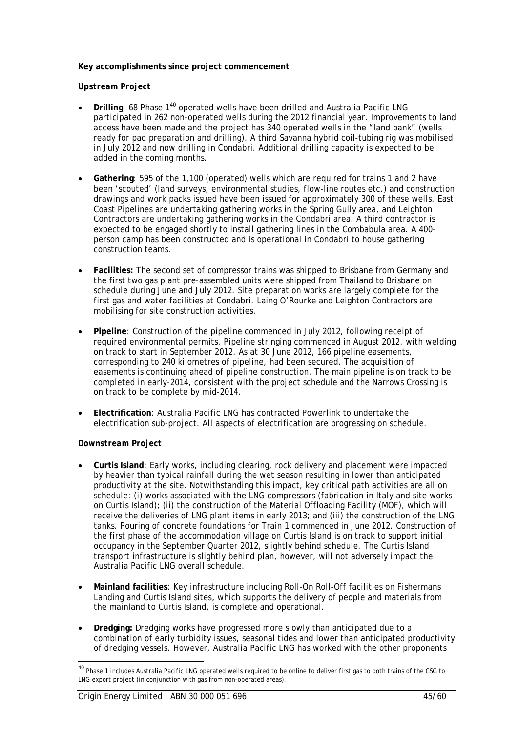**Key accomplishments since project commencement**

***Upstream Project***

- **Drilling**: 68 Phase 1[40] operated wells have been drilled and Australia Pacific LNG participated in 262 non-operated wells during the 2012 financial year. Improvements to land access have been made and the project has 340 operated wells in the "land bank" (wells ready for pad preparation and drilling). A third Savanna hybrid coil-tubing rig was mobilised in July 2012 and now drilling in Condabri. Additional drilling capacity is expected to be added in the coming months.

- **Gathering**: 595 of the 1,100 (operated) wells which are required for trains 1 and 2 have been 'scouted' (land surveys, environmental studies, flow-line routes etc.) and construction drawings and work packs issued have been issued for approximately 300 of these wells. East Coast Pipelines are undertaking gathering works in the Spring Gully area, and Leighton Contractors are undertaking gathering works in the Condabri area. A third contractor is expected to be engaged shortly to install gathering lines in the Combabula area. A 400-person camp has been constructed and is operational in Condabri to house gathering construction teams.

- **Facilities:** The second set of compressor trains was shipped to Brisbane from Germany and the first two gas plant pre-assembled units were shipped from Thailand to Brisbane on schedule during June and July 2012. Site preparation works are largely complete for the first gas and water facilities at Condabri. Laing O'Rourke and Leighton Contractors are mobilising for site construction activities.

- **Pipeline**: Construction of the pipeline commenced in July 2012, following receipt of required environmental permits. Pipeline stringing commenced in August 2012, with welding on track to start in September 2012. As at 30 June 2012, 166 pipeline easements, corresponding to 240 kilometres of pipeline, had been secured. The acquisition of easements is continuing ahead of pipeline construction. The main pipeline is on track to be completed in early-2014, consistent with the project schedule and the Narrows Crossing is on track to be complete by mid-2014.

- **Electrification**: Australia Pacific LNG has contracted Powerlink to undertake the electrification sub-project. All aspects of electrification are progressing on schedule.

***Downstream Project***

- **Curtis Island**: Early works, including clearing, rock delivery and placement were impacted by heavier than typical rainfall during the wet season resulting in lower than anticipated productivity at the site. Notwithstanding this impact, key critical path activities are all on schedule: (i) works associated with the LNG compressors (fabrication in Italy and site works on Curtis Island); (ii) the construction of the Material Offloading Facility (MOF), which will receive the deliveries of LNG plant items in early 2013; and (iii) the construction of the LNG tanks. Pouring of concrete foundations for Train 1 commenced in June 2012. Construction of the first phase of the accommodation village on Curtis Island is on track to support initial occupancy in the September Quarter 2012, slightly behind schedule. The Curtis Island transport infrastructure is slightly behind plan, however, will not adversely impact the Australia Pacific LNG overall schedule.

- **Mainland facilities**: Key infrastructure including Roll-On Roll-Off facilities on Fishermans Landing and Curtis Island sites, which supports the delivery of people and materials from the mainland to Curtis Island, is complete and operational.

- **Dredging:** Dredging works have progressed more slowly than anticipated due to a combination of early turbidity issues, seasonal tides and lower than anticipated productivity of dredging vessels. However, Australia Pacific LNG has worked with the other proponents

[40] Phase 1 includes Australia Pacific LNG operated wells required to be online to deliver first gas to both trains of the CSG to LNG export project (in conjunction with gas from non-operated areas).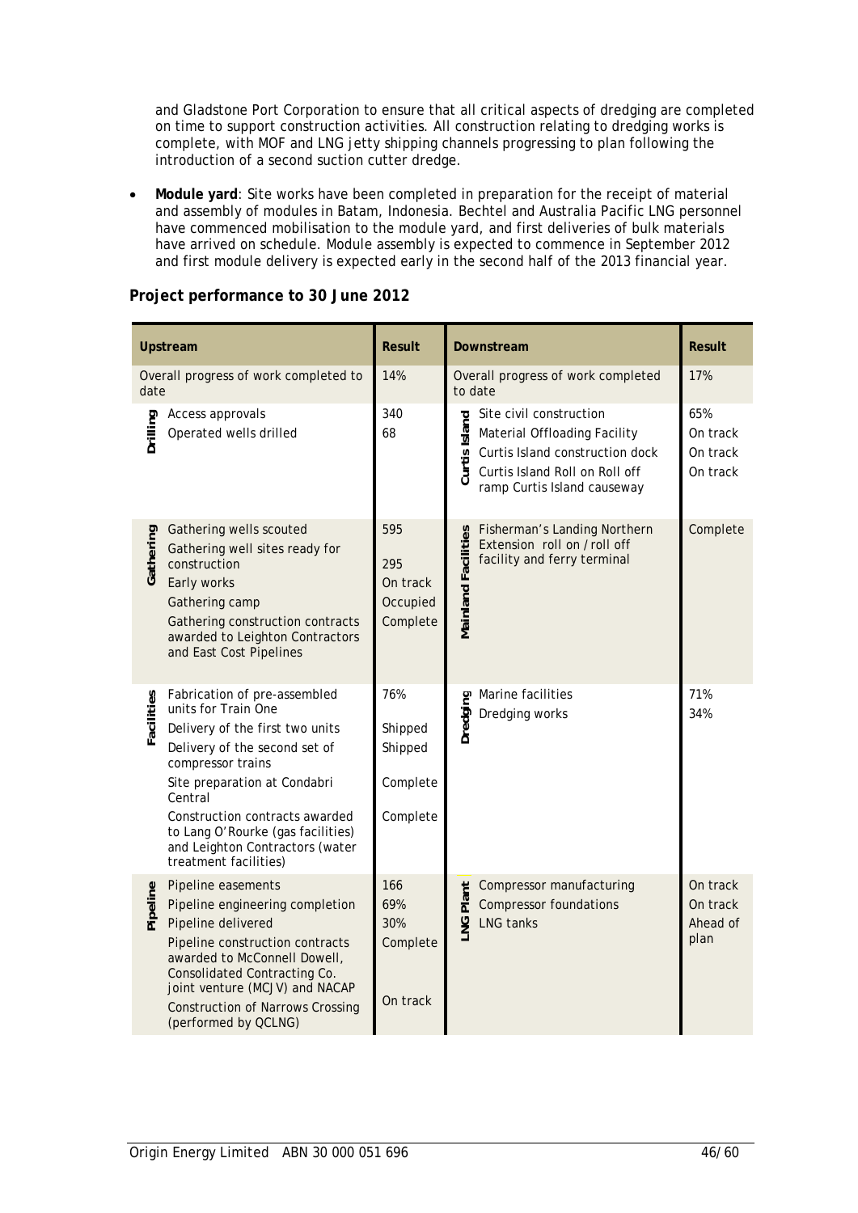and Gladstone Port Corporation to ensure that all critical aspects of dredging are completed on time to support construction activities. All construction relating to dredging works is complete, with MOF and LNG jetty shipping channels progressing to plan following the introduction of a second suction cutter dredge.

- **Module yard**: Site works have been completed in preparation for the receipt of material and assembly of modules in Batam, Indonesia. Bechtel and Australia Pacific LNG personnel have commenced mobilisation to the module yard, and first deliveries of bulk materials have arrived on schedule. Module assembly is expected to commence in September 2012 and first module delivery is expected early in the second half of the 2013 financial year.

**Project performance to 30 June 2012**

| Upstream | | Result | Downstream | | Result |
|---|---|---|---|---|---|
| Overall progress of work completed to date | | 14% | Overall progress of work completed to date | | 17% |
| Drilling | Access approvals | 340 | Curtis Island | Site civil construction | 65% |
| | Operated wells drilled | 68 | | Material Offloading Facility | On track |
| | | | | Curtis Island construction dock | On track |
| | | | | Curtis Island Roll on Roll off ramp Curtis Island causeway | On track |
| Gathering | Gathering wells scouted | 595 | Mainland Facilities | Fisherman's Landing Northern Extension roll on / roll off facility and ferry terminal | Complete |
| | Gathering well sites ready for construction | 295 | | | |
| | Early works | On track | | | |
| | Gathering camp | Occupied | | | |
| | Gathering construction contracts awarded to Leighton Contractors and East Cost Pipelines | Complete | | | |
| Facilities | Fabrication of pre-assembled units for Train One | 76% | Dredging | Marine facilities | 71% |
| | Delivery of the first two units | Shipped | | Dredging works | 34% |
| | Delivery of the second set of compressor trains | Shipped | | | |
| | Site preparation at Condabri Central | Complete | | | |
| | Construction contracts awarded to Lang O'Rourke (gas facilities) and Leighton Contractors (water treatment facilities) | Complete | | | |
| Pipeline | Pipeline easements | 166 | LNG Plant | Compressor manufacturing | On track |
| | Pipeline engineering completion | 69% | | Compressor foundations | On track |
| | Pipeline delivered | 30% | | LNG tanks | Ahead of plan |
| | Pipeline construction contracts awarded to McConnell Dowell, Consolidated Contracting Co. joint venture (MCJV) and NACAP | Complete | | | |
| | Construction of Narrows Crossing (performed by QCLNG) | On track | | | |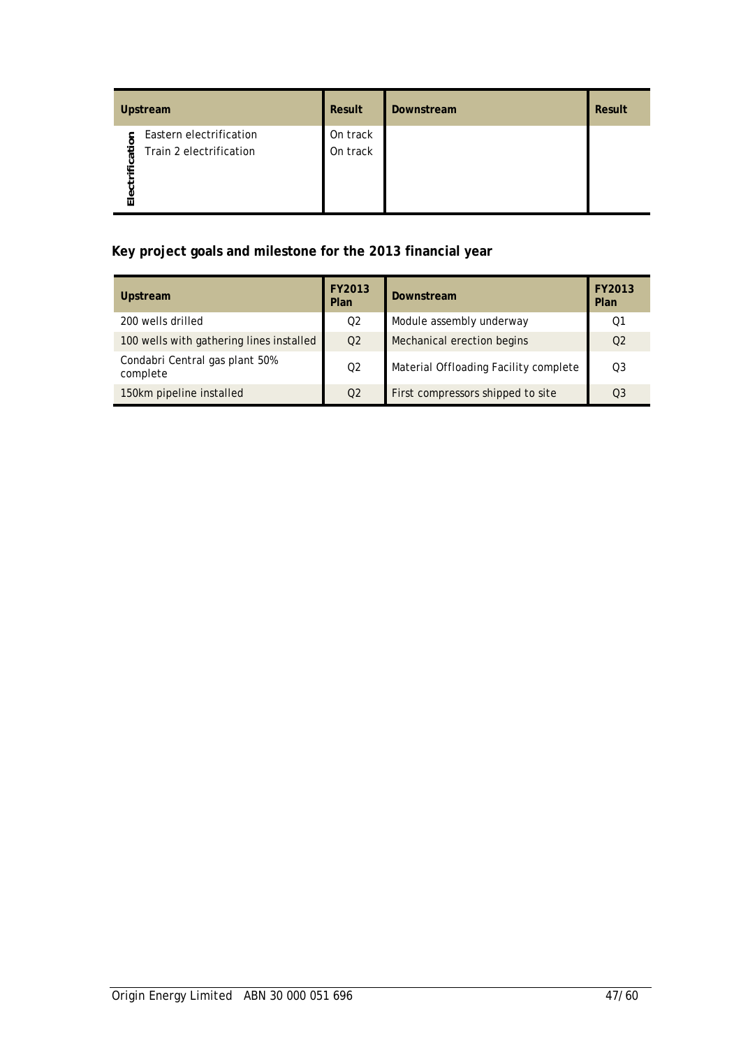| Upstream | | Result | Downstream | Result |
|---|---|---|---|---|
| Electrification | Eastern electrification | On track | | |
| | Train 2 electrification | On track | | |

**Key project goals and milestone for the 2013 financial year**

| Upstream | FY2013 Plan | Downstream | FY2013 Plan |
|---|---|---|---|
| 200 wells drilled | Q2 | Module assembly underway | Q1 |
| 100 wells with gathering lines installed | Q2 | Mechanical erection begins | Q2 |
| Condabri Central gas plant 50% complete | Q2 | Material Offloading Facility complete | Q3 |
| 150km pipeline installed | Q2 | First compressors shipped to site | Q3 |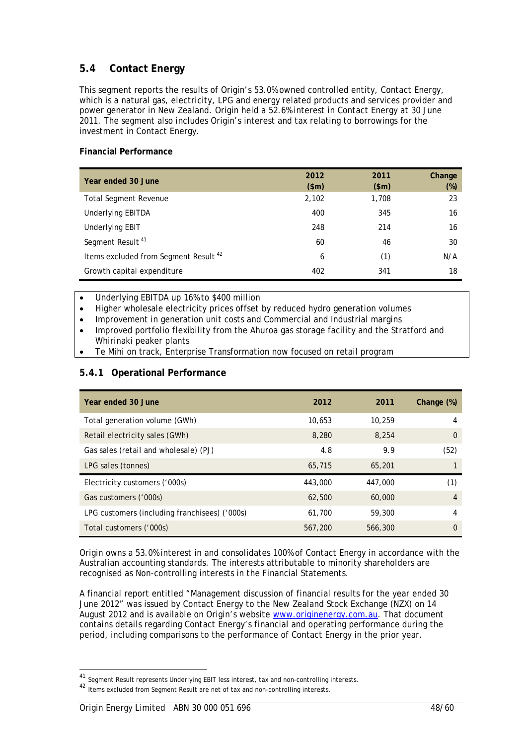## 5.4 Contact Energy

This segment reports the results of Origin's 53.0% owned controlled entity, Contact Energy, which is a natural gas, electricity, LPG and energy related products and services provider and power generator in New Zealand. Origin held a 52.6% interest in Contact Energy at 30 June 2011. The segment also includes Origin's interest and tax relating to borrowings for the investment in Contact Energy.

**Financial Performance**

| Year ended 30 June | 2012 ($m) | 2011 ($m) | Change (%) |
|---|---|---|---|
| Total Segment Revenue | 2,102 | 1,708 | 23 |
| Underlying EBITDA | 400 | 345 | 16 |
| Underlying EBIT | 248 | 214 | 16 |
| Segment Result [41] | 60 | 46 | 30 |
| Items excluded from Segment Result [42] | 6 | (1) | N/A |
| Growth capital expenditure | 402 | 341 | 18 |

- Underlying EBITDA up 16% to $400 million
- Higher wholesale electricity prices offset by reduced hydro generation volumes
- Improvement in generation unit costs and Commercial and Industrial margins
- Improved portfolio flexibility from the Ahuroa gas storage facility and the Stratford and Whirinaki peaker plants
- Te Mihi on track, Enterprise Transformation now focused on retail program

### 5.4.1 Operational Performance

| Year ended 30 June | 2012 | 2011 | Change (%) |
|---|---|---|---|
| Total generation volume (GWh) | 10,653 | 10,259 | 4 |
| Retail electricity sales (GWh) | 8,280 | 8,254 | 0 |
| Gas sales (retail and wholesale) (PJ) | 4.8 | 9.9 | (52) |
| LPG sales (tonnes) | 65,715 | 65,201 | 1 |
| Electricity customers ('000s) | 443,000 | 447,000 | (1) |
| Gas customers ('000s) | 62,500 | 60,000 | 4 |
| LPG customers (including franchisees) ('000s) | 61,700 | 59,300 | 4 |
| Total customers ('000s) | 567,200 | 566,300 | 0 |

Origin owns a 53.0% interest in and consolidates 100% of Contact Energy in accordance with the Australian accounting standards. The interests attributable to minority shareholders are recognised as Non-controlling interests in the Financial Statements.

A financial report entitled "Management discussion of financial results for the year ended 30 June 2012" was issued by Contact Energy to the New Zealand Stock Exchange (NZX) on 14 August 2012 and is available on Origin's website www.originenergy.com.au. That document contains details regarding Contact Energy's financial and operating performance during the period, including comparisons to the performance of Contact Energy in the prior year.

[41] Segment Result represents Underlying EBIT less interest, tax and non-controlling interests.

[42] Items excluded from Segment Result are net of tax and non-controlling interests.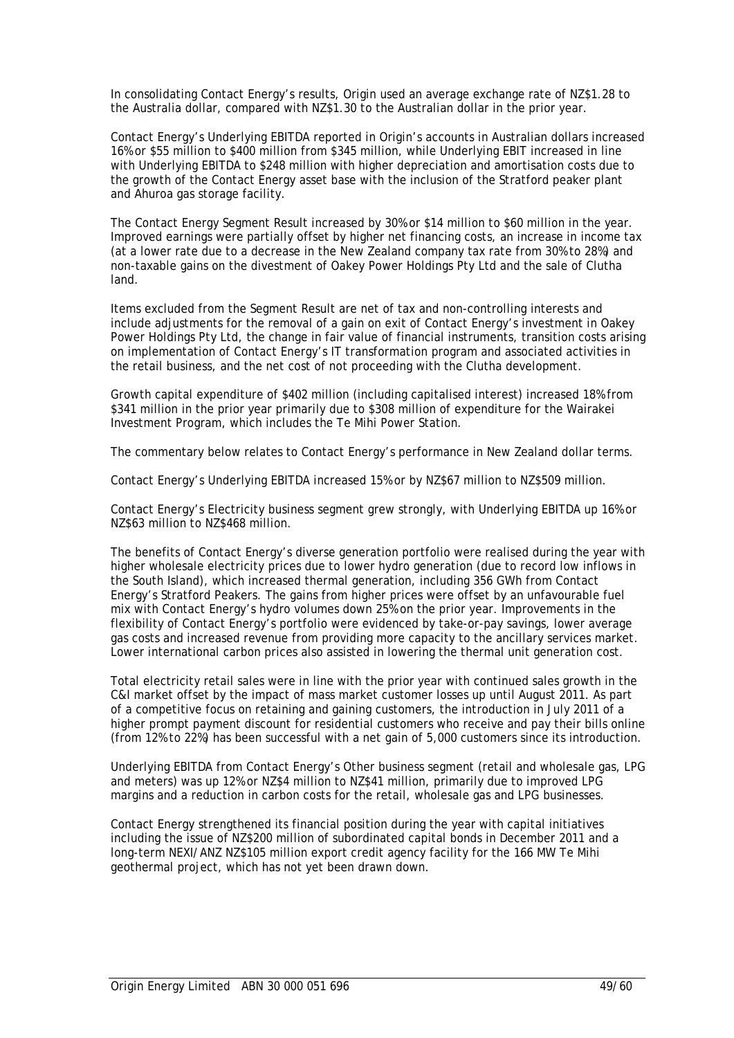In consolidating Contact Energy's results, Origin used an average exchange rate of NZ$1.28 to the Australia dollar, compared with NZ$1.30 to the Australian dollar in the prior year.

Contact Energy's Underlying EBITDA reported in Origin's accounts in Australian dollars increased 16% or $55 million to $400 million from $345 million, while Underlying EBIT increased in line with Underlying EBITDA to $248 million with higher depreciation and amortisation costs due to the growth of the Contact Energy asset base with the inclusion of the Stratford peaker plant and Ahuroa gas storage facility.

The Contact Energy Segment Result increased by 30% or $14 million to $60 million in the year. Improved earnings were partially offset by higher net financing costs, an increase in income tax (at a lower rate due to a decrease in the New Zealand company tax rate from 30% to 28%) and non-taxable gains on the divestment of Oakey Power Holdings Pty Ltd and the sale of Clutha land.

Items excluded from the Segment Result are net of tax and non-controlling interests and include adjustments for the removal of a gain on exit of Contact Energy's investment in Oakey Power Holdings Pty Ltd, the change in fair value of financial instruments, transition costs arising on implementation of Contact Energy's IT transformation program and associated activities in the retail business, and the net cost of not proceeding with the Clutha development.

Growth capital expenditure of $402 million (including capitalised interest) increased 18% from $341 million in the prior year primarily due to $308 million of expenditure for the Wairakei Investment Program, which includes the Te Mihi Power Station.

The commentary below relates to Contact Energy's performance in New Zealand dollar terms.

Contact Energy's Underlying EBITDA increased 15% or by NZ$67 million to NZ$509 million.

Contact Energy's Electricity business segment grew strongly, with Underlying EBITDA up 16% or NZ$63 million to NZ$468 million.

The benefits of Contact Energy's diverse generation portfolio were realised during the year with higher wholesale electricity prices due to lower hydro generation (due to record low inflows in the South Island), which increased thermal generation, including 356 GWh from Contact Energy's Stratford Peakers. The gains from higher prices were offset by an unfavourable fuel mix with Contact Energy's hydro volumes down 25% on the prior year. Improvements in the flexibility of Contact Energy's portfolio were evidenced by take-or-pay savings, lower average gas costs and increased revenue from providing more capacity to the ancillary services market. Lower international carbon prices also assisted in lowering the thermal unit generation cost.

Total electricity retail sales were in line with the prior year with continued sales growth in the C&I market offset by the impact of mass market customer losses up until August 2011. As part of a competitive focus on retaining and gaining customers, the introduction in July 2011 of a higher prompt payment discount for residential customers who receive and pay their bills online (from 12% to 22%) has been successful with a net gain of 5,000 customers since its introduction.

Underlying EBITDA from Contact Energy's Other business segment (retail and wholesale gas, LPG and meters) was up 12% or NZ$4 million to NZ$41 million, primarily due to improved LPG margins and a reduction in carbon costs for the retail, wholesale gas and LPG businesses.

Contact Energy strengthened its financial position during the year with capital initiatives including the issue of NZ$200 million of subordinated capital bonds in December 2011 and a long-term NEXI/ANZ NZ$105 million export credit agency facility for the 166 MW Te Mihi geothermal project, which has not yet been drawn down.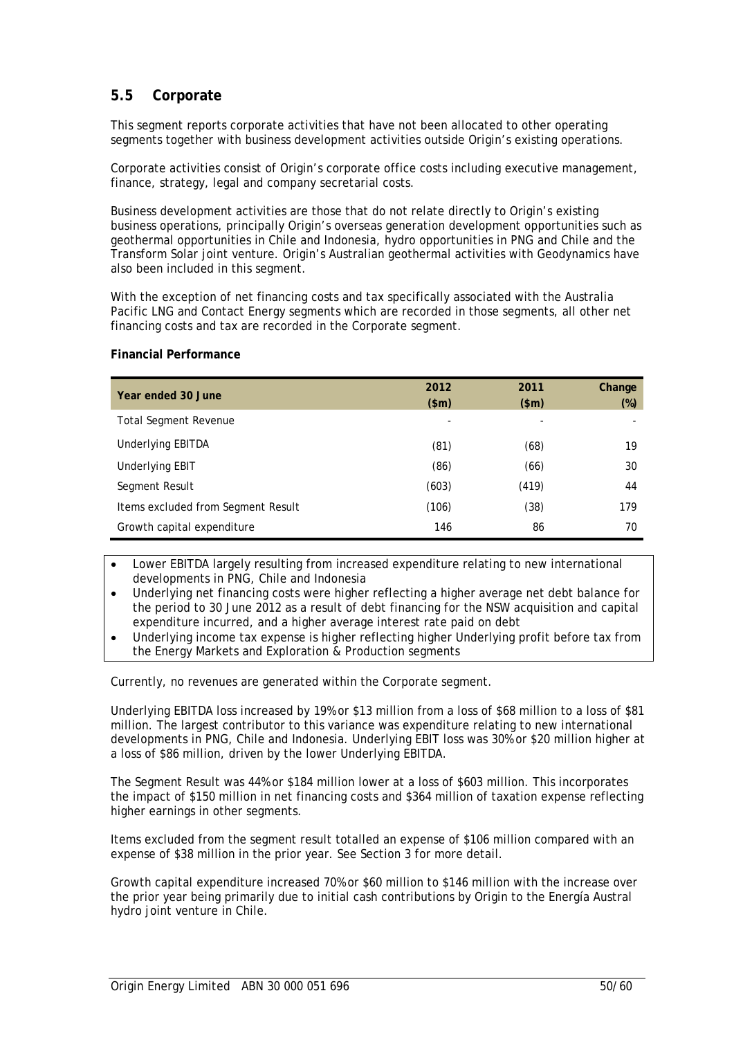## 5.5 Corporate

This segment reports corporate activities that have not been allocated to other operating segments together with business development activities outside Origin's existing operations.

Corporate activities consist of Origin's corporate office costs including executive management, finance, strategy, legal and company secretarial costs.

Business development activities are those that do not relate directly to Origin's existing business operations, principally Origin's overseas generation development opportunities such as geothermal opportunities in Chile and Indonesia, hydro opportunities in PNG and Chile and the Transform Solar joint venture. Origin's Australian geothermal activities with Geodynamics have also been included in this segment.

With the exception of net financing costs and tax specifically associated with the Australia Pacific LNG and Contact Energy segments which are recorded in those segments, all other net financing costs and tax are recorded in the Corporate segment.

**Financial Performance**

| Year ended 30 June | 2012 ($m) | 2011 ($m) | Change (%) |
|---|---|---|---|
| Total Segment Revenue | - | - | - |
| Underlying EBITDA | (81) | (68) | 19 |
| Underlying EBIT | (86) | (66) | 30 |
| Segment Result | (603) | (419) | 44 |
| Items excluded from Segment Result | (106) | (38) | 179 |
| Growth capital expenditure | 146 | 86 | 70 |

- Lower EBITDA largely resulting from increased expenditure relating to new international developments in PNG, Chile and Indonesia
- Underlying net financing costs were higher reflecting a higher average net debt balance for the period to 30 June 2012 as a result of debt financing for the NSW acquisition and capital expenditure incurred, and a higher average interest rate paid on debt
- Underlying income tax expense is higher reflecting higher Underlying profit before tax from the Energy Markets and Exploration & Production segments

Currently, no revenues are generated within the Corporate segment.

Underlying EBITDA loss increased by 19% or $13 million from a loss of $68 million to a loss of $81 million. The largest contributor to this variance was expenditure relating to new international developments in PNG, Chile and Indonesia. Underlying EBIT loss was 30% or $20 million higher at a loss of $86 million, driven by the lower Underlying EBITDA.

The Segment Result was 44% or $184 million lower at a loss of $603 million. This incorporates the impact of $150 million in net financing costs and $364 million of taxation expense reflecting higher earnings in other segments.

Items excluded from the segment result totalled an expense of $106 million compared with an expense of $38 million in the prior year. See Section 3 for more detail.

Growth capital expenditure increased 70% or $60 million to $146 million with the increase over the prior year being primarily due to initial cash contributions by Origin to the Energía Austral hydro joint venture in Chile.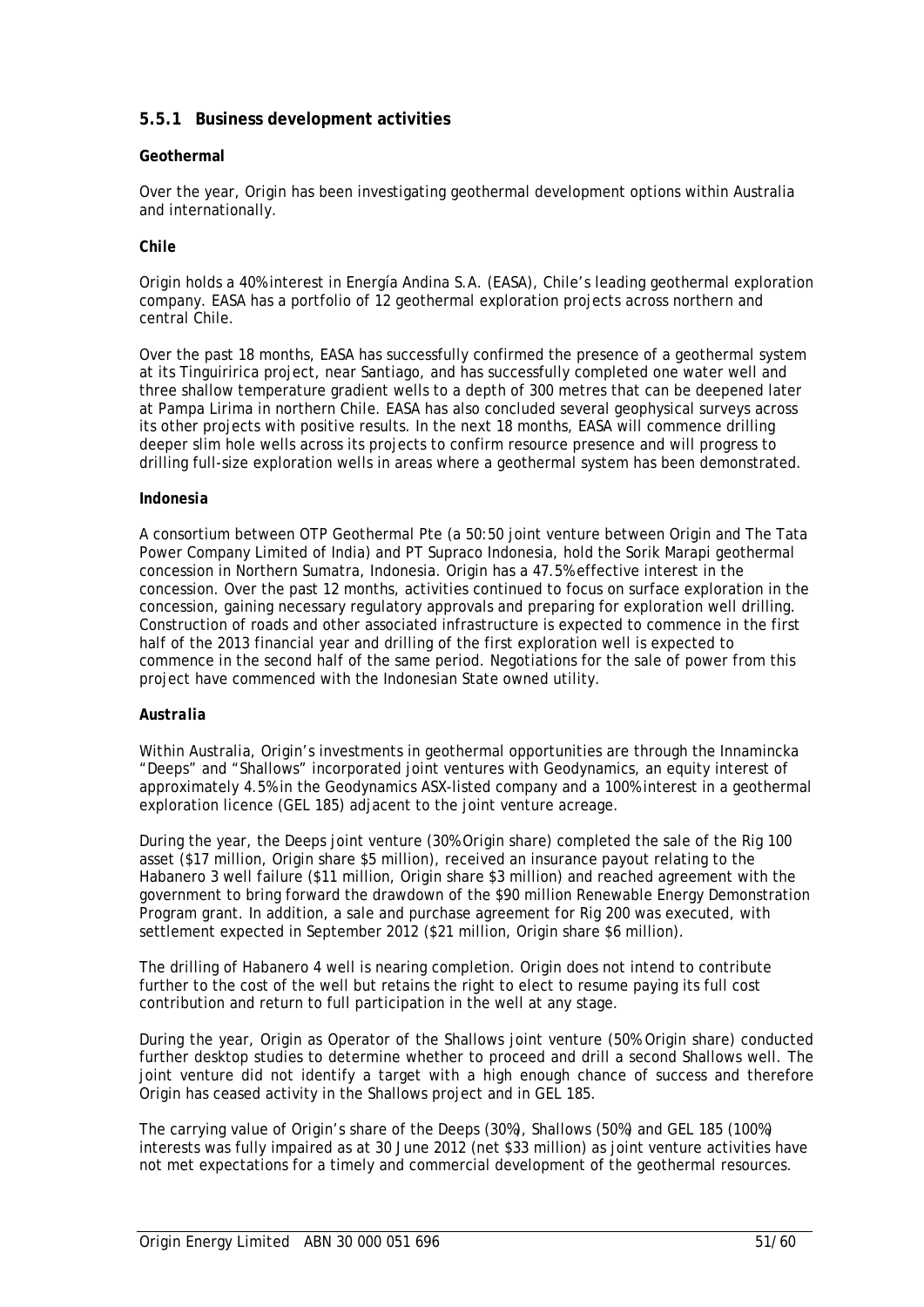### 5.5.1 Business development activities

**Geothermal**

Over the year, Origin has been investigating geothermal development options within Australia and internationally.

***Chile***

Origin holds a 40% interest in Energía Andina S.A. (EASA), Chile's leading geothermal exploration company. EASA has a portfolio of 12 geothermal exploration projects across northern and central Chile.

Over the past 18 months, EASA has successfully confirmed the presence of a geothermal system at its Tinguiririca project, near Santiago, and has successfully completed one water well and three shallow temperature gradient wells to a depth of 300 metres that can be deepened later at Pampa Lirima in northern Chile. EASA has also concluded several geophysical surveys across its other projects with positive results. In the next 18 months, EASA will commence drilling deeper slim hole wells across its projects to confirm resource presence and will progress to drilling full-size exploration wells in areas where a geothermal system has been demonstrated.

***Indonesia***

A consortium between OTP Geothermal Pte (a 50:50 joint venture between Origin and The Tata Power Company Limited of India) and PT Supraco Indonesia, hold the Sorik Marapi geothermal concession in Northern Sumatra, Indonesia. Origin has a 47.5% effective interest in the concession. Over the past 12 months, activities continued to focus on surface exploration in the concession, gaining necessary regulatory approvals and preparing for exploration well drilling. Construction of roads and other associated infrastructure is expected to commence in the first half of the 2013 financial year and drilling of the first exploration well is expected to commence in the second half of the same period. Negotiations for the sale of power from this project have commenced with the Indonesian State owned utility.

***Australia***

Within Australia, Origin's investments in geothermal opportunities are through the Innamincka "Deeps" and "Shallows" incorporated joint ventures with Geodynamics, an equity interest of approximately 4.5% in the Geodynamics ASX-listed company and a 100% interest in a geothermal exploration licence (GEL 185) adjacent to the joint venture acreage.

During the year, the Deeps joint venture (30% Origin share) completed the sale of the Rig 100 asset ($17 million, Origin share $5 million), received an insurance payout relating to the Habanero 3 well failure ($11 million, Origin share $3 million) and reached agreement with the government to bring forward the drawdown of the $90 million Renewable Energy Demonstration Program grant. In addition, a sale and purchase agreement for Rig 200 was executed, with settlement expected in September 2012 ($21 million, Origin share $6 million).

The drilling of Habanero 4 well is nearing completion. Origin does not intend to contribute further to the cost of the well but retains the right to elect to resume paying its full cost contribution and return to full participation in the well at any stage.

During the year, Origin as Operator of the Shallows joint venture (50% Origin share) conducted further desktop studies to determine whether to proceed and drill a second Shallows well. The joint venture did not identify a target with a high enough chance of success and therefore Origin has ceased activity in the Shallows project and in GEL 185.

The carrying value of Origin's share of the Deeps (30%), Shallows (50%) and GEL 185 (100%) interests was fully impaired as at 30 June 2012 (net $33 million) as joint venture activities have not met expectations for a timely and commercial development of the geothermal resources.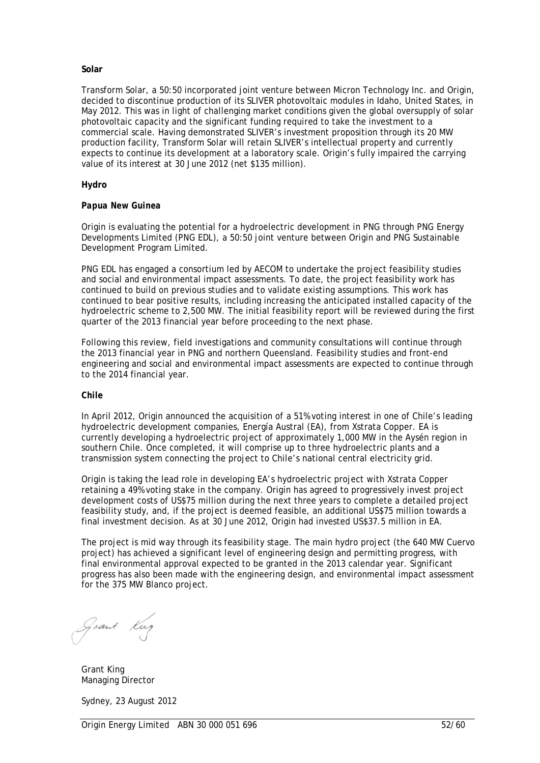**Solar**

Transform Solar, a 50:50 incorporated joint venture between Micron Technology Inc. and Origin, decided to discontinue production of its SLIVER photovoltaic modules in Idaho, United States, in May 2012. This was in light of challenging market conditions given the global oversupply of solar photovoltaic capacity and the significant funding required to take the investment to a commercial scale. Having demonstrated SLIVER's investment proposition through its 20 MW production facility, Transform Solar will retain SLIVER's intellectual property and currently expects to continue its development at a laboratory scale. Origin's fully impaired the carrying value of its interest at 30 June 2012 (net $135 million).

**Hydro**

***Papua New Guinea***

Origin is evaluating the potential for a hydroelectric development in PNG through PNG Energy Developments Limited (PNG EDL), a 50:50 joint venture between Origin and PNG Sustainable Development Program Limited.

PNG EDL has engaged a consortium led by AECOM to undertake the project feasibility studies and social and environmental impact assessments. To date, the project feasibility work has continued to build on previous studies and to validate existing assumptions. This work has continued to bear positive results, including increasing the anticipated installed capacity of the hydroelectric scheme to 2,500 MW. The initial feasibility report will be reviewed during the first quarter of the 2013 financial year before proceeding to the next phase.

Following this review, field investigations and community consultations will continue through the 2013 financial year in PNG and northern Queensland. Feasibility studies and front-end engineering and social and environmental impact assessments are expected to continue through to the 2014 financial year.

***Chile***

In April 2012, Origin announced the acquisition of a 51% voting interest in one of Chile's leading hydroelectric development companies, Energía Austral (EA), from Xstrata Copper. EA is currently developing a hydroelectric project of approximately 1,000 MW in the Aysén region in southern Chile. Once completed, it will comprise up to three hydroelectric plants and a transmission system connecting the project to Chile's national central electricity grid.

Origin is taking the lead role in developing EA's hydroelectric project with Xstrata Copper retaining a 49% voting stake in the company. Origin has agreed to progressively invest project development costs of US$75 million during the next three years to complete a detailed project feasibility study, and, if the project is deemed feasible, an additional US$75 million towards a final investment decision. As at 30 June 2012, Origin had invested US$37.5 million in EA.

The project is mid way through its feasibility stage. The main hydro project (the 640 MW Cuervo project) has achieved a significant level of engineering design and permitting progress, with final environmental approval expected to be granted in the 2013 calendar year. Significant progress has also been made with the engineering design, and environmental impact assessment for the 375 MW Blanco project.

Grant King
Managing Director

Sydney, 23 August 2012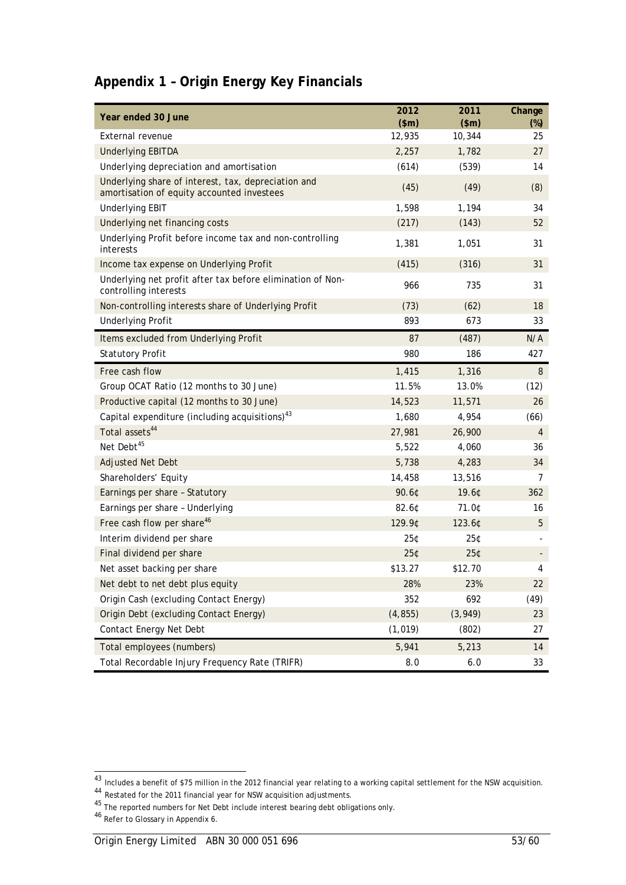## Appendix 1 – Origin Energy Key Financials

| Year ended 30 June | 2012 ($m) | 2011 ($m) | Change (%) |
|---|---|---|---|
| External revenue | 12,935 | 10,344 | 25 |
| Underlying EBITDA | 2,257 | 1,782 | 27 |
| Underlying depreciation and amortisation | (614) | (539) | 14 |
| Underlying share of interest, tax, depreciation and amortisation of equity accounted investees | (45) | (49) | (8) |
| Underlying EBIT | 1,598 | 1,194 | 34 |
| Underlying net financing costs | (217) | (143) | 52 |
| Underlying Profit before income tax and non-controlling interests | 1,381 | 1,051 | 31 |
| Income tax expense on Underlying Profit | (415) | (316) | 31 |
| Underlying net profit after tax before elimination of Non-controlling interests | 966 | 735 | 31 |
| Non-controlling interests share of Underlying Profit | (73) | (62) | 18 |
| Underlying Profit | 893 | 673 | 33 |
| Items excluded from Underlying Profit | 87 | (487) | N/A |
| Statutory Profit | 980 | 186 | 427 |
| Free cash flow | 1,415 | 1,316 | 8 |
| Group OCAT Ratio (12 months to 30 June) | 11.5% | 13.0% | (12) |
| Productive capital (12 months to 30 June) | 14,523 | 11,571 | 26 |
| Capital expenditure (including acquisitions)[43] | 1,680 | 4,954 | (66) |
| Total assets[44] | 27,981 | 26,900 | 4 |
| Net Debt[45] | 5,522 | 4,060 | 36 |
| Adjusted Net Debt | 5,738 | 4,283 | 34 |
| Shareholders' Equity | 14,458 | 13,516 | 7 |
| Earnings per share – Statutory | 90.6¢ | 19.6¢ | 362 |
| Earnings per share – Underlying | 82.6¢ | 71.0¢ | 16 |
| Free cash flow per share[46] | 129.9¢ | 123.6¢ | 5 |
| Interim dividend per share | 25¢ | 25¢ | - |
| Final dividend per share | 25¢ | 25¢ | - |
| Net asset backing per share | $13.27 | $12.70 | 4 |
| Net debt to net debt plus equity | 28% | 23% | 22 |
| Origin Cash (excluding Contact Energy) | 352 | 692 | (49) |
| Origin Debt (excluding Contact Energy) | (4,855) | (3,949) | 23 |
| Contact Energy Net Debt | (1,019) | (802) | 27 |
| Total employees (numbers) | 5,941 | 5,213 | 14 |
| Total Recordable Injury Frequency Rate (TRIFR) | 8.0 | 6.0 | 33 |

[43] Includes a benefit of $75 million in the 2012 financial year relating to a working capital settlement for the NSW acquisition.

[44] Restated for the 2011 financial year for NSW acquisition adjustments.

[45] The reported numbers for Net Debt include interest bearing debt obligations only.

[46] Refer to Glossary in Appendix 6.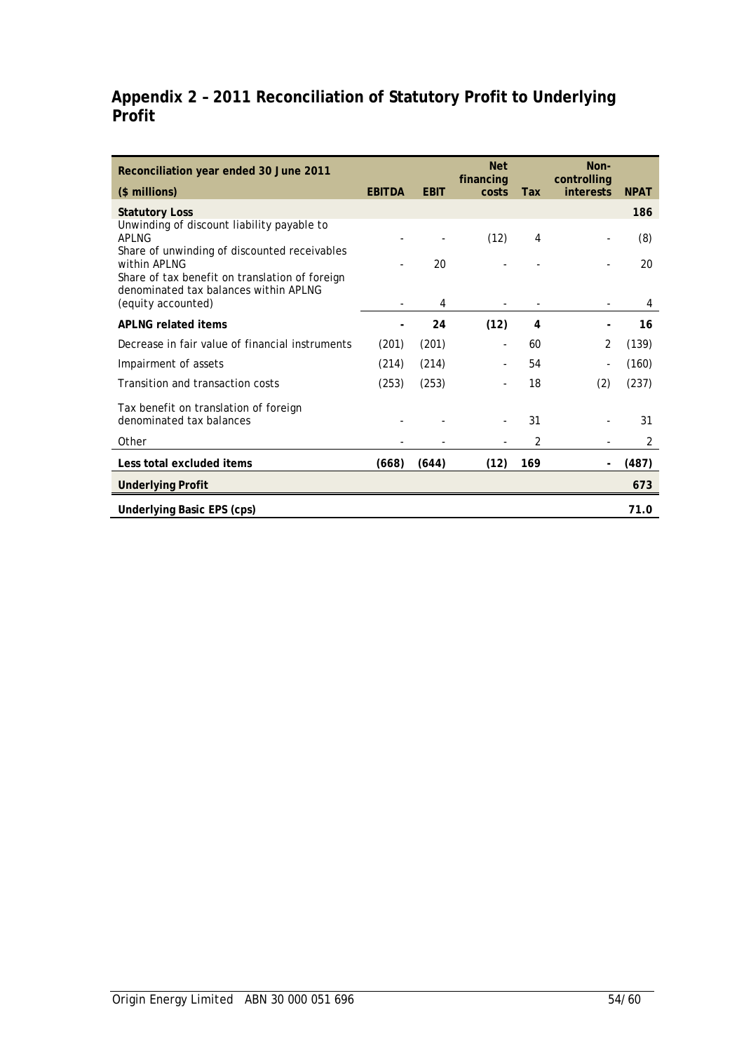# Appendix 2 – 2011 Reconciliation of Statutory Profit to Underlying Profit

| Reconciliation year ended 30 June 2011 ($ millions) | EBITDA | EBIT | Net financing costs | Tax | Non-controlling interests | NPAT |
|---|---|---|---|---|---|---|
| **Statutory Loss** | | | | | | **186** |
| Unwinding of discount liability payable to APLNG | - | - | (12) | 4 | - | (8) |
| Share of unwinding of discounted receivables within APLNG | - | 20 | - | - | - | 20 |
| Share of tax benefit on translation of foreign denominated tax balances within APLNG (equity accounted) | - | 4 | - | - | - | 4 |
| **APLNG related items** | **-** | **24** | **(12)** | **4** | **-** | **16** |
| Decrease in fair value of financial instruments | (201) | (201) | - | 60 | 2 | (139) |
| Impairment of assets | (214) | (214) | - | 54 | - | (160) |
| Transition and transaction costs | (253) | (253) | - | 18 | (2) | (237) |
| Tax benefit on translation of foreign denominated tax balances | - | - | - | 31 | - | 31 |
| Other | - | - | - | 2 | - | 2 |
| **Less total excluded items** | **(668)** | **(644)** | **(12)** | **169** | **-** | **(487)** |
| **Underlying Profit** | | | | | | **673** |
| **Underlying Basic EPS (cps)** | | | | | | **71.0** |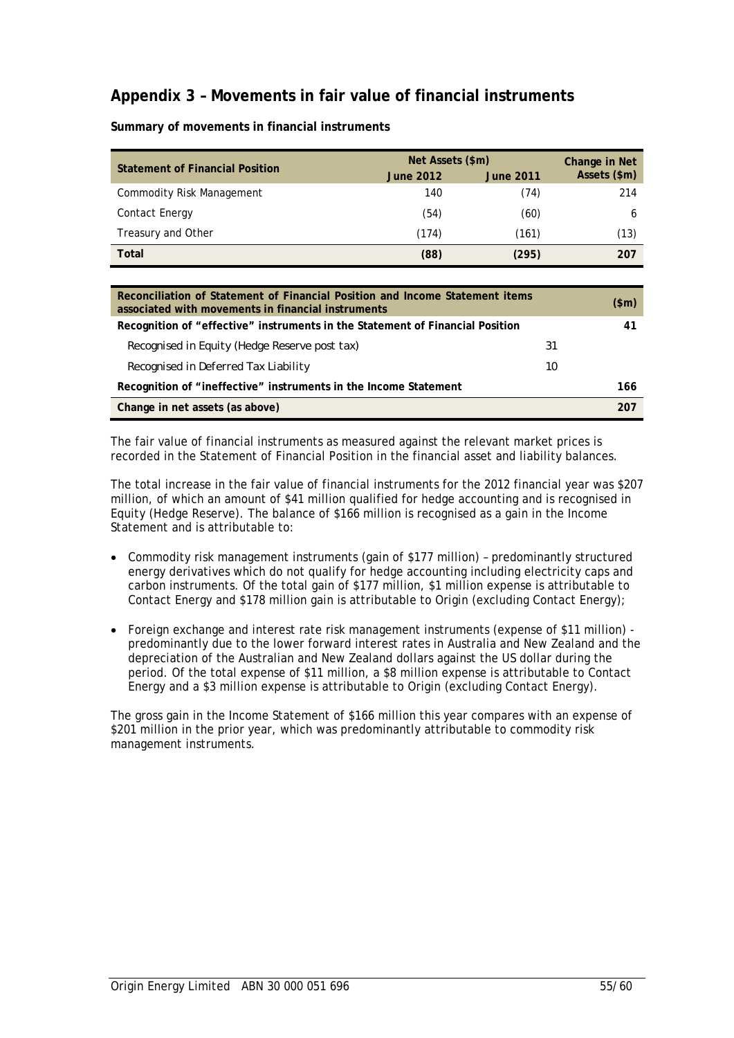## Appendix 3 – Movements in fair value of financial instruments

**Summary of movements in financial instruments**

| Statement of Financial Position | Net Assets ($m) June 2012 | Net Assets ($m) June 2011 | Change in Net Assets ($m) |
|---|---|---|---|
| Commodity Risk Management | 140 | (74) | 214 |
| Contact Energy | (54) | (60) | 6 |
| Treasury and Other | (174) | (161) | (13) |
| **Total** | **(88)** | **(295)** | **207** |

| Reconciliation of Statement of Financial Position and Income Statement items associated with movements in financial instruments | | ($m) |
|---|---|---|
| **Recognition of "effective" instruments in the Statement of Financial Position** | | **41** |
| Recognised in Equity (Hedge Reserve post tax) | 31 | |
| Recognised in Deferred Tax Liability | 10 | |
| **Recognition of "ineffective" instruments in the Income Statement** | | **166** |
| **Change in net assets (as above)** | | **207** |

The fair value of financial instruments as measured against the relevant market prices is recorded in the Statement of Financial Position in the financial asset and liability balances.

The total increase in the fair value of financial instruments for the 2012 financial year was $207 million, of which an amount of $41 million qualified for hedge accounting and is recognised in Equity (Hedge Reserve). The balance of $166 million is recognised as a gain in the Income Statement and is attributable to:

- Commodity risk management instruments (gain of $177 million) – predominantly structured energy derivatives which do not qualify for hedge accounting including electricity caps and carbon instruments. Of the total gain of $177 million, $1 million expense is attributable to Contact Energy and $178 million gain is attributable to Origin (excluding Contact Energy);
- Foreign exchange and interest rate risk management instruments (expense of $11 million) - predominantly due to the lower forward interest rates in Australia and New Zealand and the depreciation of the Australian and New Zealand dollars against the US dollar during the period. Of the total expense of $11 million, a $8 million expense is attributable to Contact Energy and a $3 million expense is attributable to Origin (excluding Contact Energy).

The gross gain in the Income Statement of $166 million this year compares with an expense of $201 million in the prior year, which was predominantly attributable to commodity risk management instruments.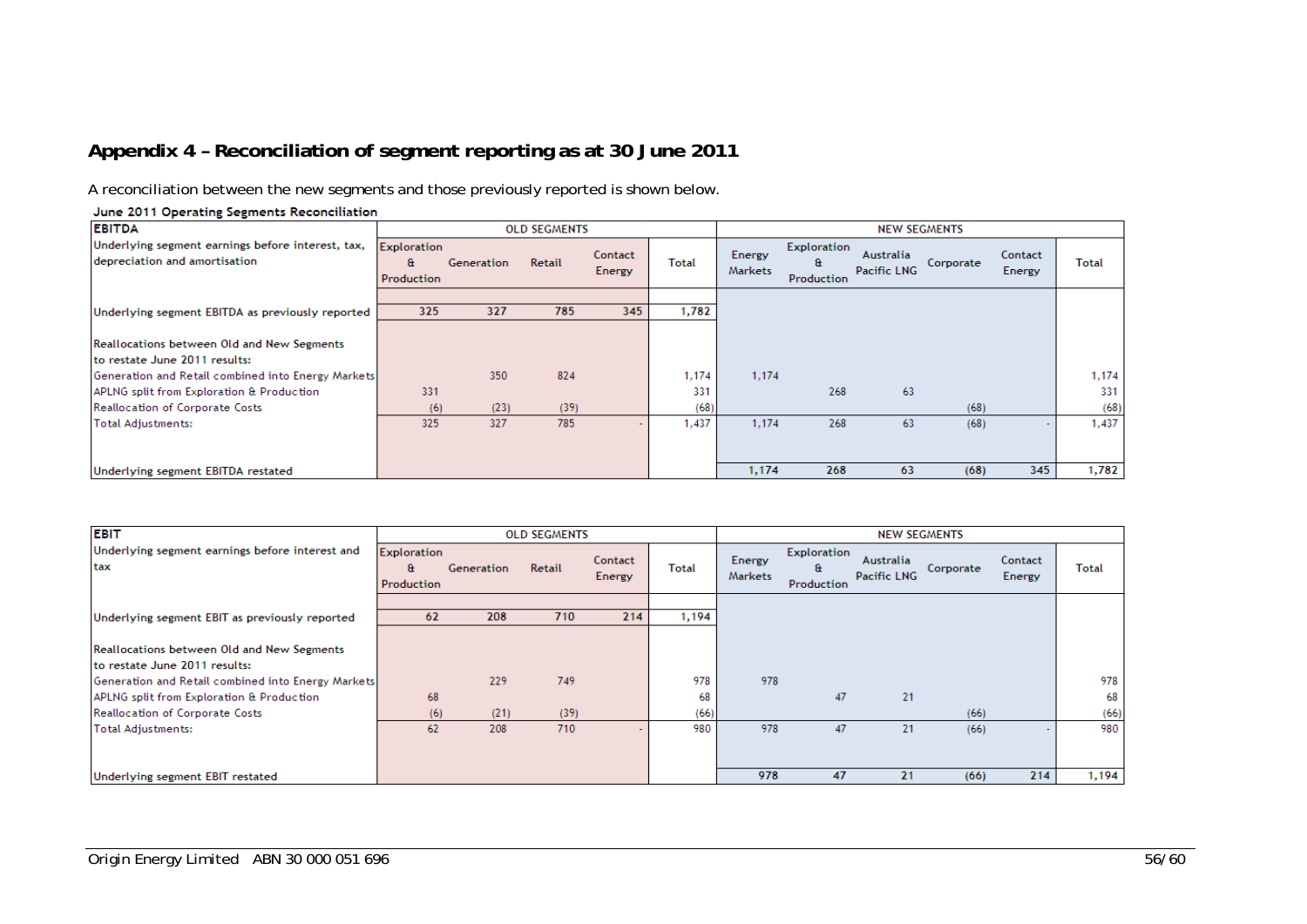## Appendix 4 – Reconciliation of segment reporting as at 30 June 2011

A reconciliation between the new segments and those previously reported is shown below.

**June 2011 Operating Segments Reconciliation**

| EBITDA | OLD SEGMENTS | | | | | NEW SEGMENTS | | | | | |
|---|---|---|---|---|---|---|---|---|---|---|---|
| Underlying segment earnings before interest, tax, depreciation and amortisation | Exploration & Production | Generation | Retail | Contact Energy | Total | Energy Markets | Exploration & Production | Australia Pacific LNG | Corporate | Contact Energy | Total |
| Underlying segment EBITDA as previously reported | 325 | 327 | 785 | 345 | 1,782 | | | | | | |
| Reallocations between Old and New Segments to restate June 2011 results: | | | | | | | | | | | |
| Generation and Retail combined into Energy Markets | | 350 | 824 | | 1,174 | 1,174 | | | | | 1,174 |
| APLNG split from Exploration & Production | 331 | | | | 331 | | 268 | 63 | | | 331 |
| Reallocation of Corporate Costs | (6) | (23) | (39) | | (68) | | | | (68) | | (68) |
| Total Adjustments: | 325 | 327 | 785 | - | 1,437 | 1,174 | 268 | 63 | (68) | - | 1,437 |
| Underlying segment EBITDA restated | | | | | | 1,174 | 268 | 63 | (68) | 345 | 1,782 |

| EBIT | OLD SEGMENTS | | | | | NEW SEGMENTS | | | | | |
|---|---|---|---|---|---|---|---|---|---|---|---|
| Underlying segment earnings before interest and tax | Exploration & Production | Generation | Retail | Contact Energy | Total | Energy Markets | Exploration & Production | Australia Pacific LNG | Corporate | Contact Energy | Total |
| Underlying segment EBIT as previously reported | 62 | 208 | 710 | 214 | 1,194 | | | | | | |
| Reallocations between Old and New Segments to restate June 2011 results: | | | | | | | | | | | |
| Generation and Retail combined into Energy Markets | | 229 | 749 | | 978 | 978 | | | | | 978 |
| APLNG split from Exploration & Production | 68 | | | | 68 | | 47 | 21 | | | 68 |
| Reallocation of Corporate Costs | (6) | (21) | (39) | | (66) | | | | (66) | | (66) |
| Total Adjustments: | 62 | 208 | 710 | - | 980 | 978 | 47 | 21 | (66) | - | 980 |
| Underlying segment EBIT restated | | | | | | 978 | 47 | 21 | (66) | 214 | 1,194 |

Origin Energy Limited ABN 30 000 051 696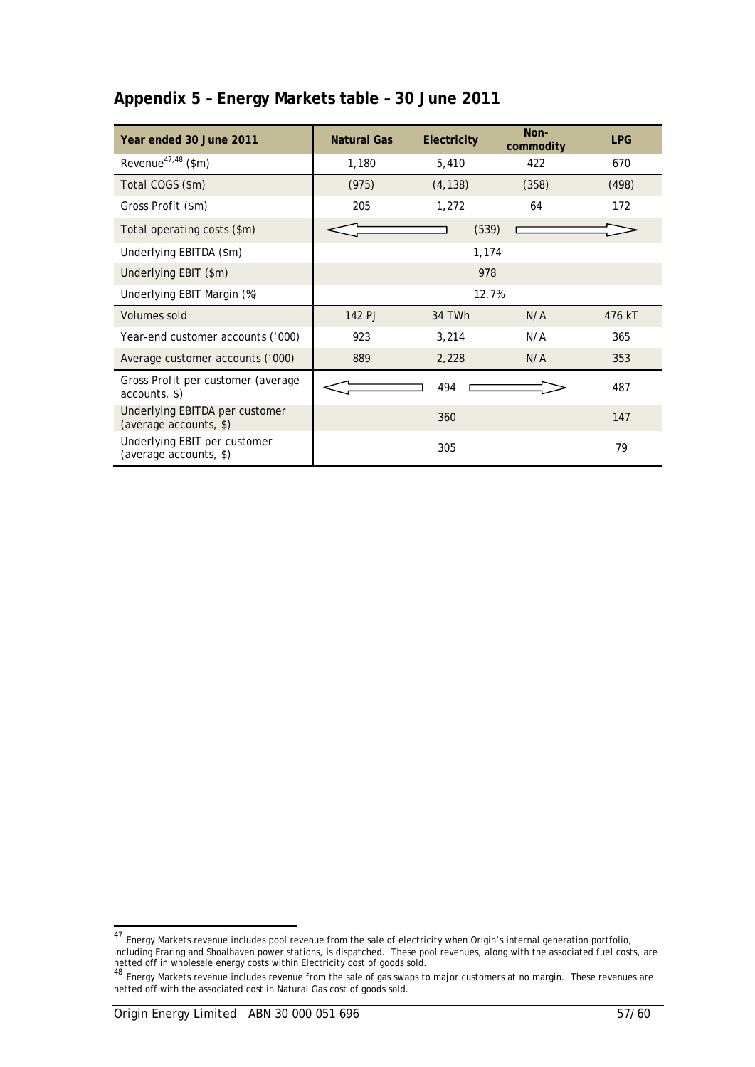## Appendix 5 – Energy Markets table – 30 June 2011

| Year ended 30 June 2011 | Natural Gas | Electricity | Non-commodity | LPG |
|---|---|---|---|---|
| Revenue[47,48] ($m) | 1,180 | 5,410 | 422 | 670 |
| Total COGS ($m) | (975) | (4,138) | (358) | (498) |
| Gross Profit ($m) | 205 | 1,272 | 64 | 172 |
| Total operating costs ($m) | | (539) | | |
| Underlying EBITDA ($m) | | 1,174 | | |
| Underlying EBIT ($m) | | 978 | | |
| Underlying EBIT Margin (%) | | 12.7% | | |
| Volumes sold | 142 PJ | 34 TWh | N/A | 476 kT |
| Year-end customer accounts ('000) | 923 | 3,214 | N/A | 365 |
| Average customer accounts ('000) | 889 | 2,228 | N/A | 353 |
| Gross Profit per customer (average accounts, $) | | 494 | | 487 |
| Underlying EBITDA per customer (average accounts, $) | | 360 | | 147 |
| Underlying EBIT per customer (average accounts, $) | | 305 | | 79 |

[47] Energy Markets revenue includes pool revenue from the sale of electricity when Origin's internal generation portfolio, including Eraring and Shoalhaven power stations, is dispatched. These pool revenues, along with the associated fuel costs, are netted off in wholesale energy costs within Electricity cost of goods sold.

[48] Energy Markets revenue includes revenue from the sale of gas swaps to major customers at no margin. These revenues are netted off with the associated cost in Natural Gas cost of goods sold.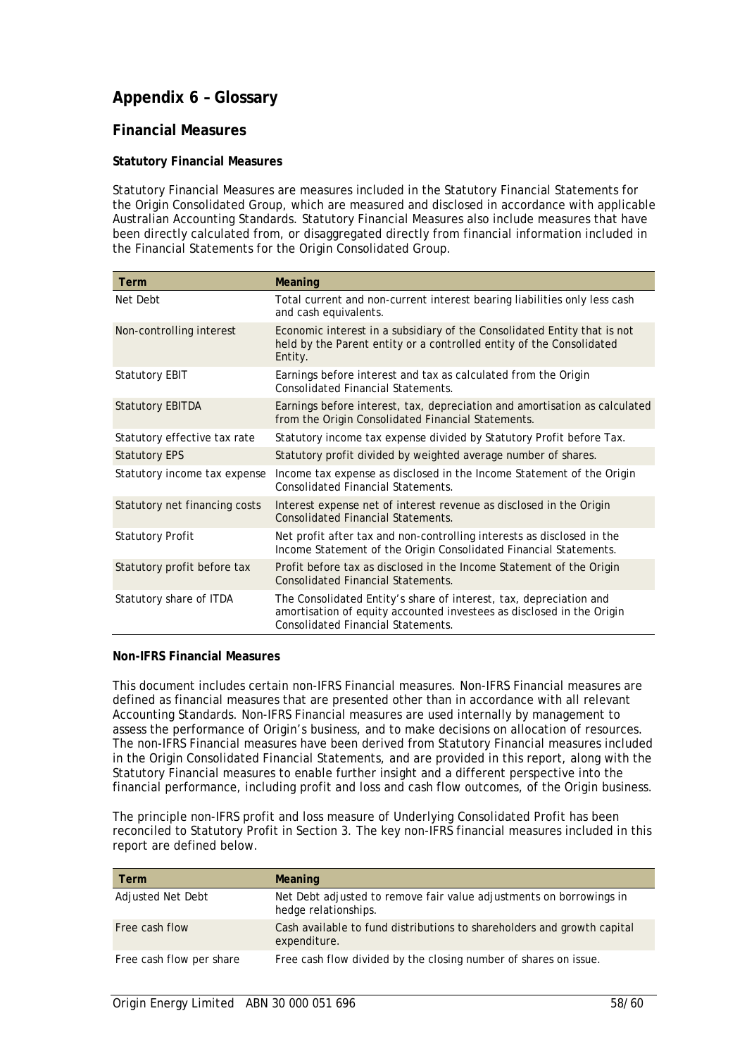# Appendix 6 – Glossary

## Financial Measures

### Statutory Financial Measures

Statutory Financial Measures are measures included in the Statutory Financial Statements for the Origin Consolidated Group, which are measured and disclosed in accordance with applicable Australian Accounting Standards. Statutory Financial Measures also include measures that have been directly calculated from, or disaggregated directly from financial information included in the Financial Statements for the Origin Consolidated Group.

| Term | Meaning |
| --- | --- |
| Net Debt | Total current and non-current interest bearing liabilities only less cash and cash equivalents. |
| Non-controlling interest | Economic interest in a subsidiary of the Consolidated Entity that is not held by the Parent entity or a controlled entity of the Consolidated Entity. |
| Statutory EBIT | Earnings before interest and tax as calculated from the Origin Consolidated Financial Statements. |
| Statutory EBITDA | Earnings before interest, tax, depreciation and amortisation as calculated from the Origin Consolidated Financial Statements. |
| Statutory effective tax rate | Statutory income tax expense divided by Statutory Profit before Tax. |
| Statutory EPS | Statutory profit divided by weighted average number of shares. |
| Statutory income tax expense | Income tax expense as disclosed in the Income Statement of the Origin Consolidated Financial Statements. |
| Statutory net financing costs | Interest expense net of interest revenue as disclosed in the Origin Consolidated Financial Statements. |
| Statutory Profit | Net profit after tax and non-controlling interests as disclosed in the Income Statement of the Origin Consolidated Financial Statements. |
| Statutory profit before tax | Profit before tax as disclosed in the Income Statement of the Origin Consolidated Financial Statements. |
| Statutory share of ITDA | The Consolidated Entity's share of interest, tax, depreciation and amortisation of equity accounted investees as disclosed in the Origin Consolidated Financial Statements. |

### Non-IFRS Financial Measures

This document includes certain non-IFRS Financial measures. Non-IFRS Financial measures are defined as financial measures that are presented other than in accordance with all relevant Accounting Standards. Non-IFRS Financial measures are used internally by management to assess the performance of Origin's business, and to make decisions on allocation of resources. The non-IFRS Financial measures have been derived from Statutory Financial measures included in the Origin Consolidated Financial Statements, and are provided in this report, along with the Statutory Financial measures to enable further insight and a different perspective into the financial performance, including profit and loss and cash flow outcomes, of the Origin business.

The principle non-IFRS profit and loss measure of Underlying Consolidated Profit has been reconciled to Statutory Profit in Section 3. The key non-IFRS financial measures included in this report are defined below.

| Term | Meaning |
| --- | --- |
| Adjusted Net Debt | Net Debt adjusted to remove fair value adjustments on borrowings in hedge relationships. |
| Free cash flow | Cash available to fund distributions to shareholders and growth capital expenditure. |
| Free cash flow per share | Free cash flow divided by the closing number of shares on issue. |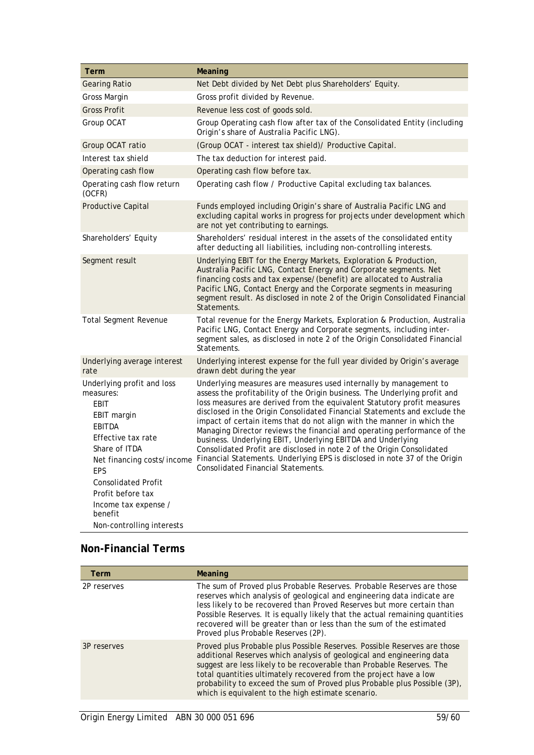| Term | Meaning |
| --- | --- |
| Gearing Ratio | Net Debt divided by Net Debt plus Shareholders' Equity. |
| Gross Margin | Gross profit divided by Revenue. |
| Gross Profit | Revenue less cost of goods sold. |
| Group OCAT | Group Operating cash flow after tax of the Consolidated Entity (including Origin's share of Australia Pacific LNG). |
| Group OCAT ratio | (Group OCAT - interest tax shield)/ Productive Capital. |
| Interest tax shield | The tax deduction for interest paid. |
| Operating cash flow | Operating cash flow before tax. |
| Operating cash flow return (OCFR) | Operating cash flow / Productive Capital excluding tax balances. |
| Productive Capital | Funds employed including Origin's share of Australia Pacific LNG and excluding capital works in progress for projects under development which are not yet contributing to earnings. |
| Shareholders' Equity | Shareholders' residual interest in the assets of the consolidated entity after deducting all liabilities, including non-controlling interests. |
| Segment result | Underlying EBIT for the Energy Markets, Exploration & Production, Australia Pacific LNG, Contact Energy and Corporate segments. Net financing costs and tax expense/(benefit) are allocated to Australia Pacific LNG, Contact Energy and the Corporate segments in measuring segment result. As disclosed in note 2 of the Origin Consolidated Financial Statements. |
| Total Segment Revenue | Total revenue for the Energy Markets, Exploration & Production, Australia Pacific LNG, Contact Energy and Corporate segments, including inter-segment sales, as disclosed in note 2 of the Origin Consolidated Financial Statements. |
| Underlying average interest rate | Underlying interest expense for the full year divided by Origin's average drawn debt during the year |
| Underlying profit and loss measures:<br>EBIT<br>EBIT margin<br>EBITDA<br>Effective tax rate<br>Share of ITDA<br>Net financing costs/income<br>EPS<br>Consolidated Profit<br>Profit before tax<br>Income tax expense / benefit<br>Non-controlling interests | Underlying measures are measures used internally by management to assess the profitability of the Origin business. The Underlying profit and loss measures are derived from the equivalent Statutory profit measures disclosed in the Origin Consolidated Financial Statements and exclude the impact of certain items that do not align with the manner in which the Managing Director reviews the financial and operating performance of the business. Underlying EBIT, Underlying EBITDA and Underlying Consolidated Profit are disclosed in note 2 of the Origin Consolidated Financial Statements. Underlying EPS is disclosed in note 37 of the Origin Consolidated Financial Statements. |

## Non-Financial Terms

| Term | Meaning |
| --- | --- |
| 2P reserves | The sum of Proved plus Probable Reserves. Probable Reserves are those reserves which analysis of geological and engineering data indicate are less likely to be recovered than Proved Reserves but more certain than Possible Reserves. It is equally likely that the actual remaining quantities recovered will be greater than or less than the sum of the estimated Proved plus Probable Reserves (2P). |
| 3P reserves | Proved plus Probable plus Possible Reserves. Possible Reserves are those additional Reserves which analysis of geological and engineering data suggest are less likely to be recoverable than Probable Reserves. The total quantities ultimately recovered from the project have a low probability to exceed the sum of Proved plus Probable plus Possible (3P), which is equivalent to the high estimate scenario. |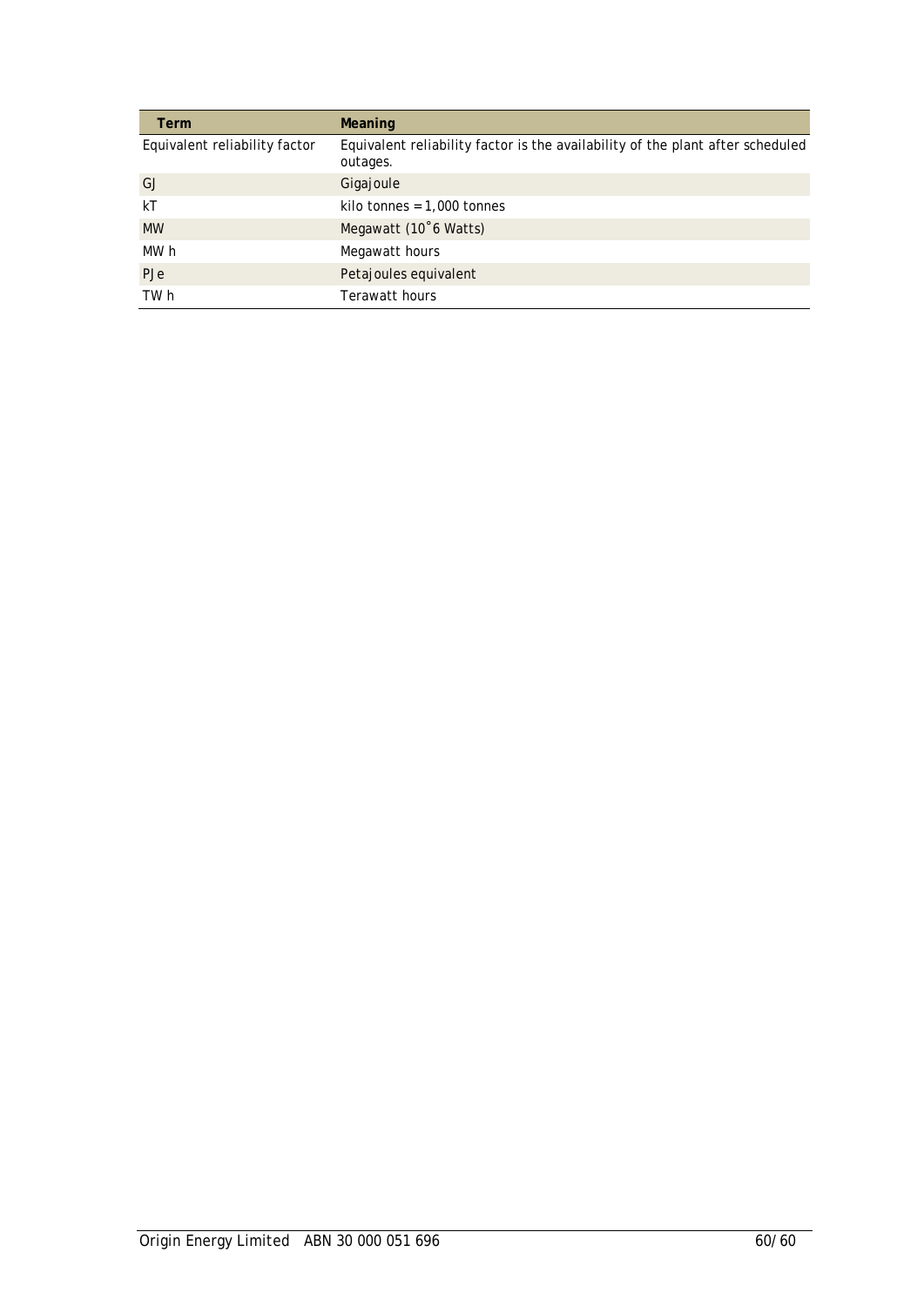| Term | Meaning |
| --- | --- |
| Equivalent reliability factor | Equivalent reliability factor is the availability of the plant after scheduled outages. |
| GJ | Gigajoule |
| kT | kilo tonnes = 1,000 tonnes |
| MW | Megawatt (10˚6 Watts) |
| MW h | Megawatt hours |
| PJe | Petajoules equivalent |
| TW h | Terawatt hours |